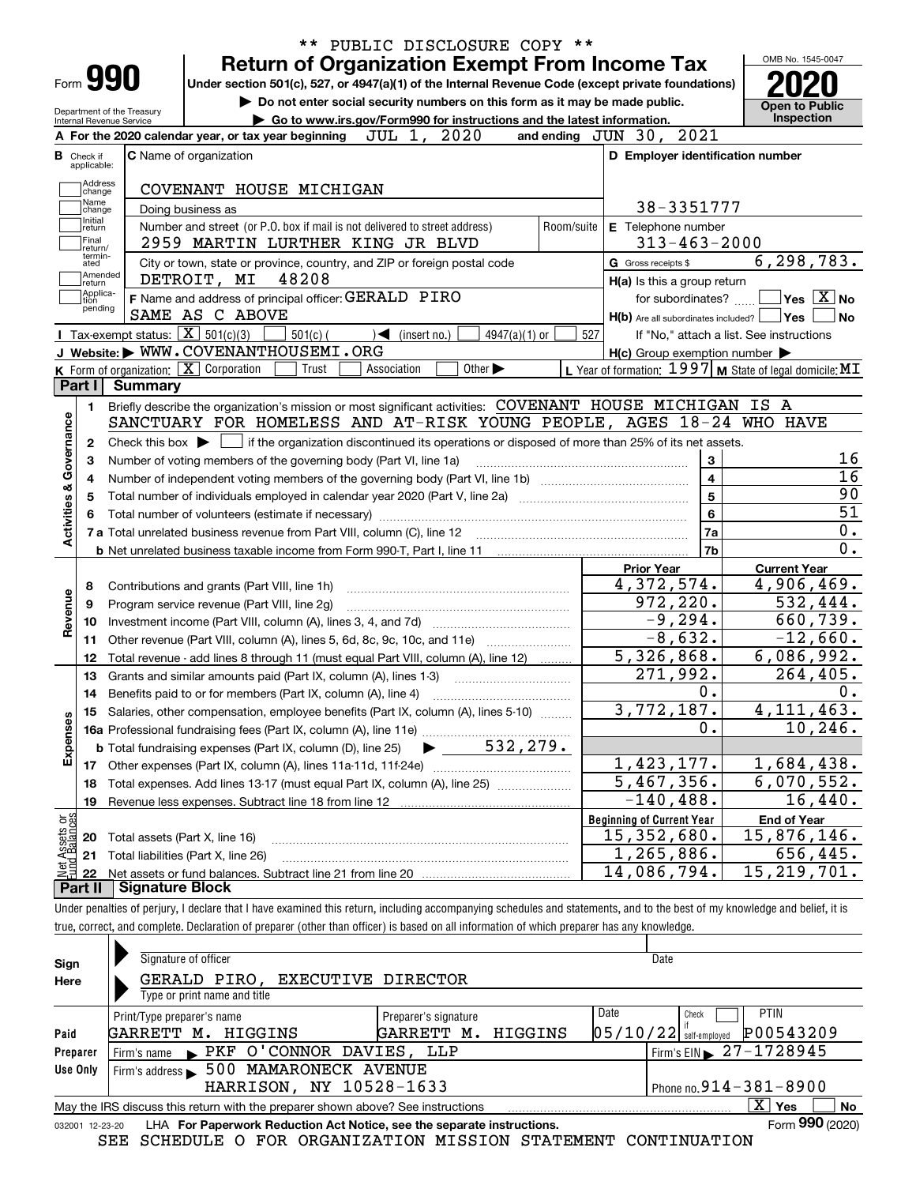\*\* PUBLIC DISCLOSURE COPY \*\*

# Form 990 — Return of Organization Exempt From Income Tax

Under section 501(c), 527, or 4947(a)(1) of the Internal Revenue Code (except private foundations)

▶ Do not enter social security numbers on this form as it may be made public.

▶ Go to www.irs.gov/Form990 for instructions and the latest information.

Department of the Treasury
Internal Revenue Service

OMB No. 1545-0047

**2020**

**Open to Public Inspection**

**A** For the 2020 calendar year, or tax year beginning JUL 1, 2020 and ending JUN 30, 2021

**B** Check if applicable: Address change / Name change / Initial return / Final return/terminated / Amended return / Application pending

**C** Name of organization: COVENANT HOUSE MICHIGAN

Doing business as

Number and street (or P.O. box if mail is not delivered to street address): 2959 MARTIN LURTHER KING JR BLVD — Room/suite

City or town, state or province, country, and ZIP or foreign postal code: DETROIT, MI 48208

**D** Employer identification number: 38-3351777

**E** Telephone number: 313-463-2000

**G** Gross receipts $ 6,298,783.

**F** Name and address of principal officer: GERALD PIRO, SAME AS C ABOVE

**H(a)** Is this a group return for subordinates? ☐ Yes ☒ No

**H(b)** Are all subordinates included? ☐ Yes ☐ No — If "No," attach a list. See instructions

**H(c)** Group exemption number ▶

**I** Tax-exempt status: ☒ 501(c)(3) ☐ 501(c) ( ) ◀ (insert no.) ☐ 4947(a)(1) or ☐ 527

**J** Website: ▶ WWW.COVENANTHOUSEMI.ORG

**K** Form of organization: ☒ Corporation ☐ Trust ☐ Association ☐ Other ▶

**L** Year of formation: 1997 **M** State of legal domicile: MI

## Part I Summary

**Activities & Governance**

1. Briefly describe the organization's mission or most significant activities: COVENANT HOUSE MICHIGAN IS A SANCTUARY FOR HOMELESS AND AT-RISK YOUNG PEOPLE, AGES 18-24 WHO HAVE
2. Check this box ▶ ☐ if the organization discontinued its operations or disposed of more than 25% of its net assets.

| Line | Description | No. | Value |
|---|---|---|---|
| 3 | Number of voting members of the governing body (Part VI, line 1a) | 3 | 16 |
| 4 | Number of independent voting members of the governing body (Part VI, line 1b) | 4 | 16 |
| 5 | Total number of individuals employed in calendar year 2020 (Part V, line 2a) | 5 | 90 |
| 6 | Total number of volunteers (estimate if necessary) | 6 | 51 |
| 7a | Total unrelated business revenue from Part VIII, column (C), line 12 | 7a | 0. |
| 7b | Net unrelated business taxable income from Form 990-T, Part I, line 11 | 7b | 0. |

| Section | Line | Description | Prior Year | Current Year |
|---|---|---|---|---|
| Revenue | 8 | Contributions and grants (Part VIII, line 1h) | 4,372,574. | 4,906,469. |
| | 9 | Program service revenue (Part VIII, line 2g) | 972,220. | 532,444. |
| | 10 | Investment income (Part VIII, column (A), lines 3, 4, and 7d) | -9,294. | 660,739. |
| | 11 | Other revenue (Part VIII, column (A), lines 5, 6d, 8c, 9c, 10c, and 11e) | -8,632. | -12,660. |
| | 12 | Total revenue - add lines 8 through 11 (must equal Part VIII, column (A), line 12) | 5,326,868. | 6,086,992. |
| Expenses | 13 | Grants and similar amounts paid (Part IX, column (A), lines 1-3) | 271,992. | 264,405. |
| | 14 | Benefits paid to or for members (Part IX, column (A), line 4) | 0. | 0. |
| | 15 | Salaries, other compensation, employee benefits (Part IX, column (A), lines 5-10) | 3,772,187. | 4,111,463. |
| | 16a | Professional fundraising fees (Part IX, column (A), line 11e) | 0. | 10,246. |
| | b | Total fundraising expenses (Part IX, column (D), line 25) ▶ 532,279. | | |
| | 17 | Other expenses (Part IX, column (A), lines 11a-11d, 11f-24e) | 1,423,177. | 1,684,438. |
| | 18 | Total expenses. Add lines 13-17 (must equal Part IX, column (A), line 25) | 5,467,356. | 6,070,552. |
| | 19 | Revenue less expenses. Subtract line 18 from line 12 | -140,488. | 16,440. |
| | | | **Beginning of Current Year** | **End of Year** |
| Net Assets or Fund Balances | 20 | Total assets (Part X, line 16) | 15,352,680. | 15,876,146. |
| | 21 | Total liabilities (Part X, line 26) | 1,265,886. | 656,445. |
| | 22 | Net assets or fund balances. Subtract line 21 from line 20 | 14,086,794. | 15,219,701. |

## Part II Signature Block

Under penalties of perjury, I declare that I have examined this return, including accompanying schedules and statements, and to the best of my knowledge and belief, it is true, correct, and complete. Declaration of preparer (other than officer) is based on all information of which preparer has any knowledge.

**Sign Here**

Signature of officer — Date

GERALD PIRO, EXECUTIVE DIRECTOR

Type or print name and title

**Paid Preparer Use Only**

| Print/Type preparer's name | Preparer's signature | Date | Check if self-employed | PTIN |
|---|---|---|---|---|
| GARRETT M. HIGGINS | GARRETT M. HIGGINS | 05/10/22 | ☐ | P00543209 |

Firm's name ▶ PKF O'CONNOR DAVIES, LLP — Firm's EIN ▶ 27-1728945

Firm's address ▶ 500 MAMARONECK AVENUE, HARRISON, NY 10528-1633 — Phone no. 914-381-8900

May the IRS discuss this return with the preparer shown above? See instructions ☒ Yes ☐ No

032001 12-23-20 LHA For Paperwork Reduction Act Notice, see the separate instructions. Form **990** (2020)

SEE SCHEDULE O FOR ORGANIZATION MISSION STATEMENT CONTINUATION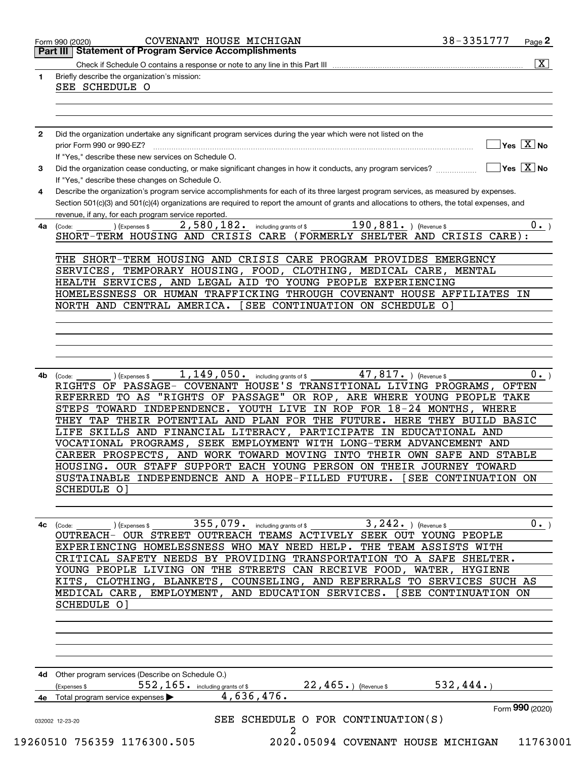Form 990 (2020) COVENANT HOUSE MICHIGAN 38-3351777 Page 2

## Part III | Statement of Program Service Accomplishments

Check if Schedule O contains a response or note to any line in this Part III ..... [X]

**1** Briefly describe the organization's mission:

SEE SCHEDULE O

**2** Did the organization undertake any significant program services during the year which were not listed on the prior Form 990 or 990-EZ? ..... [ ] Yes [X] No

If "Yes," describe these new services on Schedule O.

**3** Did the organization cease conducting, or make significant changes in how it conducts, any program services? ..... [ ] Yes [X] No

If "Yes," describe these changes on Schedule O.

**4** Describe the organization's program service accomplishments for each of its three largest program services, as measured by expenses. Section 501(c)(3) and 501(c)(4) organizations are required to report the amount of grants and allocations to others, the total expenses, and revenue, if any, for each program service reported.

**4a** (Code: ) (Expenses $ 2,580,182. including grants of $ 190,881. ) (Revenue $ 0. )

SHORT-TERM HOUSING AND CRISIS CARE (FORMERLY SHELTER AND CRISIS CARE):

THE SHORT-TERM HOUSING AND CRISIS CARE PROGRAM PROVIDES EMERGENCY SERVICES, TEMPORARY HOUSING, FOOD, CLOTHING, MEDICAL CARE, MENTAL HEALTH SERVICES, AND LEGAL AID TO YOUNG PEOPLE EXPERIENCING HOMELESSNESS OR HUMAN TRAFFICKING THROUGH COVENANT HOUSE AFFILIATES IN NORTH AND CENTRAL AMERICA. [SEE CONTINUATION ON SCHEDULE O]

**4b** (Code: ) (Expenses $ 1,149,050. including grants of $ 47,817. ) (Revenue $ 0. )

RIGHTS OF PASSAGE- COVENANT HOUSE'S TRANSITIONAL LIVING PROGRAMS, OFTEN REFERRED TO AS "RIGHTS OF PASSAGE" OR ROP, ARE WHERE YOUNG PEOPLE TAKE STEPS TOWARD INDEPENDENCE. YOUTH LIVE IN ROP FOR 18-24 MONTHS, WHERE THEY TAP THEIR POTENTIAL AND PLAN FOR THE FUTURE. HERE THEY BUILD BASIC LIFE SKILLS AND FINANCIAL LITERACY, PARTICIPATE IN EDUCATIONAL AND VOCATIONAL PROGRAMS, SEEK EMPLOYMENT WITH LONG-TERM ADVANCEMENT AND CAREER PROSPECTS, AND WORK TOWARD MOVING INTO THEIR OWN SAFE AND STABLE HOUSING. OUR STAFF SUPPORT EACH YOUNG PERSON ON THEIR JOURNEY TOWARD SUSTAINABLE INDEPENDENCE AND A HOPE-FILLED FUTURE. [SEE CONTINUATION ON SCHEDULE O]

**4c** (Code: ) (Expenses $ 355,079. including grants of $ 3,242. ) (Revenue $ 0. )

OUTREACH- OUR STREET OUTREACH TEAMS ACTIVELY SEEK OUT YOUNG PEOPLE EXPERIENCING HOMELESSNESS WHO MAY NEED HELP. THE TEAM ASSISTS WITH CRITICAL SAFETY NEEDS BY PROVIDING TRANSPORTATION TO A SAFE SHELTER. YOUNG PEOPLE LIVING ON THE STREETS CAN RECEIVE FOOD, WATER, HYGIENE KITS, CLOTHING, BLANKETS, COUNSELING, AND REFERRALS TO SERVICES SUCH AS MEDICAL CARE, EMPLOYMENT, AND EDUCATION SERVICES. [SEE CONTINUATION ON SCHEDULE O]

**4d** Other program services (Describe on Schedule O.)

(Expenses $ 552,165. including grants of $ 22,465. ) (Revenue $ 532,444. )

**4e** Total program service expenses ▶ 4,636,476.

Form **990** (2020)

SEE SCHEDULE O FOR CONTINUATION(S)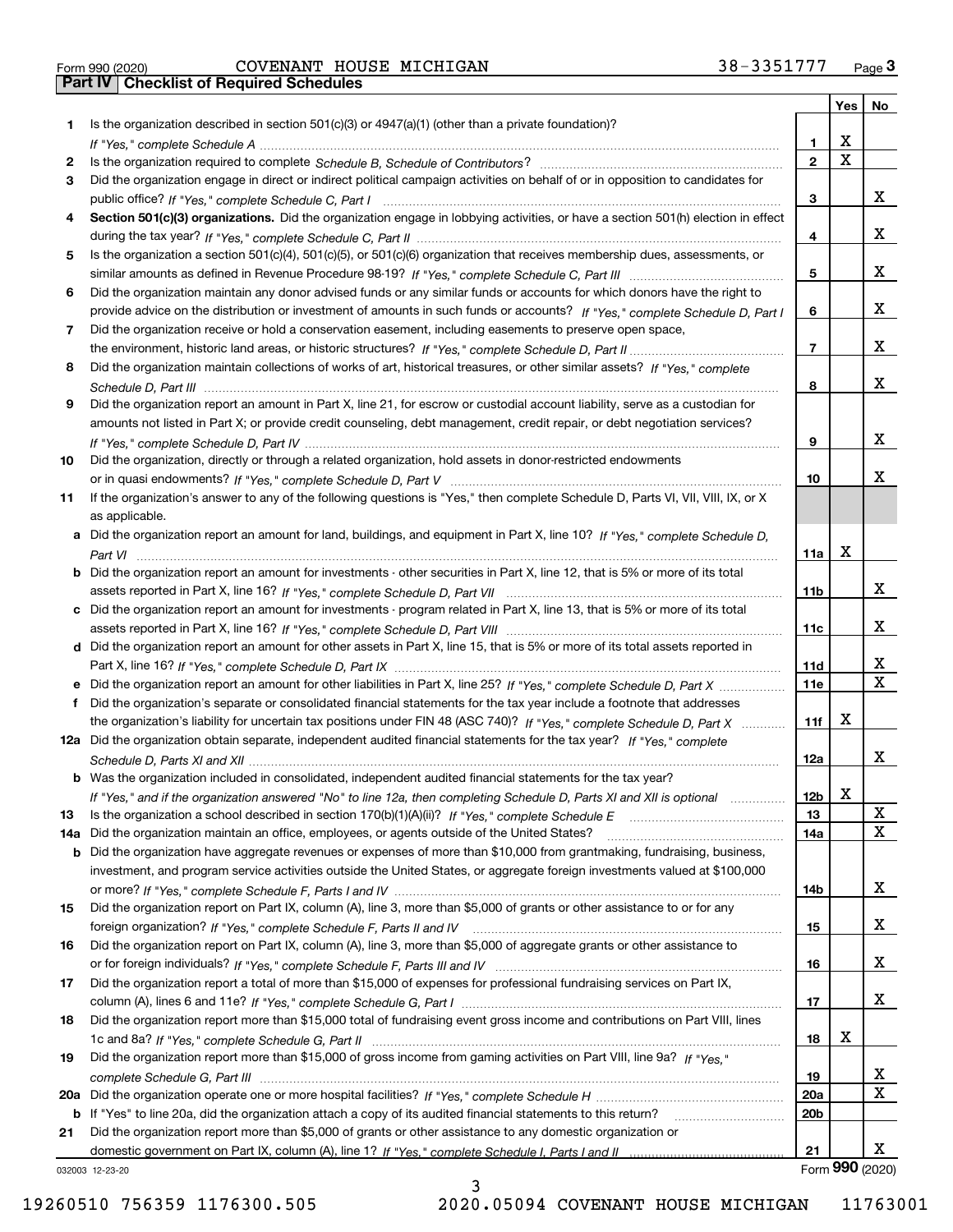Form 990 (2020) COVENANT HOUSE MICHIGAN 38-3351777 Page 3

## Part IV Checklist of Required Schedules

| | | | Yes | No |
|---|---|---|---|---|
| 1 | Is the organization described in section 501(c)(3) or 4947(a)(1) (other than a private foundation)? *If "Yes," complete Schedule A* | 1 | X | |
| 2 | Is the organization required to complete *Schedule B, Schedule of Contributors*? | 2 | X | |
| 3 | Did the organization engage in direct or indirect political campaign activities on behalf of or in opposition to candidates for public office? *If "Yes," complete Schedule C, Part I* | 3 | | X |
| 4 | **Section 501(c)(3) organizations.** Did the organization engage in lobbying activities, or have a section 501(h) election in effect during the tax year? *If "Yes," complete Schedule C, Part II* | 4 | | X |
| 5 | Is the organization a section 501(c)(4), 501(c)(5), or 501(c)(6) organization that receives membership dues, assessments, or similar amounts as defined in Revenue Procedure 98-19? *If "Yes," complete Schedule C, Part III* | 5 | | X |
| 6 | Did the organization maintain any donor advised funds or any similar funds or accounts for which donors have the right to provide advice on the distribution or investment of amounts in such funds or accounts? *If "Yes," complete Schedule D, Part I* | 6 | | X |
| 7 | Did the organization receive or hold a conservation easement, including easements to preserve open space, the environment, historic land areas, or historic structures? *If "Yes," complete Schedule D, Part II* | 7 | | X |
| 8 | Did the organization maintain collections of works of art, historical treasures, or other similar assets? *If "Yes," complete Schedule D, Part III* | 8 | | X |
| 9 | Did the organization report an amount in Part X, line 21, for escrow or custodial account liability, serve as a custodian for amounts not listed in Part X; or provide credit counseling, debt management, credit repair, or debt negotiation services? *If "Yes," complete Schedule D, Part IV* | 9 | | X |
| 10 | Did the organization, directly or through a related organization, hold assets in donor-restricted endowments or in quasi endowments? *If "Yes," complete Schedule D, Part V* | 10 | | X |
| 11 | If the organization's answer to any of the following questions is "Yes," then complete Schedule D, Parts VI, VII, VIII, IX, or X as applicable. | | | |
| a | Did the organization report an amount for land, buildings, and equipment in Part X, line 10? *If "Yes," complete Schedule D, Part VI* | 11a | X | |
| b | Did the organization report an amount for investments - other securities in Part X, line 12, that is 5% or more of its total assets reported in Part X, line 16? *If "Yes," complete Schedule D, Part VII* | 11b | | X |
| c | Did the organization report an amount for investments - program related in Part X, line 13, that is 5% or more of its total assets reported in Part X, line 16? *If "Yes," complete Schedule D, Part VIII* | 11c | | X |
| d | Did the organization report an amount for other assets in Part X, line 15, that is 5% or more of its total assets reported in Part X, line 16? *If "Yes," complete Schedule D, Part IX* | 11d | | X |
| e | Did the organization report an amount for other liabilities in Part X, line 25? *If "Yes," complete Schedule D, Part X* | 11e | | X |
| f | Did the organization's separate or consolidated financial statements for the tax year include a footnote that addresses the organization's liability for uncertain tax positions under FIN 48 (ASC 740)? *If "Yes," complete Schedule D, Part X* | 11f | X | |
| 12a | Did the organization obtain separate, independent audited financial statements for the tax year? *If "Yes," complete Schedule D, Parts XI and XII* | 12a | | X |
| b | Was the organization included in consolidated, independent audited financial statements for the tax year? *If "Yes," and if the organization answered "No" to line 12a, then completing Schedule D, Parts XI and XII is optional* | 12b | X | |
| 13 | Is the organization a school described in section 170(b)(1)(A)(ii)? *If "Yes," complete Schedule E* | 13 | | X |
| 14a | Did the organization maintain an office, employees, or agents outside of the United States? | 14a | | X |
| b | Did the organization have aggregate revenues or expenses of more than $10,000 from grantmaking, fundraising, business, investment, and program service activities outside the United States, or aggregate foreign investments valued at $100,000 or more? *If "Yes," complete Schedule F, Parts I and IV* | 14b | | X |
| 15 | Did the organization report on Part IX, column (A), line 3, more than $5,000 of grants or other assistance to or for any foreign organization? *If "Yes," complete Schedule F, Parts II and IV* | 15 | | X |
| 16 | Did the organization report on Part IX, column (A), line 3, more than $5,000 of aggregate grants or other assistance to or for foreign individuals? *If "Yes," complete Schedule F, Parts III and IV* | 16 | | X |
| 17 | Did the organization report a total of more than $15,000 of expenses for professional fundraising services on Part IX, column (A), lines 6 and 11e? *If "Yes," complete Schedule G, Part I* | 17 | | X |
| 18 | Did the organization report more than $15,000 total of fundraising event gross income and contributions on Part VIII, lines 1c and 8a? *If "Yes," complete Schedule G, Part II* | 18 | X | |
| 19 | Did the organization report more than $15,000 of gross income from gaming activities on Part VIII, line 9a? *If "Yes," complete Schedule G, Part III* | 19 | | X |
| 20a | Did the organization operate one or more hospital facilities? *If "Yes," complete Schedule H* | 20a | | X |
| b | If "Yes" to line 20a, did the organization attach a copy of its audited financial statements to this return? | 20b | | |
| 21 | Did the organization report more than $5,000 of grants or other assistance to any domestic organization or domestic government on Part IX, column (A), line 1? *If "Yes," complete Schedule I, Parts I and II* | 21 | | X |

032003 12-23-20 Form 990 (2020)

19260510 756359 1176300.505 2020.05094 COVENANT HOUSE MICHIGAN 11763001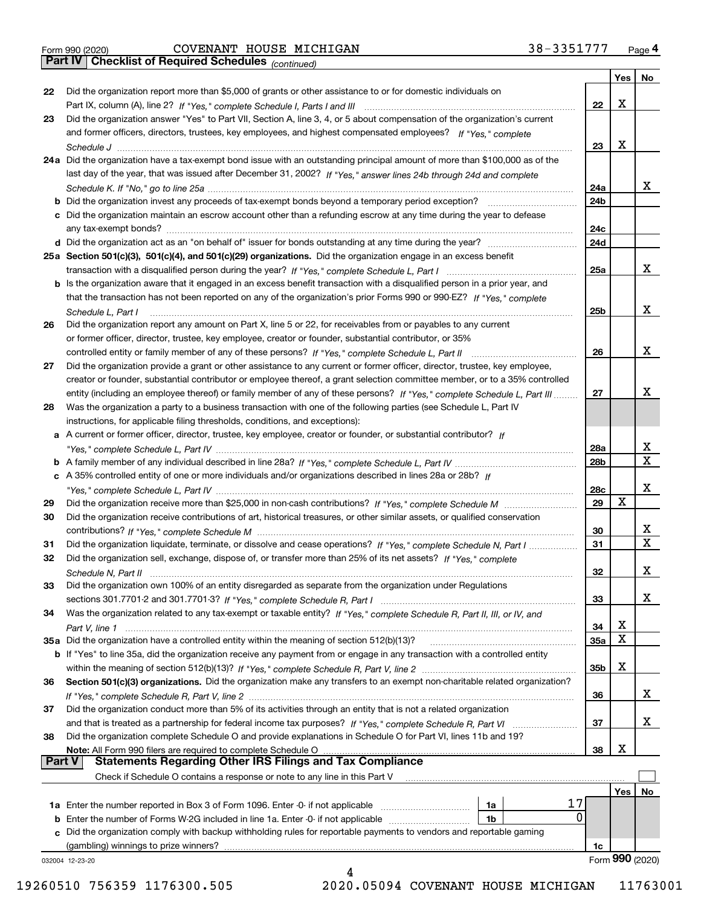Form 990 (2020) COVENANT HOUSE MICHIGAN 38-3351777 Page 4

**Part IV Checklist of Required Schedules** *(continued)*

| | | | Yes | No |
|---|---|---|---|---|
| 22 | Did the organization report more than $5,000 of grants or other assistance to or for domestic individuals on Part IX, column (A), line 2? *If "Yes," complete Schedule I, Parts I and III* | 22 | X | |
| 23 | Did the organization answer "Yes" to Part VII, Section A, line 3, 4, or 5 about compensation of the organization's current and former officers, directors, trustees, key employees, and highest compensated employees? *If "Yes," complete Schedule J* | 23 | X | |
| 24a | Did the organization have a tax-exempt bond issue with an outstanding principal amount of more than $100,000 as of the last day of the year, that was issued after December 31, 2002? *If "Yes," answer lines 24b through 24d and complete Schedule K. If "No," go to line 25a* | 24a | | X |
| b | Did the organization invest any proceeds of tax-exempt bonds beyond a temporary period exception? | 24b | | |
| c | Did the organization maintain an escrow account other than a refunding escrow at any time during the year to defease any tax-exempt bonds? | 24c | | |
| d | Did the organization act as an "on behalf of" issuer for bonds outstanding at any time during the year? | 24d | | |
| 25a | **Section 501(c)(3), 501(c)(4), and 501(c)(29) organizations.** Did the organization engage in an excess benefit transaction with a disqualified person during the year? *If "Yes," complete Schedule L, Part I* | 25a | | X |
| b | Is the organization aware that it engaged in an excess benefit transaction with a disqualified person in a prior year, and that the transaction has not been reported on any of the organization's prior Forms 990 or 990-EZ? *If "Yes," complete Schedule L, Part I* | 25b | | X |
| 26 | Did the organization report any amount on Part X, line 5 or 22, for receivables from or payables to any current or former officer, director, trustee, key employee, creator or founder, substantial contributor, or 35% controlled entity or family member of any of these persons? *If "Yes," complete Schedule L, Part II* | 26 | | X |
| 27 | Did the organization provide a grant or other assistance to any current or former officer, director, trustee, key employee, creator or founder, substantial contributor or employee thereof, a grant selection committee member, or to a 35% controlled entity (including an employee thereof) or family member of any of these persons? *If "Yes," complete Schedule L, Part III* | 27 | | X |
| 28 | Was the organization a party to a business transaction with one of the following parties (see Schedule L, Part IV instructions, for applicable filing thresholds, conditions, and exceptions): | | | |
| a | A current or former officer, director, trustee, key employee, creator or founder, or substantial contributor? *If "Yes," complete Schedule L, Part IV* | 28a | | X |
| b | A family member of any individual described in line 28a? *If "Yes," complete Schedule L, Part IV* | 28b | | X |
| c | A 35% controlled entity of one or more individuals and/or organizations described in lines 28a or 28b? *If "Yes," complete Schedule L, Part IV* | 28c | | X |
| 29 | Did the organization receive more than $25,000 in non-cash contributions? *If "Yes," complete Schedule M* | 29 | X | |
| 30 | Did the organization receive contributions of art, historical treasures, or other similar assets, or qualified conservation contributions? *If "Yes," complete Schedule M* | 30 | | X |
| 31 | Did the organization liquidate, terminate, or dissolve and cease operations? *If "Yes," complete Schedule N, Part I* | 31 | | X |
| 32 | Did the organization sell, exchange, dispose of, or transfer more than 25% of its net assets? *If "Yes," complete Schedule N, Part II* | 32 | | X |
| 33 | Did the organization own 100% of an entity disregarded as separate from the organization under Regulations sections 301.7701-2 and 301.7701-3? *If "Yes," complete Schedule R, Part I* | 33 | | X |
| 34 | Was the organization related to any tax-exempt or taxable entity? *If "Yes," complete Schedule R, Part II, III, or IV, and Part V, line 1* | 34 | X | |
| 35a | Did the organization have a controlled entity within the meaning of section 512(b)(13)? | 35a | X | |
| b | If "Yes" to line 35a, did the organization receive any payment from or engage in any transaction with a controlled entity within the meaning of section 512(b)(13)? *If "Yes," complete Schedule R, Part V, line 2* | 35b | X | |
| 36 | **Section 501(c)(3) organizations.** Did the organization make any transfers to an exempt non-charitable related organization? *If "Yes," complete Schedule R, Part V, line 2* | 36 | | X |
| 37 | Did the organization conduct more than 5% of its activities through an entity that is not a related organization and that is treated as a partnership for federal income tax purposes? *If "Yes," complete Schedule R, Part VI* | 37 | | X |
| 38 | Did the organization complete Schedule O and provide explanations in Schedule O for Part VI, lines 11b and 19? **Note:** All Form 990 filers are required to complete Schedule O | 38 | X | |

**Part V Statements Regarding Other IRS Filings and Tax Compliance**

Check if Schedule O contains a response or note to any line in this Part V ☐

| | | | | | Yes | No |
|---|---|---|---|---|---|---|
| 1a | Enter the number reported in Box 3 of Form 1096. Enter -0- if not applicable | 1a | 17 | | | |
| b | Enter the number of Forms W-2G included in line 1a. Enter -0- if not applicable | 1b | 0 | | | |
| c | Did the organization comply with backup withholding rules for reportable payments to vendors and reportable gaming (gambling) winnings to prize winners? | | | 1c | | |

032004 12-23-20 Form **990** (2020)

19260510 756359 1176300.505 2020.05094 COVENANT HOUSE MICHIGAN 11763001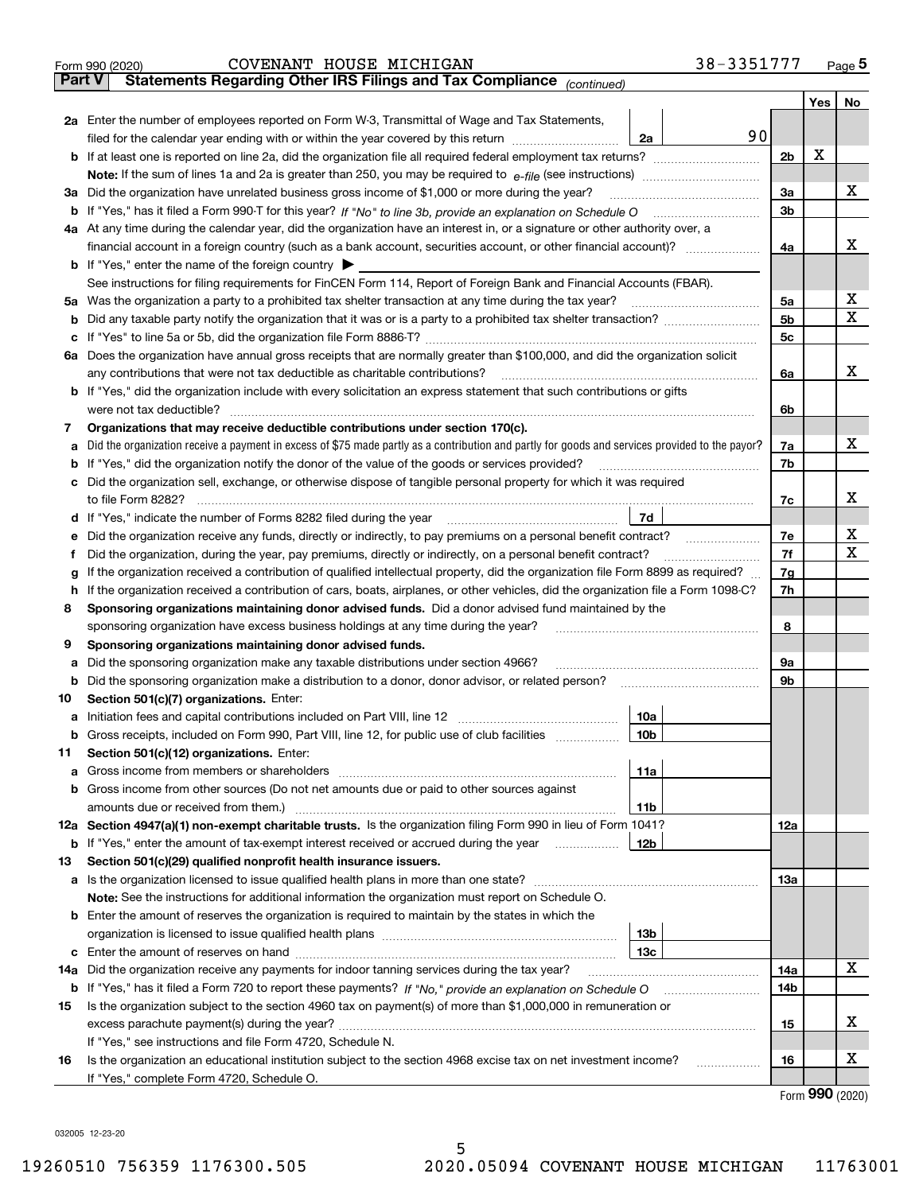Form 990 (2020) COVENANT HOUSE MICHIGAN 38-3351777 Page **5**

## Part V Statements Regarding Other IRS Filings and Tax Compliance *(continued)*

| | | | | Yes | No |
|---|---|---|---|---|---|
| **2a** | Enter the number of employees reported on Form W-3, Transmittal of Wage and Tax Statements, filed for the calendar year ending with or within the year covered by this return | 2a | 90 | | |
| **b** | If at least one is reported on line 2a, did the organization file all required federal employment tax returns? | | 2b | X | |
| | **Note:** If the sum of lines 1a and 2a is greater than 250, you may be required to *e-file* (see instructions) | | | | |
| **3a** | Did the organization have unrelated business gross income of $1,000 or more during the year? | | 3a | | X |
| **b** | If "Yes," has it filed a Form 990-T for this year? *If "No" to line 3b, provide an explanation on Schedule O* | | 3b | | |
| **4a** | At any time during the calendar year, did the organization have an interest in, or a signature or other authority over, a financial account in a foreign country (such as a bank account, securities account, or other financial account)? | | 4a | | X |
| **b** | If "Yes," enter the name of the foreign country ▶ | | | | |
| | See instructions for filing requirements for FinCEN Form 114, Report of Foreign Bank and Financial Accounts (FBAR). | | | | |
| **5a** | Was the organization a party to a prohibited tax shelter transaction at any time during the tax year? | | 5a | | X |
| **b** | Did any taxable party notify the organization that it was or is a party to a prohibited tax shelter transaction? | | 5b | | X |
| **c** | If "Yes" to line 5a or 5b, did the organization file Form 8886-T? | | 5c | | |
| **6a** | Does the organization have annual gross receipts that are normally greater than $100,000, and did the organization solicit any contributions that were not tax deductible as charitable contributions? | | 6a | | X |
| **b** | If "Yes," did the organization include with every solicitation an express statement that such contributions or gifts were not tax deductible? | | 6b | | |
| **7** | **Organizations that may receive deductible contributions under section 170(c).** | | | | |
| **a** | Did the organization receive a payment in excess of $75 made partly as a contribution and partly for goods and services provided to the payor? | | 7a | | X |
| **b** | If "Yes," did the organization notify the donor of the value of the goods or services provided? | | 7b | | |
| **c** | Did the organization sell, exchange, or otherwise dispose of tangible personal property for which it was required to file Form 8282? | | 7c | | X |
| **d** | If "Yes," indicate the number of Forms 8282 filed during the year | 7d | | | |
| **e** | Did the organization receive any funds, directly or indirectly, to pay premiums on a personal benefit contract? | | 7e | | X |
| **f** | Did the organization, during the year, pay premiums, directly or indirectly, on a personal benefit contract? | | 7f | | X |
| **g** | If the organization received a contribution of qualified intellectual property, did the organization file Form 8899 as required? | | 7g | | |
| **h** | If the organization received a contribution of cars, boats, airplanes, or other vehicles, did the organization file a Form 1098-C? | | 7h | | |
| **8** | **Sponsoring organizations maintaining donor advised funds.** Did a donor advised fund maintained by the sponsoring organization have excess business holdings at any time during the year? | | 8 | | |
| **9** | **Sponsoring organizations maintaining donor advised funds.** | | | | |
| **a** | Did the sponsoring organization make any taxable distributions under section 4966? | | 9a | | |
| **b** | Did the sponsoring organization make a distribution to a donor, donor advisor, or related person? | | 9b | | |
| **10** | **Section 501(c)(7) organizations.** Enter: | | | | |
| **a** | Initiation fees and capital contributions included on Part VIII, line 12 | 10a | | | |
| **b** | Gross receipts, included on Form 990, Part VIII, line 12, for public use of club facilities | 10b | | | |
| **11** | **Section 501(c)(12) organizations.** Enter: | | | | |
| **a** | Gross income from members or shareholders | 11a | | | |
| **b** | Gross income from other sources (Do not net amounts due or paid to other sources against amounts due or received from them.) | 11b | | | |
| **12a** | **Section 4947(a)(1) non-exempt charitable trusts.** Is the organization filing Form 990 in lieu of Form 1041? | | 12a | | |
| **b** | If "Yes," enter the amount of tax-exempt interest received or accrued during the year | 12b | | | |
| **13** | **Section 501(c)(29) qualified nonprofit health insurance issuers.** | | | | |
| **a** | Is the organization licensed to issue qualified health plans in more than one state? | | 13a | | |
| | **Note:** See the instructions for additional information the organization must report on Schedule O. | | | | |
| **b** | Enter the amount of reserves the organization is required to maintain by the states in which the organization is licensed to issue qualified health plans | 13b | | | |
| **c** | Enter the amount of reserves on hand | 13c | | | |
| **14a** | Did the organization receive any payments for indoor tanning services during the tax year? | | 14a | | X |
| **b** | If "Yes," has it filed a Form 720 to report these payments? *If "No," provide an explanation on Schedule O* | | 14b | | |
| **15** | Is the organization subject to the section 4960 tax on payment(s) of more than $1,000,000 in remuneration or excess parachute payment(s) during the year? | | 15 | | X |
| | If "Yes," see instructions and file Form 4720, Schedule N. | | | | |
| **16** | Is the organization an educational institution subject to the section 4968 excise tax on net investment income? | | 16 | | X |
| | If "Yes," complete Form 4720, Schedule O. | | | | |

Form **990** (2020)

032005 12-23-20

19260510 756359 1176300.505 2020.05094 COVENANT HOUSE MICHIGAN 11763001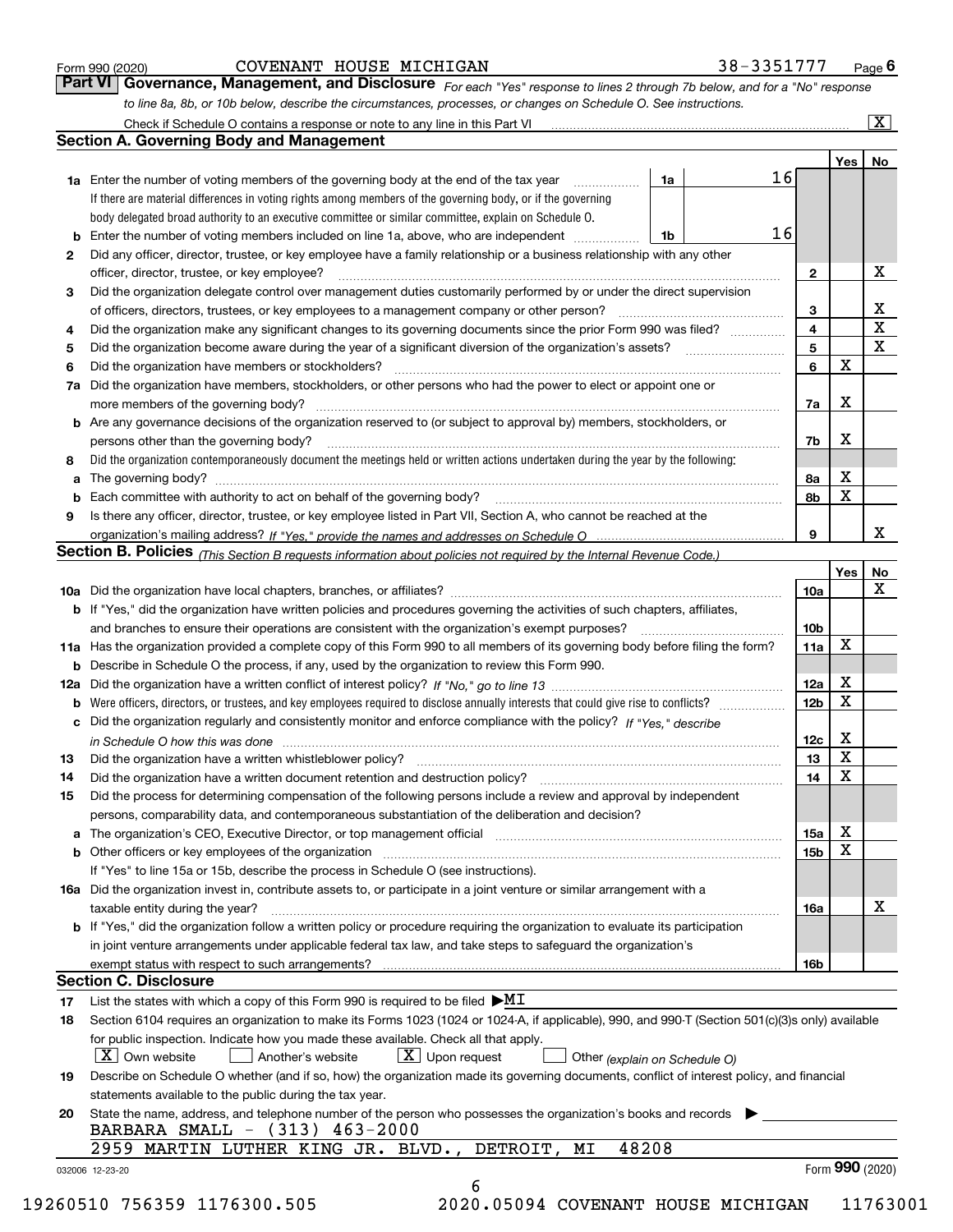Form 990 (2020) COVENANT HOUSE MICHIGAN 38-3351777 Page 6

## Part VI Governance, Management, and Disclosure

*For each "Yes" response to lines 2 through 7b below, and for a "No" response to line 8a, 8b, or 10b below, describe the circumstances, processes, or changes on Schedule O. See instructions.*

Check if Schedule O contains a response or note to any line in this Part VI ..... [X]

### Section A. Governing Body and Management

| | | | | Yes | No |
|---|---|---|---|---|---|
| 1a | Enter the number of voting members of the governing body at the end of the tax year. If there are material differences in voting rights among members of the governing body, or if the governing body delegated broad authority to an executive committee or similar committee, explain on Schedule O. | 1a | 16 | | |
| b | Enter the number of voting members included on line 1a, above, who are independent | 1b | 16 | | |
| 2 | Did any officer, director, trustee, or key employee have a family relationship or a business relationship with any other officer, director, trustee, or key employee? | 2 | | | X |
| 3 | Did the organization delegate control over management duties customarily performed by or under the direct supervision of officers, directors, trustees, or key employees to a management company or other person? | 3 | | | X |
| 4 | Did the organization make any significant changes to its governing documents since the prior Form 990 was filed? | 4 | | | X |
| 5 | Did the organization become aware during the year of a significant diversion of the organization's assets? | 5 | | | X |
| 6 | Did the organization have members or stockholders? | 6 | | X | |
| 7a | Did the organization have members, stockholders, or other persons who had the power to elect or appoint one or more members of the governing body? | 7a | | X | |
| b | Are any governance decisions of the organization reserved to (or subject to approval by) members, stockholders, or persons other than the governing body? | 7b | | X | |
| 8 | Did the organization contemporaneously document the meetings held or written actions undertaken during the year by the following: | | | | |
| a | The governing body? | 8a | | X | |
| b | Each committee with authority to act on behalf of the governing body? | 8b | | X | |
| 9 | Is there any officer, director, trustee, or key employee listed in Part VII, Section A, who cannot be reached at the organization's mailing address? *If "Yes," provide the names and addresses on Schedule O* | 9 | | | X |

### Section B. Policies *(This Section B requests information about policies not required by the Internal Revenue Code.)*

| | | | Yes | No |
|---|---|---|---|---|
| 10a | Did the organization have local chapters, branches, or affiliates? | 10a | | X |
| b | If "Yes," did the organization have written policies and procedures governing the activities of such chapters, affiliates, and branches to ensure their operations are consistent with the organization's exempt purposes? | 10b | | |
| 11a | Has the organization provided a complete copy of this Form 990 to all members of its governing body before filing the form? | 11a | X | |
| b | Describe in Schedule O the process, if any, used by the organization to review this Form 990. | | | |
| 12a | Did the organization have a written conflict of interest policy? *If "No," go to line 13* | 12a | X | |
| b | Were officers, directors, or trustees, and key employees required to disclose annually interests that could give rise to conflicts? | 12b | X | |
| c | Did the organization regularly and consistently monitor and enforce compliance with the policy? *If "Yes," describe in Schedule O how this was done* | 12c | X | |
| 13 | Did the organization have a written whistleblower policy? | 13 | X | |
| 14 | Did the organization have a written document retention and destruction policy? | 14 | X | |
| 15 | Did the process for determining compensation of the following persons include a review and approval by independent persons, comparability data, and contemporaneous substantiation of the deliberation and decision? | | | |
| a | The organization's CEO, Executive Director, or top management official | 15a | X | |
| b | Other officers or key employees of the organization | 15b | X | |
| | If "Yes" to line 15a or 15b, describe the process in Schedule O (see instructions). | | | |
| 16a | Did the organization invest in, contribute assets to, or participate in a joint venture or similar arrangement with a taxable entity during the year? | 16a | | X |
| b | If "Yes," did the organization follow a written policy or procedure requiring the organization to evaluate its participation in joint venture arrangements under applicable federal tax law, and take steps to safeguard the organization's exempt status with respect to such arrangements? | 16b | | |

### Section C. Disclosure

17 List the states with which a copy of this Form 990 is required to be filed ▶MI

18 Section 6104 requires an organization to make its Forms 1023 (1024 or 1024-A, if applicable), 990, and 990-T (Section 501(c)(3)s only) available for public inspection. Indicate how you made these available. Check all that apply.

[X] Own website [ ] Another's website [X] Upon request [ ] Other *(explain on Schedule O)*

19 Describe on Schedule O whether (and if so, how) the organization made its governing documents, conflict of interest policy, and financial statements available to the public during the tax year.

20 State the name, address, and telephone number of the person who possesses the organization's books and records ▶

BARBARA SMALL - (313) 463-2000
2959 MARTIN LUTHER KING JR. BLVD., DETROIT, MI 48208

032006 12-23-20 Form **990** (2020)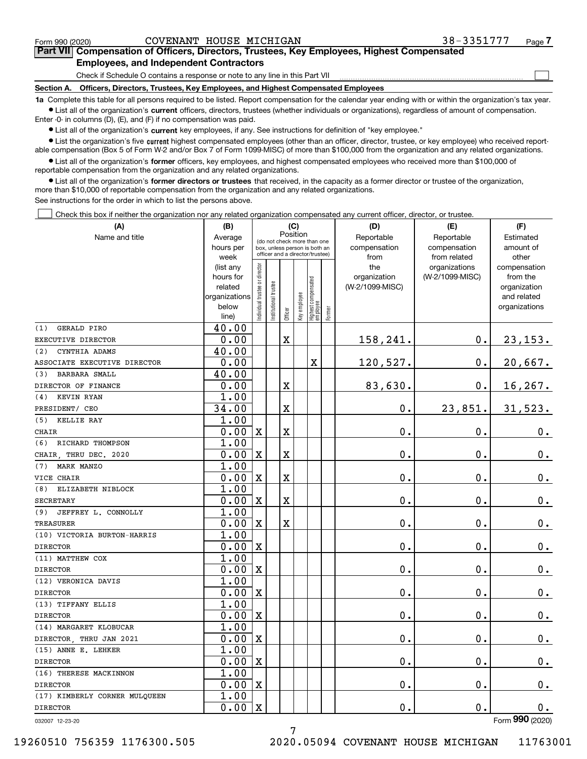Form 990 (2020) COVENANT HOUSE MICHIGAN 38-3351777 Page 7

## Part VII Compensation of Officers, Directors, Trustees, Key Employees, Highest Compensated Employees, and Independent Contractors

Check if Schedule O contains a response or note to any line in this Part VII ☐

### Section A. Officers, Directors, Trustees, Key Employees, and Highest Compensated Employees

**1a** Complete this table for all persons required to be listed. Report compensation for the calendar year ending with or within the organization's tax year.

- List all of the organization's **current** officers, directors, trustees (whether individuals or organizations), regardless of amount of compensation. Enter -0- in columns (D), (E), and (F) if no compensation was paid.
- List all of the organization's **current** key employees, if any. See instructions for definition of "key employee."
- List the organization's five **current** highest compensated employees (other than an officer, director, trustee, or key employee) who received reportable compensation (Box 5 of Form W-2 and/or Box 7 of Form 1099-MISC) of more than $100,000 from the organization and any related organizations.
- List all of the organization's **former** officers, key employees, and highest compensated employees who received more than $100,000 of reportable compensation from the organization and any related organizations.
- List all of the organization's **former directors or trustees** that received, in the capacity as a former director or trustee of the organization, more than $10,000 of reportable compensation from the organization and any related organizations.

See instructions for the order in which to list the persons above.

☐ Check this box if neither the organization nor any related organization compensated any current officer, director, or trustee.

| (A) Name and title | (B) Average hours per week (list any hours for related organizations below line) | (C) Position: Individual trustee or director | Institutional trustee | Officer | Key employee | Highest compensated employee | Former | (D) Reportable compensation from the organization (W-2/1099-MISC) | (E) Reportable compensation from related organizations (W-2/1099-MISC) | (F) Estimated amount of other compensation from the organization and related organizations |
|---|---|---|---|---|---|---|---|---|---|---|
| (1) GERALD PIRO<br>EXECUTIVE DIRECTOR | 40.00<br>0.00 | | | X | | | | 158,241. | 0. | 23,153. |
| (2) CYNTHIA ADAMS<br>ASSOCIATE EXECUTIVE DIRECTOR | 40.00<br>0.00 | | | | | X | | 120,527. | 0. | 20,667. |
| (3) BARBARA SMALL<br>DIRECTOR OF FINANCE | 40.00<br>0.00 | | | X | | | | 83,630. | 0. | 16,267. |
| (4) KEVIN RYAN<br>PRESIDENT/ CEO | 1.00<br>34.00 | | | X | | | | 0. | 23,851. | 31,523. |
| (5) KELLIE RAY<br>CHAIR | 1.00<br>0.00 | X | | X | | | | 0. | 0. | 0. |
| (6) RICHARD THOMPSON<br>CHAIR, THRU DEC. 2020 | 1.00<br>0.00 | X | | X | | | | 0. | 0. | 0. |
| (7) MARK MANZO<br>VICE CHAIR | 1.00<br>0.00 | X | | X | | | | 0. | 0. | 0. |
| (8) ELIZABETH NIBLOCK<br>SECRETARY | 1.00<br>0.00 | X | | X | | | | 0. | 0. | 0. |
| (9) JEFFREY L. CONNOLLY<br>TREASURER | 1.00<br>0.00 | X | | X | | | | 0. | 0. | 0. |
| (10) VICTORIA BURTON-HARRIS<br>DIRECTOR | 1.00<br>0.00 | X | | | | | | 0. | 0. | 0. |
| (11) MATTHEW COX<br>DIRECTOR | 1.00<br>0.00 | X | | | | | | 0. | 0. | 0. |
| (12) VERONICA DAVIS<br>DIRECTOR | 1.00<br>0.00 | X | | | | | | 0. | 0. | 0. |
| (13) TIFFANY ELLIS<br>DIRECTOR | 1.00<br>0.00 | X | | | | | | 0. | 0. | 0. |
| (14) MARGARET KLOBUCAR<br>DIRECTOR, THRU JAN 2021 | 1.00<br>0.00 | X | | | | | | 0. | 0. | 0. |
| (15) ANNE E. LEHKER<br>DIRECTOR | 1.00<br>0.00 | X | | | | | | 0. | 0. | 0. |
| (16) THERESE MACKINNON<br>DIRECTOR | 1.00<br>0.00 | X | | | | | | 0. | 0. | 0. |
| (17) KIMBERLY CORNER MULQUEEN<br>DIRECTOR | 1.00<br>0.00 | X | | | | | | 0. | 0. | 0. |

032007 12-23-20 Form 990 (2020)

19260510 756359 1176300.505 2020.05094 COVENANT HOUSE MICHIGAN 11763001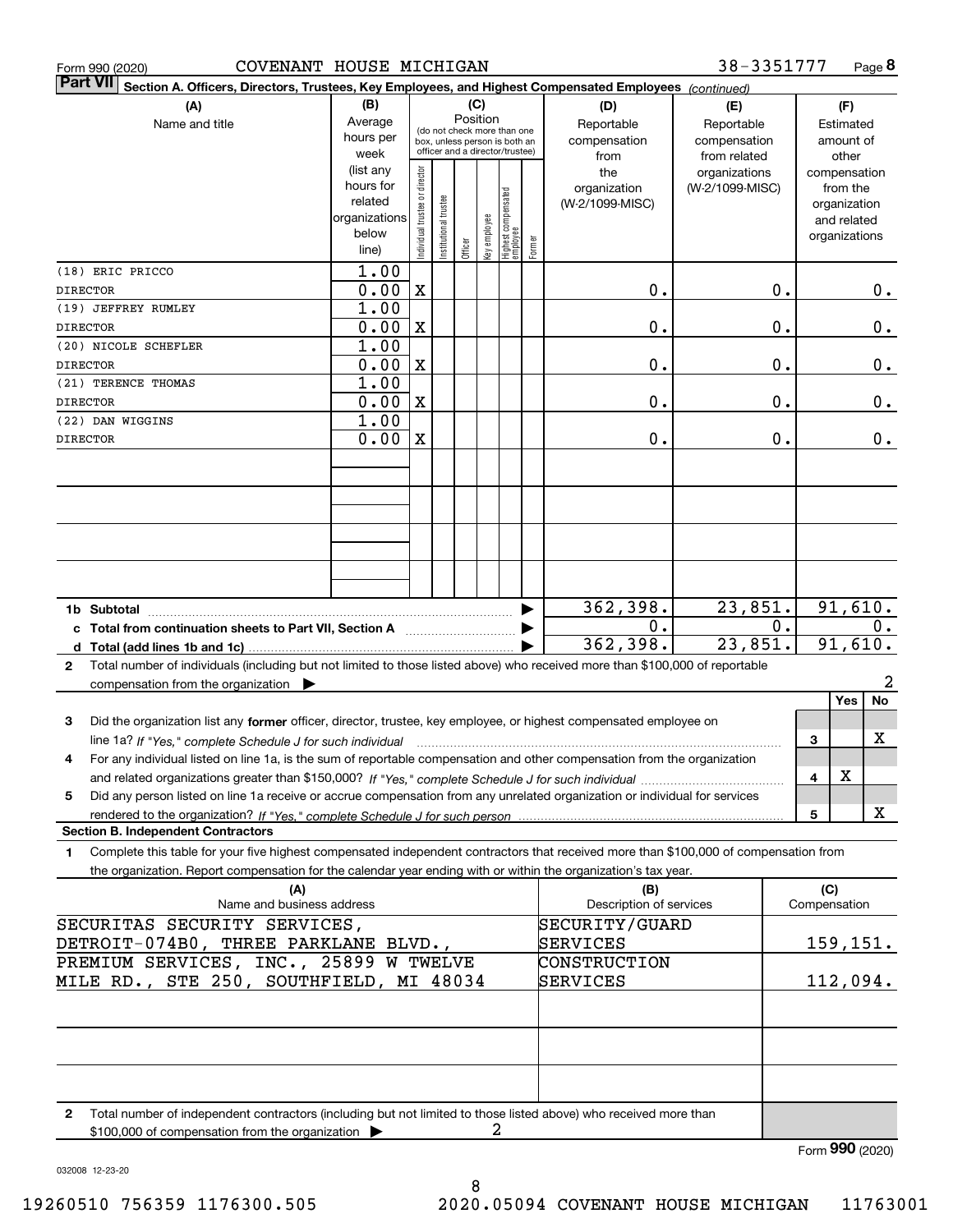Form 990 (2020) COVENANT HOUSE MICHIGAN 38-3351777 Page 8

**Part VII Section A. Officers, Directors, Trustees, Key Employees, and Highest Compensated Employees** *(continued)*

| (A) Name and title | (B) Average hours per week (list any hours for related organizations below line) | (C) Position: Individual trustee or director | Institutional trustee | Officer | Key employee | Highest compensated employee | Former | (D) Reportable compensation from the organization (W-2/1099-MISC) | (E) Reportable compensation from related organizations (W-2/1099-MISC) | (F) Estimated amount of other compensation from the organization and related organizations |
|---|---|---|---|---|---|---|---|---|---|---|
| (18) ERIC PRICCO<br>DIRECTOR | 1.00<br>0.00 | X | | | | | | 0. | 0. | 0. |
| (19) JEFFREY RUMLEY<br>DIRECTOR | 1.00<br>0.00 | X | | | | | | 0. | 0. | 0. |
| (20) NICOLE SCHEFLER<br>DIRECTOR | 1.00<br>0.00 | X | | | | | | 0. | 0. | 0. |
| (21) TERENCE THOMAS<br>DIRECTOR | 1.00<br>0.00 | X | | | | | | 0. | 0. | 0. |
| (22) DAN WIGGINS<br>DIRECTOR | 1.00<br>0.00 | X | | | | | | 0. | 0. | 0. |

| | (D) | (E) | (F) |
|---|---|---|---|
| 1b Subtotal | 362,398. | 23,851. | 91,610. |
| c Total from continuation sheets to Part VII, Section A | 0. | 0. | 0. |
| d Total (add lines 1b and 1c) | 362,398. | 23,851. | 91,610. |

2 Total number of individuals (including but not limited to those listed above) who received more than $100,000 of reportable compensation from the organization ▶ 2

| | | Yes | No |
|---|---|---|---|
| 3 Did the organization list any **former** officer, director, trustee, key employee, or highest compensated employee on line 1a? *If "Yes," complete Schedule J for such individual* | 3 | | X |
| 4 For any individual listed on line 1a, is the sum of reportable compensation and other compensation from the organization and related organizations greater than $150,000? *If "Yes," complete Schedule J for such individual* | 4 | X | |
| 5 Did any person listed on line 1a receive or accrue compensation from any unrelated organization or individual for services rendered to the organization? *If "Yes," complete Schedule J for such person* | 5 | | X |

**Section B. Independent Contractors**

1 Complete this table for your five highest compensated independent contractors that received more than $100,000 of compensation from the organization. Report compensation for the calendar year ending with or within the organization's tax year.

| (A) Name and business address | (B) Description of services | (C) Compensation |
|---|---|---|
| SECURITAS SECURITY SERVICES, DETROIT-074B0, THREE PARKLANE BLVD., | SECURITY/GUARD SERVICES | 159,151. |
| PREMIUM SERVICES, INC., 25899 W TWELVE MILE RD., STE 250, SOUTHFIELD, MI 48034 | CONSTRUCTION SERVICES | 112,094. |

2 Total number of independent contractors (including but not limited to those listed above) who received more than $100,000 of compensation from the organization ▶ 2

Form **990** (2020)

032008 12-23-20

19260510 756359 1176300.505 2020.05094 COVENANT HOUSE MICHIGAN 11763001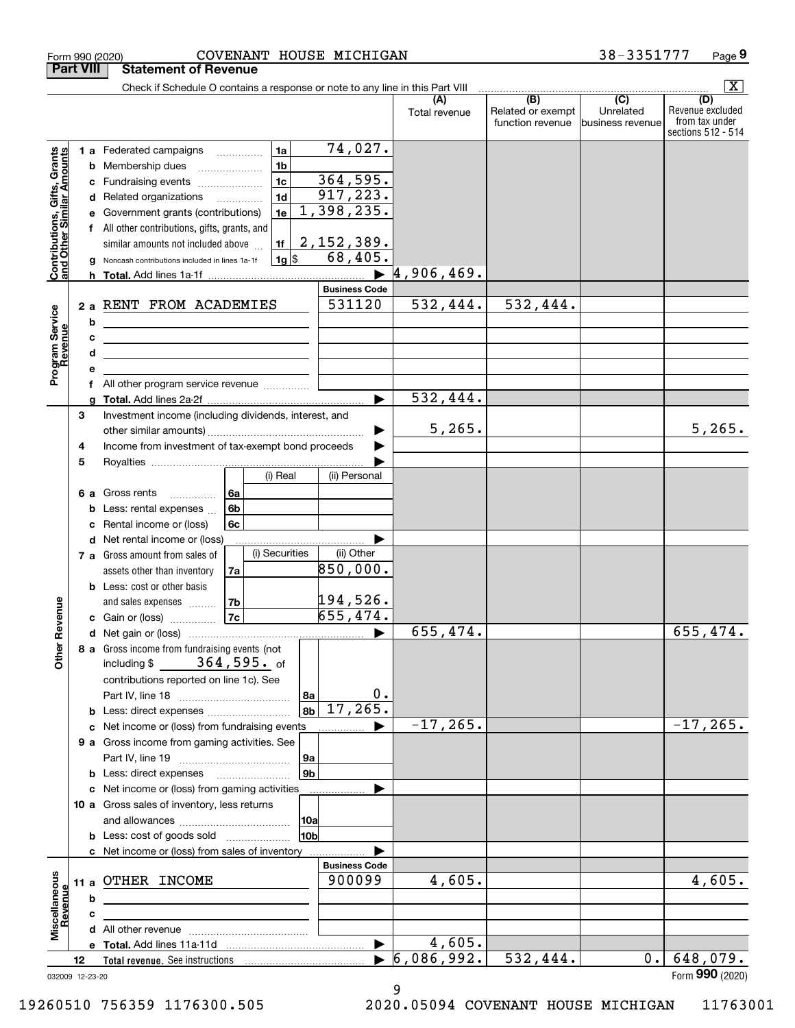Form 990 (2020) COVENANT HOUSE MICHIGAN 38-3351777 Page 9

## Part VIII Statement of Revenue

Check if Schedule O contains a response or note to any line in this Part VIII .......... [X]

| | | | | (A) Total revenue | (B) Related or exempt function revenue | (C) Unrelated business revenue | (D) Revenue excluded from tax under sections 512 - 514 |
|---|---|---|---|---|---|---|---|
| **Contributions, Gifts, Grants and Other Similar Amounts** | 1 a Federated campaigns | 1a | 74,027. | | | | |
| | b Membership dues | 1b | | | | | |
| | c Fundraising events | 1c | 364,595. | | | | |
| | d Related organizations | 1d | 917,223. | | | | |
| | e Government grants (contributions) | 1e | 1,398,235. | | | | |
| | f All other contributions, gifts, grants, and similar amounts not included above | 1f | 2,152,389. | | | | |
| | g Noncash contributions included in lines 1a-1f | 1g $ | 68,405. | | | | |
| | h **Total.** Add lines 1a-1f | | ▶ | 4,906,469. | | | |
| **Program Service Revenue** | | | **Business Code** | | | | |
| | 2 a RENT FROM ACADEMIES | | 531120 | 532,444. | 532,444. | | |
| | b | | | | | | |
| | c | | | | | | |
| | d | | | | | | |
| | e | | | | | | |
| | f All other program service revenue | | | | | | |
| | g **Total.** Add lines 2a-2f | | ▶ | 532,444. | | | |
| **Other Revenue** | 3 Investment income (including dividends, interest, and other similar amounts) | | ▶ | 5,265. | | | 5,265. |
| | 4 Income from investment of tax-exempt bond proceeds | | ▶ | | | | |
| | 5 Royalties | | ▶ | | | | |
| | | (i) Real | (ii) Personal | | | | |
| | 6 a Gross rents (6a) | | | | | | |
| | b Less: rental expenses (6b) | | | | | | |
| | c Rental income or (loss) (6c) | | | | | | |
| | d Net rental income or (loss) | | ▶ | | | | |
| | | (i) Securities | (ii) Other | | | | |
| | 7 a Gross amount from sales of assets other than inventory (7a) | | 850,000. | | | | |
| | b Less: cost or other basis and sales expenses (7b) | | 194,526. | | | | |
| | c Gain or (loss) (7c) | | 655,474. | | | | |
| | d Net gain or (loss) | | ▶ | 655,474. | | | 655,474. |
| | 8 a Gross income from fundraising events (not including $ 364,595. of contributions reported on line 1c). See Part IV, line 18 | 8a | 0. | | | | |
| | b Less: direct expenses | 8b | 17,265. | | | | |
| | c Net income or (loss) from fundraising events | | ▶ | -17,265. | | | -17,265. |
| | 9 a Gross income from gaming activities. See Part IV, line 19 | 9a | | | | | |
| | b Less: direct expenses | 9b | | | | | |
| | c Net income or (loss) from gaming activities | | ▶ | | | | |
| | 10 a Gross sales of inventory, less returns and allowances | 10a | | | | | |
| | b Less: cost of goods sold | 10b | | | | | |
| | c Net income or (loss) from sales of inventory | | ▶ | | | | |
| **Miscellaneous Revenue** | | | **Business Code** | | | | |
| | 11 a OTHER INCOME | | 900099 | 4,605. | | | 4,605. |
| | b | | | | | | |
| | c | | | | | | |
| | d All other revenue | | | | | | |
| | e **Total.** Add lines 11a-11d | | ▶ | 4,605. | | | |
| | 12 **Total revenue.** See instructions | | ▶ | 6,086,992. | 532,444. | 0. | 648,079. |

032009 12-23-20 Form **990** (2020)

19260510 756359 1176300.505 2020.05094 COVENANT HOUSE MICHIGAN 11763001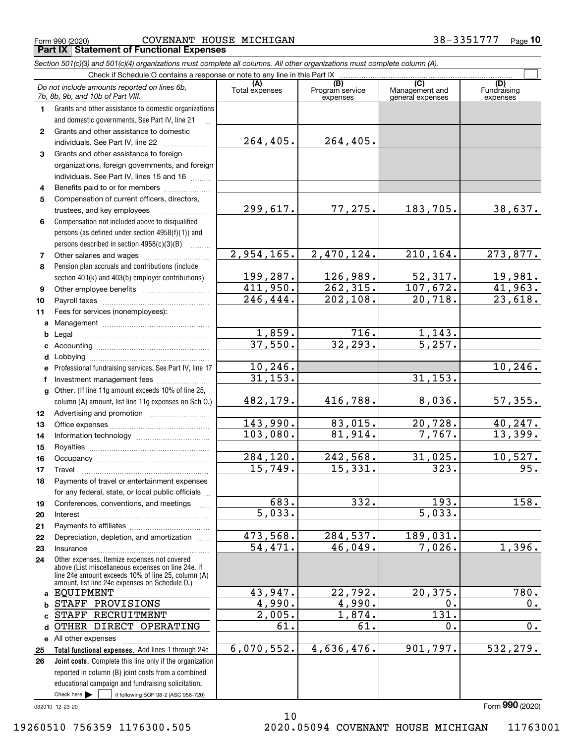Form 990 (2020) COVENANT HOUSE MICHIGAN 38-3351777 Page 10

**Part IX Statement of Functional Expenses**

*Section 501(c)(3) and 501(c)(4) organizations must complete all columns. All other organizations must complete column (A).*

Check if Schedule O contains a response or note to any line in this Part IX ☐

| *Do not include amounts reported on lines 6b, 7b, 8b, 9b, and 10b of Part VIII.* | (A) Total expenses | (B) Program service expenses | (C) Management and general expenses | (D) Fundraising expenses |
|---|---|---|---|---|
| **1** Grants and other assistance to domestic organizations and domestic governments. See Part IV, line 21 | | | | |
| **2** Grants and other assistance to domestic individuals. See Part IV, line 22 | 264,405. | 264,405. | | |
| **3** Grants and other assistance to foreign organizations, foreign governments, and foreign individuals. See Part IV, lines 15 and 16 | | | | |
| **4** Benefits paid to or for members | | | | |
| **5** Compensation of current officers, directors, trustees, and key employees | 299,617. | 77,275. | 183,705. | 38,637. |
| **6** Compensation not included above to disqualified persons (as defined under section 4958(f)(1)) and persons described in section 4958(c)(3)(B) | | | | |
| **7** Other salaries and wages | 2,954,165. | 2,470,124. | 210,164. | 273,877. |
| **8** Pension plan accruals and contributions (include section 401(k) and 403(b) employer contributions) | 199,287. | 126,989. | 52,317. | 19,981. |
| **9** Other employee benefits | 411,950. | 262,315. | 107,672. | 41,963. |
| **10** Payroll taxes | 246,444. | 202,108. | 20,718. | 23,618. |
| **11** Fees for services (nonemployees): | | | | |
| **a** Management | | | | |
| **b** Legal | 1,859. | 716. | 1,143. | |
| **c** Accounting | 37,550. | 32,293. | 5,257. | |
| **d** Lobbying | | | | |
| **e** Professional fundraising services. See Part IV, line 17 | 10,246. | | | 10,246. |
| **f** Investment management fees | 31,153. | | 31,153. | |
| **g** Other. (If line 11g amount exceeds 10% of line 25, column (A) amount, list line 11g expenses on Sch O.) | 482,179. | 416,788. | 8,036. | 57,355. |
| **12** Advertising and promotion | | | | |
| **13** Office expenses | 143,990. | 83,015. | 20,728. | 40,247. |
| **14** Information technology | 103,080. | 81,914. | 7,767. | 13,399. |
| **15** Royalties | | | | |
| **16** Occupancy | 284,120. | 242,568. | 31,025. | 10,527. |
| **17** Travel | 15,749. | 15,331. | 323. | 95. |
| **18** Payments of travel or entertainment expenses for any federal, state, or local public officials | | | | |
| **19** Conferences, conventions, and meetings | 683. | 332. | 193. | 158. |
| **20** Interest | 5,033. | | 5,033. | |
| **21** Payments to affiliates | | | | |
| **22** Depreciation, depletion, and amortization | 473,568. | 284,537. | 189,031. | |
| **23** Insurance | 54,471. | 46,049. | 7,026. | 1,396. |
| **24** Other expenses. Itemize expenses not covered above (List miscellaneous expenses on line 24e. If line 24e amount exceeds 10% of line 25, column (A) amount, list line 24e expenses on Schedule O.) | | | | |
| **a** EQUIPMENT | 43,947. | 22,792. | 20,375. | 780. |
| **b** STAFF PROVISIONS | 4,990. | 4,990. | 0. | 0. |
| **c** STAFF RECRUITMENT | 2,005. | 1,874. | 131. | |
| **d** OTHER DIRECT OPERATING | 61. | 61. | 0. | 0. |
| **e** All other expenses | | | | |
| **25** **Total functional expenses.** Add lines 1 through 24e | 6,070,552. | 4,636,476. | 901,797. | 532,279. |
| **26** **Joint costs.** Complete this line only if the organization reported in column (B) joint costs from a combined educational campaign and fundraising solicitation. Check here ☐ if following SOP 98-2 (ASC 958-720) | | | | |

032010 12-23-20

Form **990** (2020)

19260510 756359 1176300.505 2020.05094 COVENANT HOUSE MICHIGAN 11763001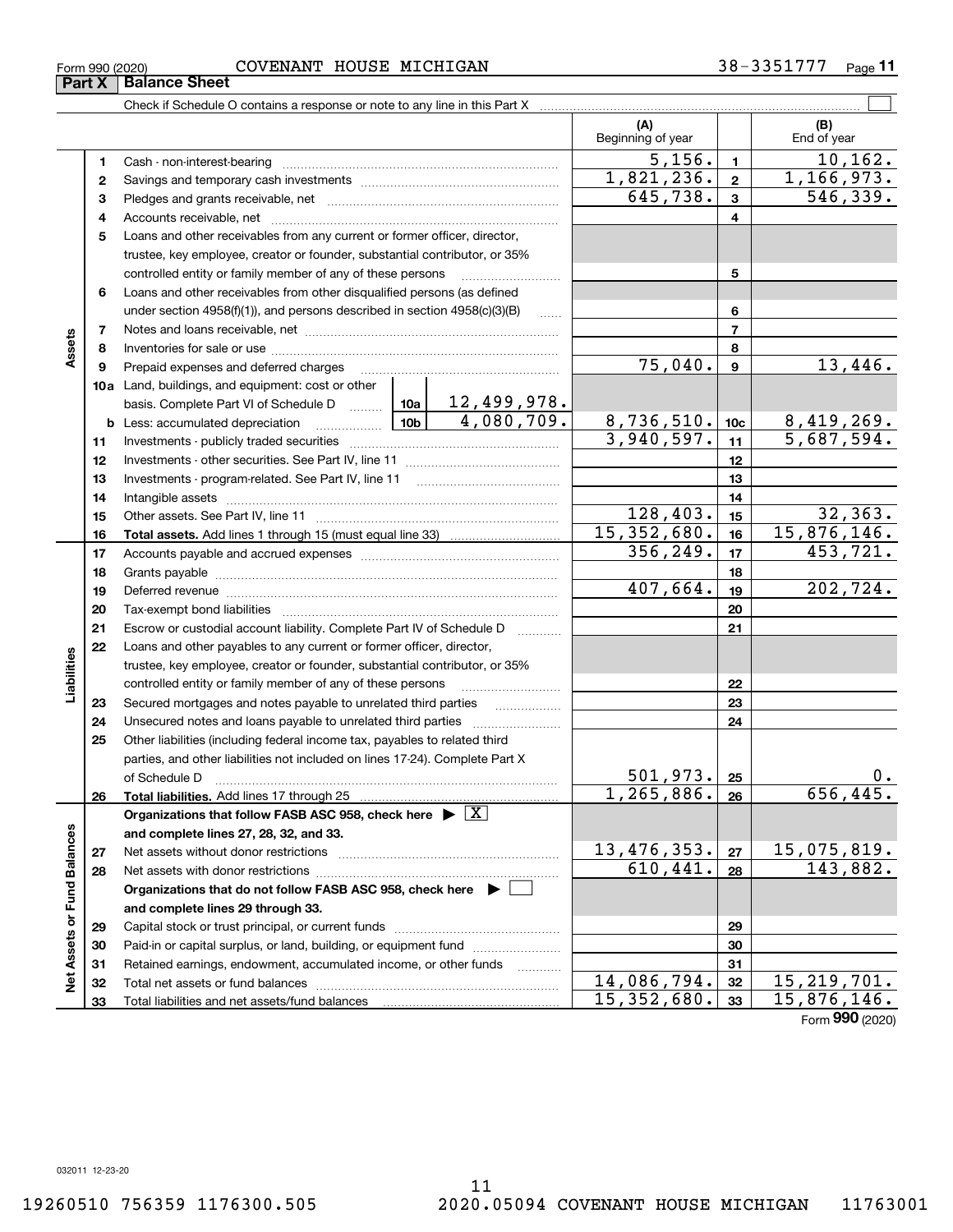Form 990 (2020) COVENANT HOUSE MICHIGAN 38-3351777

## Part X Balance Sheet

Check if Schedule O contains a response or note to any line in this Part X

| | | | | (A) Beginning of year | | (B) End of year |
|---|---|---|---|---|---|---|
| **Assets** | 1 | Cash - non-interest-bearing | | 5,156. | 1 | 10,162. |
| | 2 | Savings and temporary cash investments | | 1,821,236. | 2 | 1,166,973. |
| | 3 | Pledges and grants receivable, net | | 645,738. | 3 | 546,339. |
| | 4 | Accounts receivable, net | | | 4 | |
| | 5 | Loans and other receivables from any current or former officer, director, trustee, key employee, creator or founder, substantial contributor, or 35% controlled entity or family member of any of these persons | | | 5 | |
| | 6 | Loans and other receivables from other disqualified persons (as defined under section 4958(f)(1)), and persons described in section 4958(c)(3)(B) | | | 6 | |
| | 7 | Notes and loans receivable, net | | | 7 | |
| | 8 | Inventories for sale or use | | | 8 | |
| | 9 | Prepaid expenses and deferred charges | | 75,040. | 9 | 13,446. |
| | 10a | Land, buildings, and equipment: cost or other basis. Complete Part VI of Schedule D | 10a 12,499,978. | | | |
| | b | Less: accumulated depreciation | 10b 4,080,709. | 8,736,510. | 10c | 8,419,269. |
| | 11 | Investments - publicly traded securities | | 3,940,597. | 11 | 5,687,594. |
| | 12 | Investments - other securities. See Part IV, line 11 | | | 12 | |
| | 13 | Investments - program-related. See Part IV, line 11 | | | 13 | |
| | 14 | Intangible assets | | | 14 | |
| | 15 | Other assets. See Part IV, line 11 | | 128,403. | 15 | 32,363. |
| | 16 | **Total assets.** Add lines 1 through 15 (must equal line 33) | | 15,352,680. | 16 | 15,876,146. |
| **Liabilities** | 17 | Accounts payable and accrued expenses | | 356,249. | 17 | 453,721. |
| | 18 | Grants payable | | | 18 | |
| | 19 | Deferred revenue | | 407,664. | 19 | 202,724. |
| | 20 | Tax-exempt bond liabilities | | | 20 | |
| | 21 | Escrow or custodial account liability. Complete Part IV of Schedule D | | | 21 | |
| | 22 | Loans and other payables to any current or former officer, director, trustee, key employee, creator or founder, substantial contributor, or 35% controlled entity or family member of any of these persons | | | 22 | |
| | 23 | Secured mortgages and notes payable to unrelated third parties | | | 23 | |
| | 24 | Unsecured notes and loans payable to unrelated third parties | | | 24 | |
| | 25 | Other liabilities (including federal income tax, payables to related third parties, and other liabilities not included on lines 17-24). Complete Part X of Schedule D | | 501,973. | 25 | 0. |
| | 26 | **Total liabilities.** Add lines 17 through 25 | | 1,265,886. | 26 | 656,445. |
| **Net Assets or Fund Balances** | | **Organizations that follow FASB ASC 958, check here ▶ [X] and complete lines 27, 28, 32, and 33.** | | | | |
| | 27 | Net assets without donor restrictions | | 13,476,353. | 27 | 15,075,819. |
| | 28 | Net assets with donor restrictions | | 610,441. | 28 | 143,882. |
| | | **Organizations that do not follow FASB ASC 958, check here ▶ [ ] and complete lines 29 through 33.** | | | | |
| | 29 | Capital stock or trust principal, or current funds | | | 29 | |
| | 30 | Paid-in or capital surplus, or land, building, or equipment fund | | | 30 | |
| | 31 | Retained earnings, endowment, accumulated income, or other funds | | | 31 | |
| | 32 | Total net assets or fund balances | | 14,086,794. | 32 | 15,219,701. |
| | 33 | Total liabilities and net assets/fund balances | | 15,352,680. | 33 | 15,876,146. |

Form **990** (2020)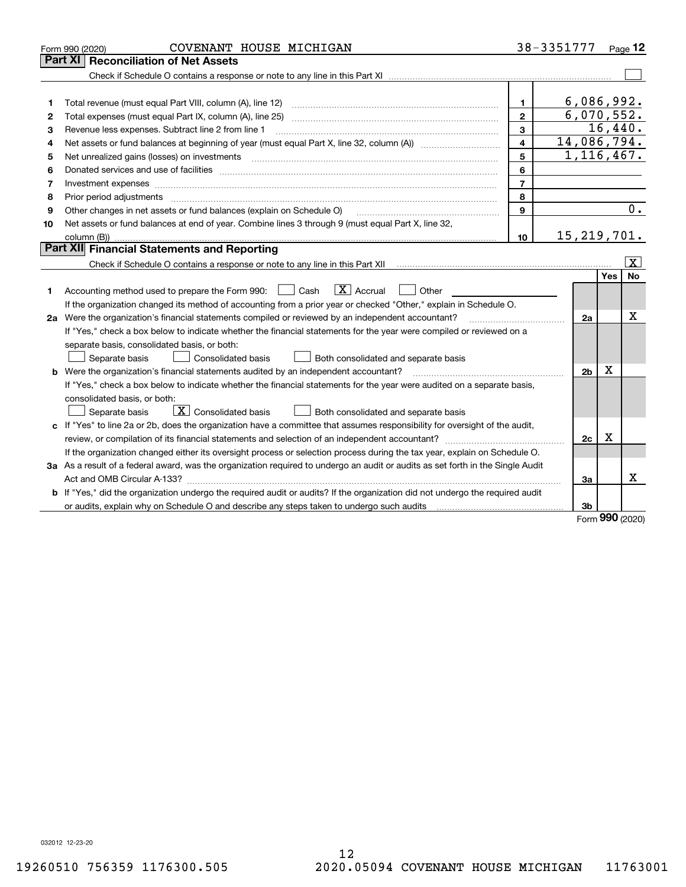Form 990 (2020) COVENANT HOUSE MICHIGAN 38-3351777 Page 12

## Part XI Reconciliation of Net Assets

Check if Schedule O contains a response or note to any line in this Part XI ☐

| | | | |
|---|---|---|---|
| 1 | Total revenue (must equal Part VIII, column (A), line 12) | 1 | 6,086,992. |
| 2 | Total expenses (must equal Part IX, column (A), line 25) | 2 | 6,070,552. |
| 3 | Revenue less expenses. Subtract line 2 from line 1 | 3 | 16,440. |
| 4 | Net assets or fund balances at beginning of year (must equal Part X, line 32, column (A)) | 4 | 14,086,794. |
| 5 | Net unrealized gains (losses) on investments | 5 | 1,116,467. |
| 6 | Donated services and use of facilities | 6 | |
| 7 | Investment expenses | 7 | |
| 8 | Prior period adjustments | 8 | |
| 9 | Other changes in net assets or fund balances (explain on Schedule O) | 9 | 0. |
| 10 | Net assets or fund balances at end of year. Combine lines 3 through 9 (must equal Part X, line 32, column (B)) | 10 | 15,219,701. |

## Part XII Financial Statements and Reporting

Check if Schedule O contains a response or note to any line in this Part XII ☒

| | | | Yes | No |
|---|---|---|---|---|
| 1 | Accounting method used to prepare the Form 990: ☐ Cash ☒ Accrual ☐ Other<br>If the organization changed its method of accounting from a prior year or checked "Other," explain in Schedule O. | | | |
| 2a | Were the organization's financial statements compiled or reviewed by an independent accountant?<br>If "Yes," check a box below to indicate whether the financial statements for the year were compiled or reviewed on a separate basis, consolidated basis, or both:<br>☐ Separate basis ☐ Consolidated basis ☐ Both consolidated and separate basis | 2a | | X |
| b | Were the organization's financial statements audited by an independent accountant?<br>If "Yes," check a box below to indicate whether the financial statements for the year were audited on a separate basis, consolidated basis, or both:<br>☐ Separate basis ☒ Consolidated basis ☐ Both consolidated and separate basis | 2b | X | |
| c | If "Yes" to line 2a or 2b, does the organization have a committee that assumes responsibility for oversight of the audit, review, or compilation of its financial statements and selection of an independent accountant?<br>If the organization changed either its oversight process or selection process during the tax year, explain on Schedule O. | 2c | X | |
| 3a | As a result of a federal award, was the organization required to undergo an audit or audits as set forth in the Single Audit Act and OMB Circular A-133? | 3a | | X |
| b | If "Yes," did the organization undergo the required audit or audits? If the organization did not undergo the required audit or audits, explain why on Schedule O and describe any steps taken to undergo such audits | 3b | | |

Form 990 (2020)

032012 12-23-20

19260510 756359 1176300.505 2020.05094 COVENANT HOUSE MICHIGAN 11763001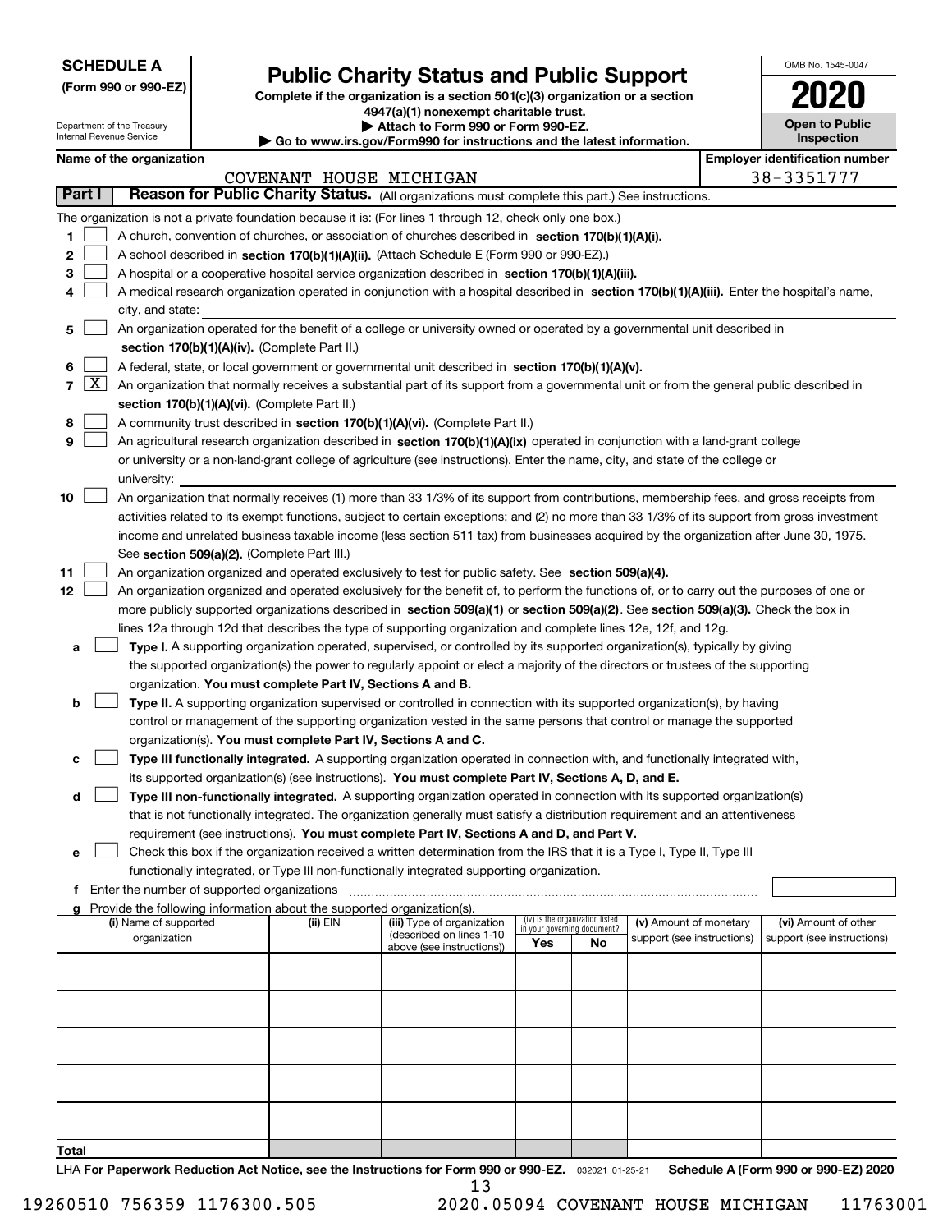**SCHEDULE A**
**(Form 990 or 990-EZ)**

Department of the Treasury
Internal Revenue Service

# Public Charity Status and Public Support

**Complete if the organization is a section 501(c)(3) organization or a section 4947(a)(1) nonexempt charitable trust.**
**▶ Attach to Form 990 or Form 990-EZ.**
**▶ Go to www.irs.gov/Form990 for instructions and the latest information.**

OMB No. 1545-0047

**2020**

**Open to Public Inspection**

**Name of the organization**
COVENANT HOUSE MICHIGAN

**Employer identification number**
38-3351777

**Part I** **Reason for Public Charity Status.** (All organizations must complete this part.) See instructions.

The organization is not a private foundation because it is: (For lines 1 through 12, check only one box.)

1 [ ] A church, convention of churches, or association of churches described in **section 170(b)(1)(A)(i).**
2 [ ] A school described in **section 170(b)(1)(A)(ii).** (Attach Schedule E (Form 990 or 990-EZ).)
3 [ ] A hospital or a cooperative hospital service organization described in **section 170(b)(1)(A)(iii).**
4 [ ] A medical research organization operated in conjunction with a hospital described in **section 170(b)(1)(A)(iii).** Enter the hospital's name, city, and state:
5 [ ] An organization operated for the benefit of a college or university owned or operated by a governmental unit described in **section 170(b)(1)(A)(iv).** (Complete Part II.)
6 [ ] A federal, state, or local government or governmental unit described in **section 170(b)(1)(A)(v).**
7 [X] An organization that normally receives a substantial part of its support from a governmental unit or from the general public described in **section 170(b)(1)(A)(vi).** (Complete Part II.)
8 [ ] A community trust described in **section 170(b)(1)(A)(vi).** (Complete Part II.)
9 [ ] An agricultural research organization described in **section 170(b)(1)(A)(ix)** operated in conjunction with a land-grant college or university or a non-land-grant college of agriculture (see instructions). Enter the name, city, and state of the college or university:
10 [ ] An organization that normally receives (1) more than 33 1/3% of its support from contributions, membership fees, and gross receipts from activities related to its exempt functions, subject to certain exceptions; and (2) no more than 33 1/3% of its support from gross investment income and unrelated business taxable income (less section 511 tax) from businesses acquired by the organization after June 30, 1975. See **section 509(a)(2).** (Complete Part III.)
11 [ ] An organization organized and operated exclusively to test for public safety. See **section 509(a)(4).**
12 [ ] An organization organized and operated exclusively for the benefit of, to perform the functions of, or to carry out the purposes of one or more publicly supported organizations described in **section 509(a)(1)** or **section 509(a)(2)**. See **section 509(a)(3).** Check the box in lines 12a through 12d that describes the type of supporting organization and complete lines 12e, 12f, and 12g.

a [ ] **Type I.** A supporting organization operated, supervised, or controlled by its supported organization(s), typically by giving the supported organization(s) the power to regularly appoint or elect a majority of the directors or trustees of the supporting organization. **You must complete Part IV, Sections A and B.**
b [ ] **Type II.** A supporting organization supervised or controlled in connection with its supported organization(s), by having control or management of the supporting organization vested in the same persons that control or manage the supported organization(s). **You must complete Part IV, Sections A and C.**
c [ ] **Type III functionally integrated.** A supporting organization operated in connection with, and functionally integrated with, its supported organization(s) (see instructions). **You must complete Part IV, Sections A, D, and E.**
d [ ] **Type III non-functionally integrated.** A supporting organization operated in connection with its supported organization(s) that is not functionally integrated. The organization generally must satisfy a distribution requirement and an attentiveness requirement (see instructions). **You must complete Part IV, Sections A and D, and Part V.**
e [ ] Check this box if the organization received a written determination from the IRS that it is a Type I, Type II, Type III functionally integrated, or Type III non-functionally integrated supporting organization.
f Enter the number of supported organizations
g Provide the following information about the supported organization(s).

| (i) Name of supported organization | (ii) EIN | (iii) Type of organization (described on lines 1-10 above (see instructions)) | (iv) Is the organization listed in your governing document? Yes | No | (v) Amount of monetary support (see instructions) | (vi) Amount of other support (see instructions) |
|---|---|---|---|---|---|---|
| | | | | | | |
| | | | | | | |
| | | | | | | |
| | | | | | | |
| | | | | | | |
| **Total** | | | | | | |

LHA **For Paperwork Reduction Act Notice, see the Instructions for Form 990 or 990-EZ.** 032021 01-25-21 **Schedule A (Form 990 or 990-EZ) 2020**

19260510 756359 1176300.505 2020.05094 COVENANT HOUSE MICHIGAN 11763001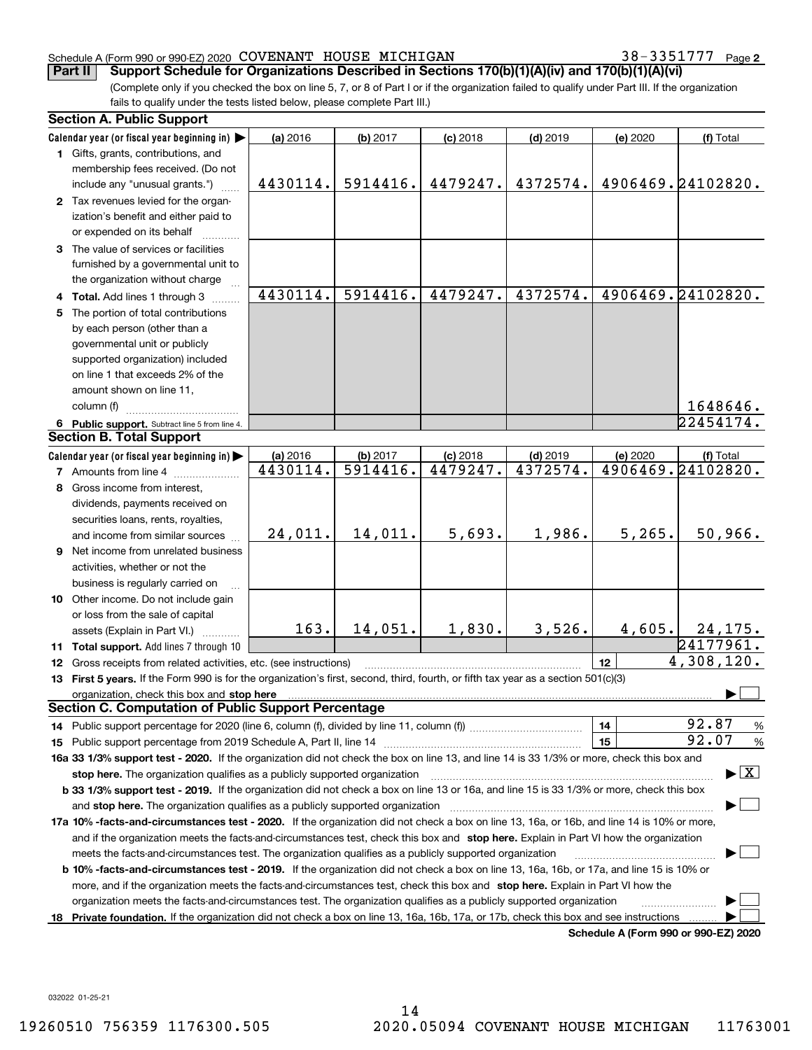Schedule A (Form 990 or 990-EZ) 2020 COVENANT HOUSE MICHIGAN 38-3351777 Page 2

**Part II** **Support Schedule for Organizations Described in Sections 170(b)(1)(A)(iv) and 170(b)(1)(A)(vi)**

(Complete only if you checked the box on line 5, 7, or 8 of Part I or if the organization failed to qualify under Part III. If the organization fails to qualify under the tests listed below, please complete Part III.)

### Section A. Public Support

| Calendar year (or fiscal year beginning in) ▶ | (a) 2016 | (b) 2017 | (c) 2018 | (d) 2019 | (e) 2020 | (f) Total |
|---|---|---|---|---|---|---|
| **1** Gifts, grants, contributions, and membership fees received. (Do not include any "unusual grants.") | 4430114. | 5914416. | 4479247. | 4372574. | 4906469. | 24102820. |
| **2** Tax revenues levied for the organization's benefit and either paid to or expended on its behalf | | | | | | |
| **3** The value of services or facilities furnished by a governmental unit to the organization without charge | | | | | | |
| **4 Total.** Add lines 1 through 3 | 4430114. | 5914416. | 4479247. | 4372574. | 4906469. | 24102820. |
| **5** The portion of total contributions by each person (other than a governmental unit or publicly supported organization) included on line 1 that exceeds 2% of the amount shown on line 11, column (f) | | | | | | 1648646. |
| **6 Public support.** Subtract line 5 from line 4. | | | | | | 22454174. |

### Section B. Total Support

| Calendar year (or fiscal year beginning in) ▶ | (a) 2016 | (b) 2017 | (c) 2018 | (d) 2019 | (e) 2020 | (f) Total |
|---|---|---|---|---|---|---|
| **7** Amounts from line 4 | 4430114. | 5914416. | 4479247. | 4372574. | 4906469. | 24102820. |
| **8** Gross income from interest, dividends, payments received on securities loans, rents, royalties, and income from similar sources | 24,011. | 14,011. | 5,693. | 1,986. | 5,265. | 50,966. |
| **9** Net income from unrelated business activities, whether or not the business is regularly carried on | | | | | | |
| **10** Other income. Do not include gain or loss from the sale of capital assets (Explain in Part VI.) | 163. | 14,051. | 1,830. | 3,526. | 4,605. | 24,175. |
| **11 Total support.** Add lines 7 through 10 | | | | | | 24177961. |

**12** Gross receipts from related activities, etc. (see instructions) — **12** — 4,308,120.

**13 First 5 years.** If the Form 990 is for the organization's first, second, third, fourth, or fifth tax year as a section 501(c)(3) organization, check this box and **stop here** ▶ ☐

### Section C. Computation of Public Support Percentage

**14** Public support percentage for 2020 (line 6, column (f), divided by line 11, column (f)) — **14** — 92.87 %

**15** Public support percentage from 2019 Schedule A, Part II, line 14 — **15** — 92.07 %

**16a 33 1/3% support test - 2020.** If the organization did not check the box on line 13, and line 14 is 33 1/3% or more, check this box and **stop here.** The organization qualifies as a publicly supported organization ▶ ☒

**b 33 1/3% support test - 2019.** If the organization did not check a box on line 13 or 16a, and line 15 is 33 1/3% or more, check this box and **stop here.** The organization qualifies as a publicly supported organization ▶ ☐

**17a 10% -facts-and-circumstances test - 2020.** If the organization did not check a box on line 13, 16a, or 16b, and line 14 is 10% or more, and if the organization meets the facts-and-circumstances test, check this box and **stop here.** Explain in Part VI how the organization meets the facts-and-circumstances test. The organization qualifies as a publicly supported organization ▶ ☐

**b 10% -facts-and-circumstances test - 2019.** If the organization did not check a box on line 13, 16a, 16b, or 17a, and line 15 is 10% or more, and if the organization meets the facts-and-circumstances test, check this box and **stop here.** Explain in Part VI how the organization meets the facts-and-circumstances test. The organization qualifies as a publicly supported organization ▶ ☐

**18 Private foundation.** If the organization did not check a box on line 13, 16a, 16b, 17a, or 17b, check this box and see instructions ▶ ☐

**Schedule A (Form 990 or 990-EZ) 2020**

032022 01-25-21

19260510 756359 1176300.505 2020.05094 COVENANT HOUSE MICHIGAN 11763001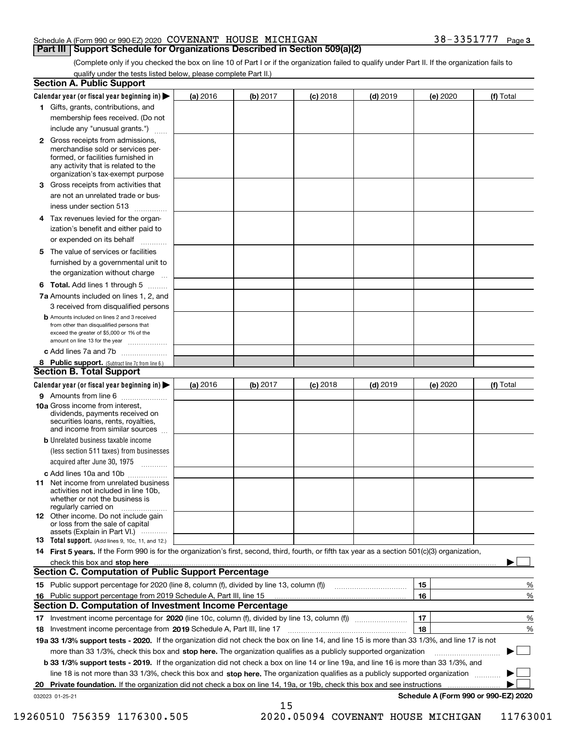Schedule A (Form 990 or 990-EZ) 2020 COVENANT HOUSE MICHIGAN 38-3351777 Page 3

## Part III Support Schedule for Organizations Described in Section 509(a)(2)

(Complete only if you checked the box on line 10 of Part I or if the organization failed to qualify under Part II. If the organization fails to qualify under the tests listed below, please complete Part II.)

### Section A. Public Support

| Calendar year (or fiscal year beginning in) ▶ | (a) 2016 | (b) 2017 | (c) 2018 | (d) 2019 | (e) 2020 | (f) Total |
|---|---|---|---|---|---|---|
| **1** Gifts, grants, contributions, and membership fees received. (Do not include any "unusual grants.") | | | | | | |
| **2** Gross receipts from admissions, merchandise sold or services performed, or facilities furnished in any activity that is related to the organization's tax-exempt purpose | | | | | | |
| **3** Gross receipts from activities that are not an unrelated trade or business under section 513 | | | | | | |
| **4** Tax revenues levied for the organization's benefit and either paid to or expended on its behalf | | | | | | |
| **5** The value of services or facilities furnished by a governmental unit to the organization without charge | | | | | | |
| **6 Total.** Add lines 1 through 5 | | | | | | |
| **7a** Amounts included on lines 1, 2, and 3 received from disqualified persons | | | | | | |
| **b** Amounts included on lines 2 and 3 received from other than disqualified persons that exceed the greater of $5,000 or 1% of the amount on line 13 for the year | | | | | | |
| **c** Add lines 7a and 7b | | | | | | |
| **8 Public support.** (Subtract line 7c from line 6.) | | | | | | |

### Section B. Total Support

| Calendar year (or fiscal year beginning in) ▶ | (a) 2016 | (b) 2017 | (c) 2018 | (d) 2019 | (e) 2020 | (f) Total |
|---|---|---|---|---|---|---|
| **9** Amounts from line 6 | | | | | | |
| **10a** Gross income from interest, dividends, payments received on securities loans, rents, royalties, and income from similar sources | | | | | | |
| **b** Unrelated business taxable income (less section 511 taxes) from businesses acquired after June 30, 1975 | | | | | | |
| **c** Add lines 10a and 10b | | | | | | |
| **11** Net income from unrelated business activities not included in line 10b, whether or not the business is regularly carried on | | | | | | |
| **12** Other income. Do not include gain or loss from the sale of capital assets (Explain in Part VI.) | | | | | | |
| **13 Total support.** (Add lines 9, 10c, 11, and 12.) | | | | | | |

**14 First 5 years.** If the Form 990 is for the organization's first, second, third, fourth, or fifth tax year as a section 501(c)(3) organization, check this box and **stop here** ▶ ☐

### Section C. Computation of Public Support Percentage

| | | | |
|---|---|---|---|
| **15** Public support percentage for 2020 (line 8, column (f), divided by line 13, column (f)) | 15 | | % |
| **16** Public support percentage from 2019 Schedule A, Part III, line 15 | 16 | | % |

### Section D. Computation of Investment Income Percentage

| | | | |
|---|---|---|---|
| **17** Investment income percentage for **2020** (line 10c, column (f), divided by line 13, column (f)) | 17 | | % |
| **18** Investment income percentage from **2019** Schedule A, Part III, line 17 | 18 | | % |

**19a 33 1/3% support tests - 2020.** If the organization did not check the box on line 14, and line 15 is more than 33 1/3%, and line 17 is not more than 33 1/3%, check this box and **stop here.** The organization qualifies as a publicly supported organization ▶ ☐

**b 33 1/3% support tests - 2019.** If the organization did not check a box on line 14 or line 19a, and line 16 is more than 33 1/3%, and line 18 is not more than 33 1/3%, check this box and **stop here.** The organization qualifies as a publicly supported organization ▶ ☐

**20 Private foundation.** If the organization did not check a box on line 14, 19a, or 19b, check this box and see instructions ▶ ☐

032023 01-25-21 **Schedule A (Form 990 or 990-EZ) 2020**

19260510 756359 1176300.505 2020.05094 COVENANT HOUSE MICHIGAN 11763001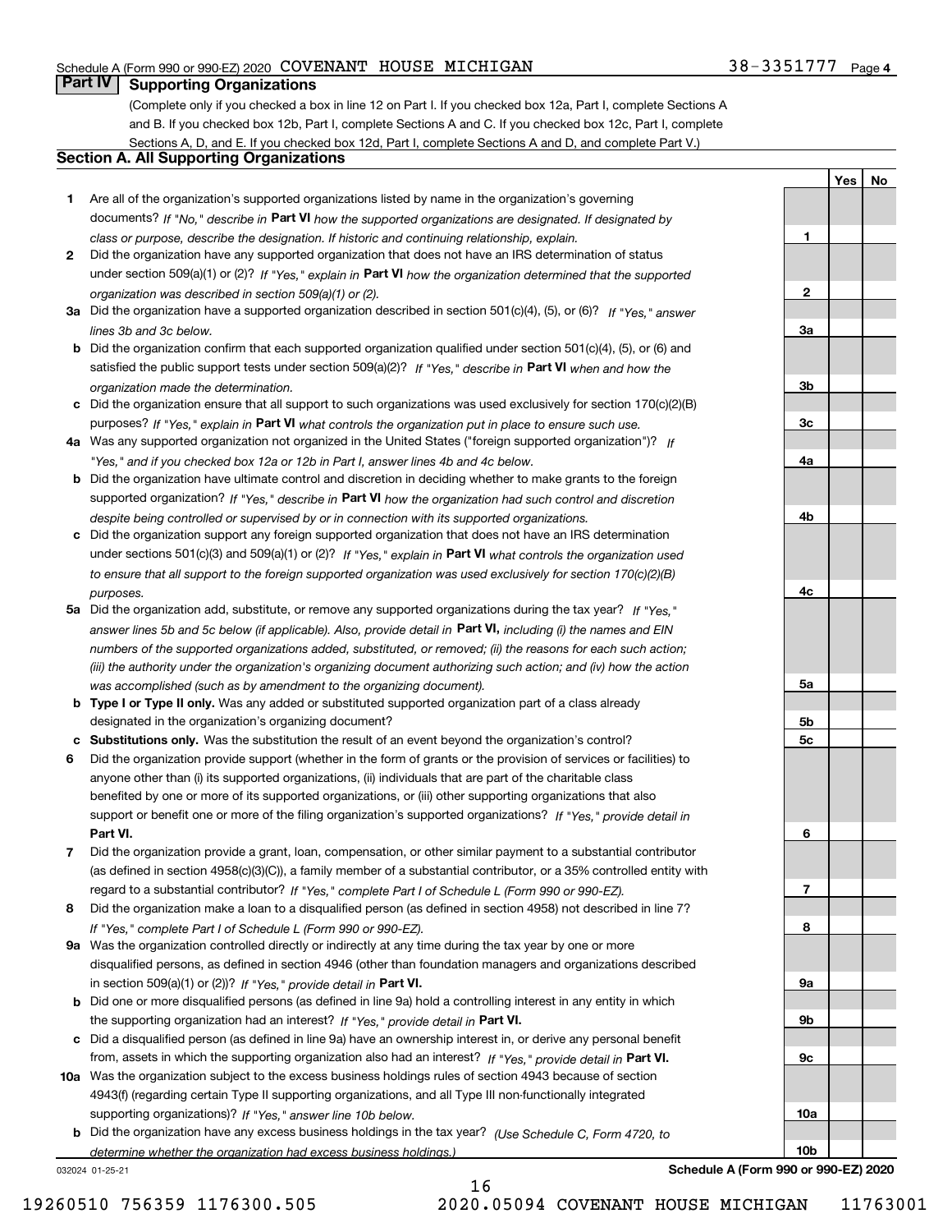Schedule A (Form 990 or 990-EZ) 2020 COVENANT HOUSE MICHIGAN 38-3351777 Page 4

## Part IV Supporting Organizations

(Complete only if you checked a box in line 12 on Part I. If you checked box 12a, Part I, complete Sections A and B. If you checked box 12b, Part I, complete Sections A and C. If you checked box 12c, Part I, complete Sections A, D, and E. If you checked box 12d, Part I, complete Sections A and D, and complete Part V.)

### Section A. All Supporting Organizations

| | | | Yes | No |
|---|---|---|---|---|
| 1 | Are all of the organization's supported organizations listed by name in the organization's governing documents? *If "No," describe in* **Part VI** *how the supported organizations are designated. If designated by class or purpose, describe the designation. If historic and continuing relationship, explain.* | 1 | | |
| 2 | Did the organization have any supported organization that does not have an IRS determination of status under section 509(a)(1) or (2)? *If "Yes," explain in* **Part VI** *how the organization determined that the supported organization was described in section 509(a)(1) or (2).* | 2 | | |
| 3a | Did the organization have a supported organization described in section 501(c)(4), (5), or (6)? *If "Yes," answer lines 3b and 3c below.* | 3a | | |
| b | Did the organization confirm that each supported organization qualified under section 501(c)(4), (5), or (6) and satisfied the public support tests under section 509(a)(2)? *If "Yes," describe in* **Part VI** *when and how the organization made the determination.* | 3b | | |
| c | Did the organization ensure that all support to such organizations was used exclusively for section 170(c)(2)(B) purposes? *If "Yes," explain in* **Part VI** *what controls the organization put in place to ensure such use.* | 3c | | |
| 4a | Was any supported organization not organized in the United States ("foreign supported organization")? *If "Yes," and if you checked box 12a or 12b in Part I, answer lines 4b and 4c below.* | 4a | | |
| b | Did the organization have ultimate control and discretion in deciding whether to make grants to the foreign supported organization? *If "Yes," describe in* **Part VI** *how the organization had such control and discretion despite being controlled or supervised by or in connection with its supported organizations.* | 4b | | |
| c | Did the organization support any foreign supported organization that does not have an IRS determination under sections 501(c)(3) and 509(a)(1) or (2)? *If "Yes," explain in* **Part VI** *what controls the organization used to ensure that all support to the foreign supported organization was used exclusively for section 170(c)(2)(B) purposes.* | 4c | | |
| 5a | Did the organization add, substitute, or remove any supported organizations during the tax year? *If "Yes," answer lines 5b and 5c below (if applicable). Also, provide detail in* **Part VI,** *including (i) the names and EIN numbers of the supported organizations added, substituted, or removed; (ii) the reasons for each such action; (iii) the authority under the organization's organizing document authorizing such action; and (iv) how the action was accomplished (such as by amendment to the organizing document).* | 5a | | |
| b | **Type I or Type II only.** Was any added or substituted supported organization part of a class already designated in the organization's organizing document? | 5b | | |
| c | **Substitutions only.** Was the substitution the result of an event beyond the organization's control? | 5c | | |
| 6 | Did the organization provide support (whether in the form of grants or the provision of services or facilities) to anyone other than (i) its supported organizations, (ii) individuals that are part of the charitable class benefited by one or more of its supported organizations, or (iii) other supporting organizations that also support or benefit one or more of the filing organization's supported organizations? *If "Yes," provide detail in* **Part VI.** | 6 | | |
| 7 | Did the organization provide a grant, loan, compensation, or other similar payment to a substantial contributor (as defined in section 4958(c)(3)(C)), a family member of a substantial contributor, or a 35% controlled entity with regard to a substantial contributor? *If "Yes," complete Part I of Schedule L (Form 990 or 990-EZ).* | 7 | | |
| 8 | Did the organization make a loan to a disqualified person (as defined in section 4958) not described in line 7? *If "Yes," complete Part I of Schedule L (Form 990 or 990-EZ).* | 8 | | |
| 9a | Was the organization controlled directly or indirectly at any time during the tax year by one or more disqualified persons, as defined in section 4946 (other than foundation managers and organizations described in section 509(a)(1) or (2))? *If "Yes," provide detail in* **Part VI.** | 9a | | |
| b | Did one or more disqualified persons (as defined in line 9a) hold a controlling interest in any entity in which the supporting organization had an interest? *If "Yes," provide detail in* **Part VI.** | 9b | | |
| c | Did a disqualified person (as defined in line 9a) have an ownership interest in, or derive any personal benefit from, assets in which the supporting organization also had an interest? *If "Yes," provide detail in* **Part VI.** | 9c | | |
| 10a | Was the organization subject to the excess business holdings rules of section 4943 because of section 4943(f) (regarding certain Type II supporting organizations, and all Type III non-functionally integrated supporting organizations)? *If "Yes," answer line 10b below.* | 10a | | |
| b | Did the organization have any excess business holdings in the tax year? *(Use Schedule C, Form 4720, to determine whether the organization had excess business holdings.)* | 10b | | |

032024 01-25-21 **Schedule A (Form 990 or 990-EZ) 2020**

19260510 756359 1176300.505 2020.05094 COVENANT HOUSE MICHIGAN 11763001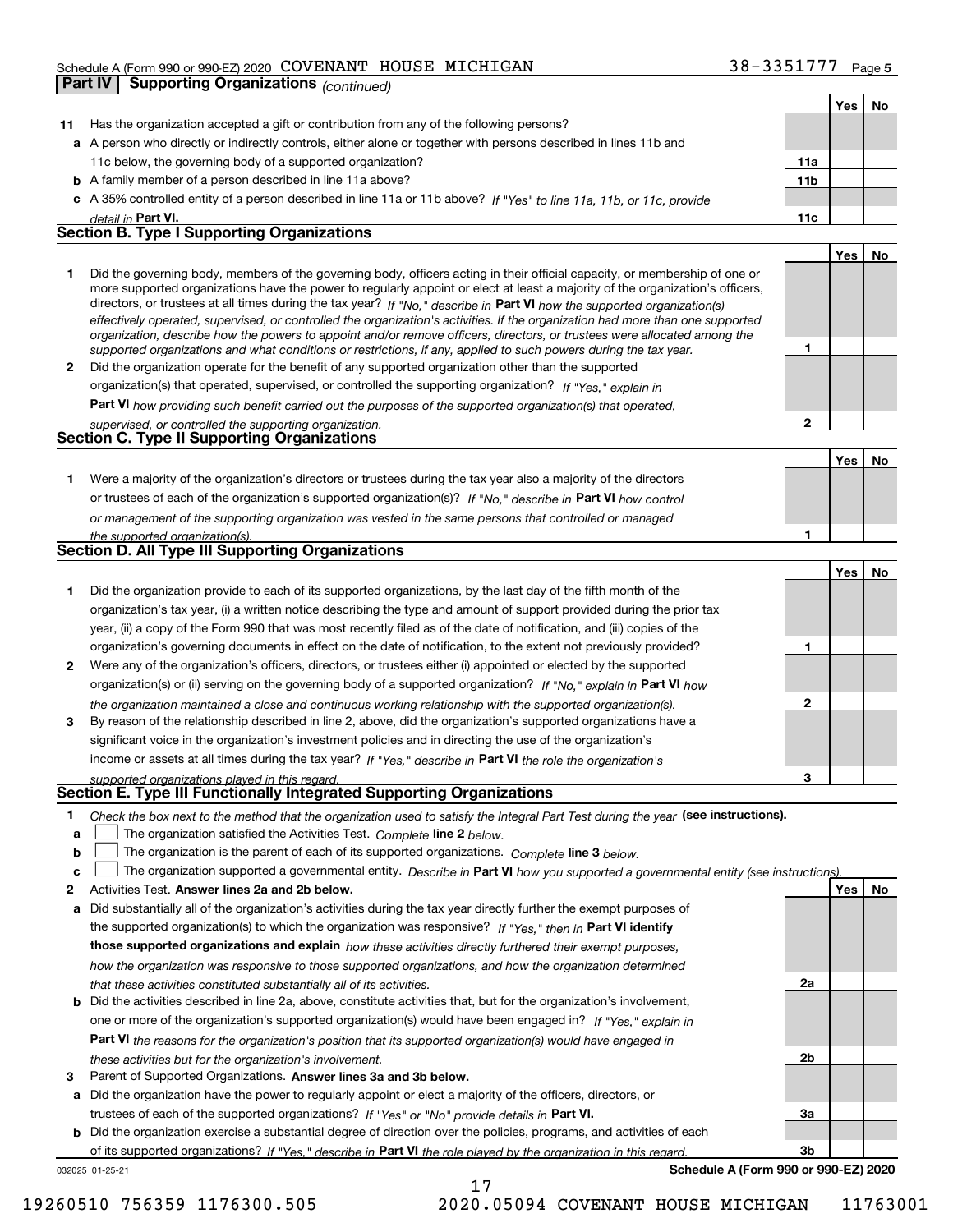Schedule A (Form 990 or 990-EZ) 2020 COVENANT HOUSE MICHIGAN 38-3351777 Page 5

**Part IV | Supporting Organizations** *(continued)*

| | | | Yes | No |
|---|---|---|---|---|
| **11** | Has the organization accepted a gift or contribution from any of the following persons? | | | |
| **a** | A person who directly or indirectly controls, either alone or together with persons described in lines 11b and 11c below, the governing body of a supported organization? | **11a** | | |
| **b** | A family member of a person described in line 11a above? | **11b** | | |
| **c** | A 35% controlled entity of a person described in line 11a or 11b above? *If "Yes" to line 11a, 11b, or 11c, provide detail in* **Part VI.** | **11c** | | |

## Section B. Type I Supporting Organizations

| | | | Yes | No |
|---|---|---|---|---|
| **1** | Did the governing body, members of the governing body, officers acting in their official capacity, or membership of one or more supported organizations have the power to regularly appoint or elect at least a majority of the organization's officers, directors, or trustees at all times during the tax year? *If "No," describe in* **Part VI** *how the supported organization(s) effectively operated, supervised, or controlled the organization's activities. If the organization had more than one supported organization, describe how the powers to appoint and/or remove officers, directors, or trustees were allocated among the supported organizations and what conditions or restrictions, if any, applied to such powers during the tax year.* | **1** | | |
| **2** | Did the organization operate for the benefit of any supported organization other than the supported organization(s) that operated, supervised, or controlled the supporting organization? *If "Yes," explain in* **Part VI** *how providing such benefit carried out the purposes of the supported organization(s) that operated, supervised, or controlled the supporting organization.* | **2** | | |

## Section C. Type II Supporting Organizations

| | | | Yes | No |
|---|---|---|---|---|
| **1** | Were a majority of the organization's directors or trustees during the tax year also a majority of the directors or trustees of each of the organization's supported organization(s)? *If "No," describe in* **Part VI** *how control or management of the supporting organization was vested in the same persons that controlled or managed the supported organization(s).* | **1** | | |

## Section D. All Type III Supporting Organizations

| | | | Yes | No |
|---|---|---|---|---|
| **1** | Did the organization provide to each of its supported organizations, by the last day of the fifth month of the organization's tax year, (i) a written notice describing the type and amount of support provided during the prior tax year, (ii) a copy of the Form 990 that was most recently filed as of the date of notification, and (iii) copies of the organization's governing documents in effect on the date of notification, to the extent not previously provided? | **1** | | |
| **2** | Were any of the organization's officers, directors, or trustees either (i) appointed or elected by the supported organization(s) or (ii) serving on the governing body of a supported organization? *If "No," explain in* **Part VI** *how the organization maintained a close and continuous working relationship with the supported organization(s).* | **2** | | |
| **3** | By reason of the relationship described in line 2, above, did the organization's supported organizations have a significant voice in the organization's investment policies and in directing the use of the organization's income or assets at all times during the tax year? *If "Yes," describe in* **Part VI** *the role the organization's supported organizations played in this regard.* | **3** | | |

## Section E. Type III Functionally Integrated Supporting Organizations

**1** *Check the box next to the method that the organization used to satisfy the Integral Part Test during the year* **(see instructions).**

- **a** ☐ The organization satisfied the Activities Test. *Complete* **line 2** *below.*
- **b** ☐ The organization is the parent of each of its supported organizations. *Complete* **line 3** *below.*
- **c** ☐ The organization supported a governmental entity. *Describe in* **Part VI** *how you supported a governmental entity (see instructions).*

| | | | Yes | No |
|---|---|---|---|---|
| **2** | Activities Test. **Answer lines 2a and 2b below.** | | | |
| **a** | Did substantially all of the organization's activities during the tax year directly further the exempt purposes of the supported organization(s) to which the organization was responsive? *If "Yes," then in* **Part VI identify those supported organizations and explain** *how these activities directly furthered their exempt purposes, how the organization was responsive to those supported organizations, and how the organization determined that these activities constituted substantially all of its activities.* | **2a** | | |
| **b** | Did the activities described in line 2a, above, constitute activities that, but for the organization's involvement, one or more of the organization's supported organization(s) would have been engaged in? *If "Yes," explain in* **Part VI** *the reasons for the organization's position that its supported organization(s) would have engaged in these activities but for the organization's involvement.* | **2b** | | |
| **3** | Parent of Supported Organizations. **Answer lines 3a and 3b below.** | | | |
| **a** | Did the organization have the power to regularly appoint or elect a majority of the officers, directors, or trustees of each of the supported organizations? *If "Yes" or "No" provide details in* **Part VI.** | **3a** | | |
| **b** | Did the organization exercise a substantial degree of direction over the policies, programs, and activities of each of its supported organizations? *If "Yes," describe in* **Part VI** *the role played by the organization in this regard.* | **3b** | | |

032025 01-25-21 **Schedule A (Form 990 or 990-EZ) 2020**

19260510 756359 1176300.505 2020.05094 COVENANT HOUSE MICHIGAN 11763001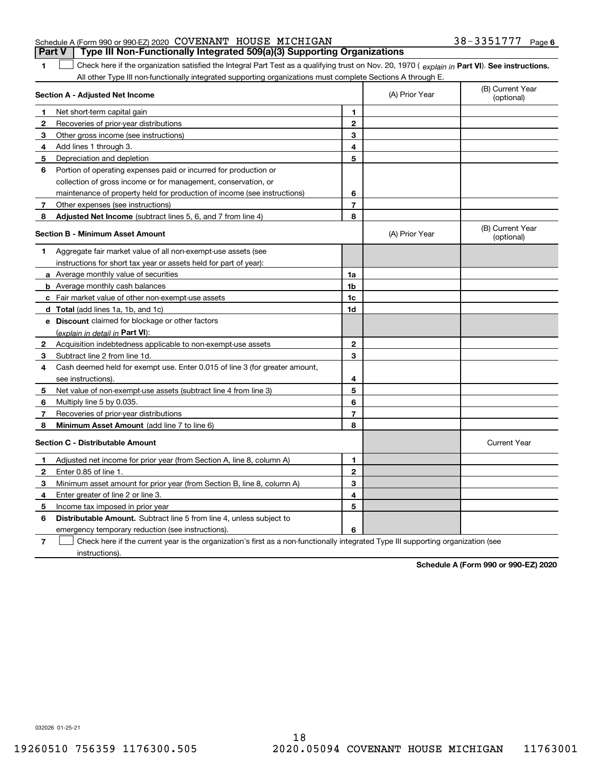Schedule A (Form 990 or 990-EZ) 2020 COVENANT HOUSE MICHIGAN 38-3351777 Page 6

## Part V Type III Non-Functionally Integrated 509(a)(3) Supporting Organizations

**1** ☐ Check here if the organization satisfied the Integral Part Test as a qualifying trust on Nov. 20, 1970 ( *explain in* **Part VI**). **See instructions.** All other Type III non-functionally integrated supporting organizations must complete Sections A through E.

| **Section A - Adjusted Net Income** | | | (A) Prior Year | (B) Current Year (optional) |
|---|---|---|---|---|
| 1 | Net short-term capital gain | 1 | | |
| 2 | Recoveries of prior-year distributions | 2 | | |
| 3 | Other gross income (see instructions) | 3 | | |
| 4 | Add lines 1 through 3. | 4 | | |
| 5 | Depreciation and depletion | 5 | | |
| 6 | Portion of operating expenses paid or incurred for production or collection of gross income or for management, conservation, or maintenance of property held for production of income (see instructions) | 6 | | |
| 7 | Other expenses (see instructions) | 7 | | |
| 8 | **Adjusted Net Income** (subtract lines 5, 6, and 7 from line 4) | 8 | | |

| **Section B - Minimum Asset Amount** | | | (A) Prior Year | (B) Current Year (optional) |
|---|---|---|---|---|
| 1 | Aggregate fair market value of all non-exempt-use assets (see instructions for short tax year or assets held for part of year): | | | |
| a | Average monthly value of securities | 1a | | |
| b | Average monthly cash balances | 1b | | |
| c | Fair market value of other non-exempt-use assets | 1c | | |
| d | **Total** (add lines 1a, 1b, and 1c) | 1d | | |
| e | **Discount** claimed for blockage or other factors (*explain in detail in* **Part VI**): | | | |
| 2 | Acquisition indebtedness applicable to non-exempt-use assets | 2 | | |
| 3 | Subtract line 2 from line 1d. | 3 | | |
| 4 | Cash deemed held for exempt use. Enter 0.015 of line 3 (for greater amount, see instructions). | 4 | | |
| 5 | Net value of non-exempt-use assets (subtract line 4 from line 3) | 5 | | |
| 6 | Multiply line 5 by 0.035. | 6 | | |
| 7 | Recoveries of prior-year distributions | 7 | | |
| 8 | **Minimum Asset Amount** (add line 7 to line 6) | 8 | | |

| **Section C - Distributable Amount** | | | | Current Year |
|---|---|---|---|---|
| 1 | Adjusted net income for prior year (from Section A, line 8, column A) | 1 | | |
| 2 | Enter 0.85 of line 1. | 2 | | |
| 3 | Minimum asset amount for prior year (from Section B, line 8, column A) | 3 | | |
| 4 | Enter greater of line 2 or line 3. | 4 | | |
| 5 | Income tax imposed in prior year | 5 | | |
| 6 | **Distributable Amount.** Subtract line 5 from line 4, unless subject to emergency temporary reduction (see instructions). | 6 | | |

**7** ☐ Check here if the current year is the organization's first as a non-functionally integrated Type III supporting organization (see instructions).

**Schedule A (Form 990 or 990-EZ) 2020**

032026 01-25-21

19260510 756359 1176300.505 2020.05094 COVENANT HOUSE MICHIGAN 11763001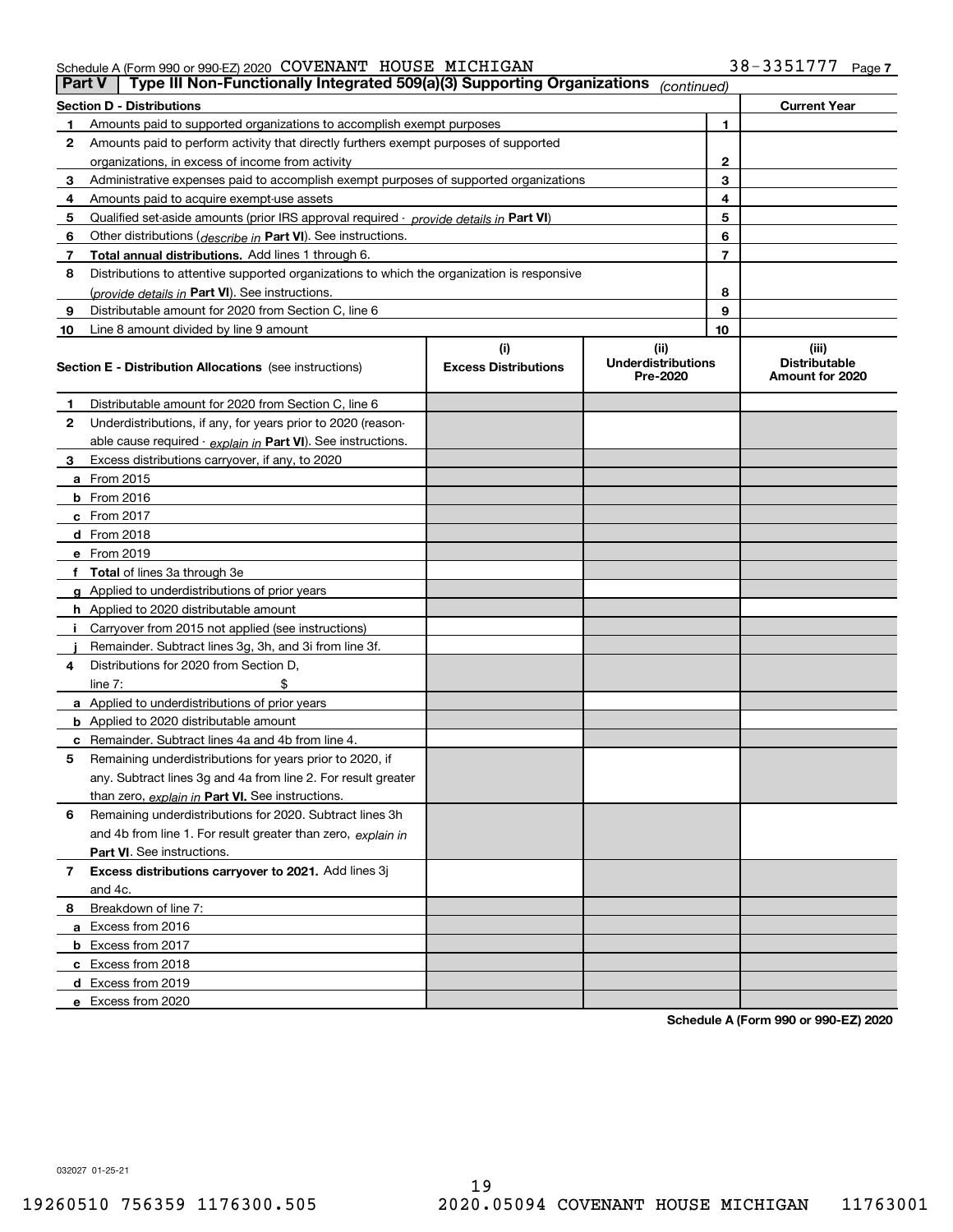Schedule A (Form 990 or 990-EZ) 2020 COVENANT HOUSE MICHIGAN 38-3351777 Page 7

## Part V | Type III Non-Functionally Integrated 509(a)(3) Supporting Organizations *(continued)*

| Section D - Distributions | | | Current Year |
|---|---|---|---|
| 1 | Amounts paid to supported organizations to accomplish exempt purposes | 1 | |
| 2 | Amounts paid to perform activity that directly furthers exempt purposes of supported organizations, in excess of income from activity | 2 | |
| 3 | Administrative expenses paid to accomplish exempt purposes of supported organizations | 3 | |
| 4 | Amounts paid to acquire exempt-use assets | 4 | |
| 5 | Qualified set-aside amounts (prior IRS approval required - *provide details in* **Part VI**) | 5 | |
| 6 | Other distributions (*describe in* **Part VI**). See instructions. | 6 | |
| 7 | **Total annual distributions.** Add lines 1 through 6. | 7 | |
| 8 | Distributions to attentive supported organizations to which the organization is responsive (*provide details in* **Part VI**). See instructions. | 8 | |
| 9 | Distributable amount for 2020 from Section C, line 6 | 9 | |
| 10 | Line 8 amount divided by line 9 amount | 10 | |

| Section E - Distribution Allocations (see instructions) | (i) Excess Distributions | (ii) Underdistributions Pre-2020 | (iii) Distributable Amount for 2020 |
|---|---|---|---|
| **1** Distributable amount for 2020 from Section C, line 6 | | | |
| **2** Underdistributions, if any, for years prior to 2020 (reasonable cause required - *explain in* **Part VI**). See instructions. | | | |
| **3** Excess distributions carryover, if any, to 2020 | | | |
| **a** From 2015 | | | |
| **b** From 2016 | | | |
| **c** From 2017 | | | |
| **d** From 2018 | | | |
| **e** From 2019 | | | |
| **f Total** of lines 3a through 3e | | | |
| **g** Applied to underdistributions of prior years | | | |
| **h** Applied to 2020 distributable amount | | | |
| **i** Carryover from 2015 not applied (see instructions) | | | |
| **j** Remainder. Subtract lines 3g, 3h, and 3i from line 3f. | | | |
| **4** Distributions for 2020 from Section D, line 7: $ | | | |
| **a** Applied to underdistributions of prior years | | | |
| **b** Applied to 2020 distributable amount | | | |
| **c** Remainder. Subtract lines 4a and 4b from line 4. | | | |
| **5** Remaining underdistributions for years prior to 2020, if any. Subtract lines 3g and 4a from line 2. For result greater than zero, *explain in* **Part VI.** See instructions. | | | |
| **6** Remaining underdistributions for 2020. Subtract lines 3h and 4b from line 1. For result greater than zero, *explain in* **Part VI**. See instructions. | | | |
| **7 Excess distributions carryover to 2021.** Add lines 3j and 4c. | | | |
| **8** Breakdown of line 7: | | | |
| **a** Excess from 2016 | | | |
| **b** Excess from 2017 | | | |
| **c** Excess from 2018 | | | |
| **d** Excess from 2019 | | | |
| **e** Excess from 2020 | | | |

**Schedule A (Form 990 or 990-EZ) 2020**

032027 01-25-21

19260510 756359 1176300.505 2020.05094 COVENANT HOUSE MICHIGAN 11763001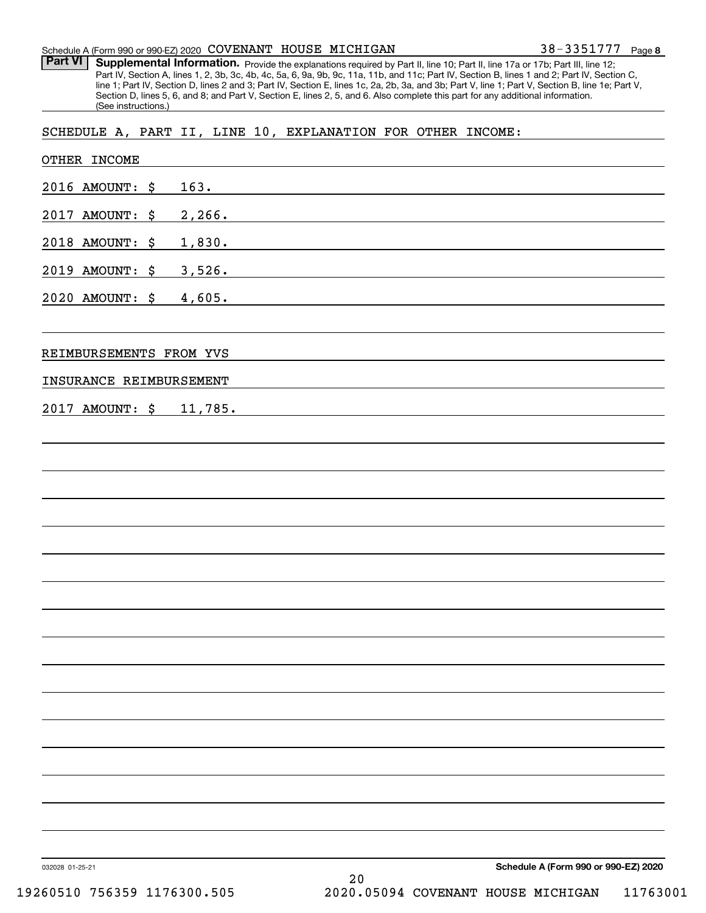Schedule A (Form 990 or 990-EZ) 2020 COVENANT HOUSE MICHIGAN 38-3351777 Page 8

**Part VI** **Supplemental Information.** Provide the explanations required by Part II, line 10; Part II, line 17a or 17b; Part III, line 12; Part IV, Section A, lines 1, 2, 3b, 3c, 4b, 4c, 5a, 6, 9a, 9b, 9c, 11a, 11b, and 11c; Part IV, Section B, lines 1 and 2; Part IV, Section C, line 1; Part IV, Section D, lines 2 and 3; Part IV, Section E, lines 1c, 2a, 2b, 3a, and 3b; Part V, line 1; Part V, Section B, line 1e; Part V, Section D, lines 5, 6, and 8; and Part V, Section E, lines 2, 5, and 6. Also complete this part for any additional information. (See instructions.)

SCHEDULE A, PART II, LINE 10, EXPLANATION FOR OTHER INCOME:

OTHER INCOME

2016 AMOUNT: $ 163.

2017 AMOUNT: $ 2,266.

2018 AMOUNT: $ 1,830.

2019 AMOUNT: $ 3,526.

2020 AMOUNT: $ 4,605.

REIMBURSEMENTS FROM YVS

INSURANCE REIMBURSEMENT

2017 AMOUNT: $ 11,785.

032028 01-25-21

**Schedule A (Form 990 or 990-EZ) 2020**

19260510 756359 1176300.505 2020.05094 COVENANT HOUSE MICHIGAN 11763001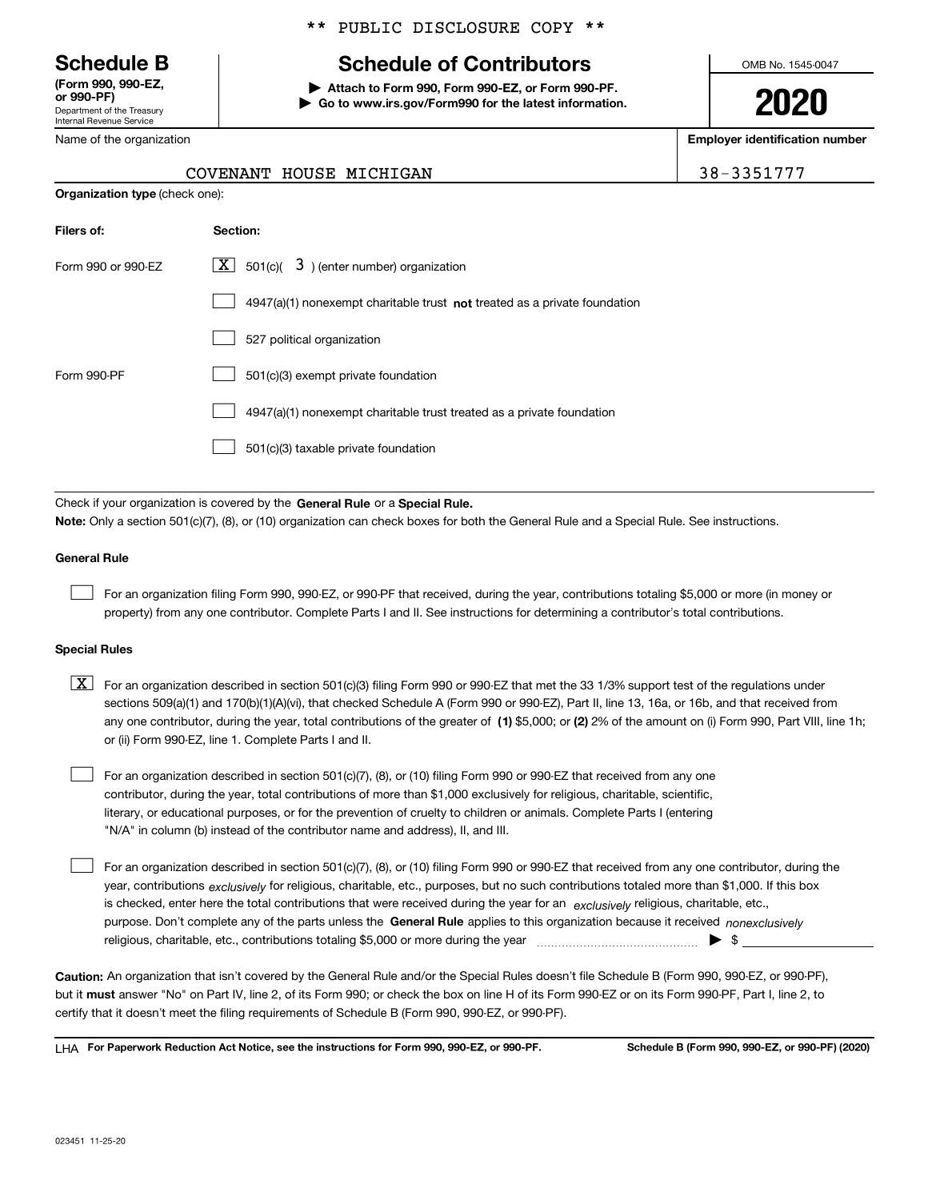** PUBLIC DISCLOSURE COPY **

# Schedule B

**(Form 990, 990-EZ, or 990-PF)**
Department of the Treasury
Internal Revenue Service

## Schedule of Contributors

**▶ Attach to Form 990, Form 990-EZ, or Form 990-PF.**
**▶ Go to www.irs.gov/Form990 for the latest information.**

OMB No. 1545-0047

**2020**

Name of the organization: COVENANT HOUSE MICHIGAN

**Employer identification number:** 38-3351777

**Organization type** (check one):

| Filers of: | Section: |
|---|---|
| Form 990 or 990-EZ | [X] 501(c)( 3 ) (enter number) organization |
| | [ ] 4947(a)(1) nonexempt charitable trust **not** treated as a private foundation |
| | [ ] 527 political organization |
| Form 990-PF | [ ] 501(c)(3) exempt private foundation |
| | [ ] 4947(a)(1) nonexempt charitable trust treated as a private foundation |
| | [ ] 501(c)(3) taxable private foundation |

Check if your organization is covered by the **General Rule** or a **Special Rule.**

**Note:** Only a section 501(c)(7), (8), or (10) organization can check boxes for both the General Rule and a Special Rule. See instructions.

**General Rule**

[ ] For an organization filing Form 990, 990-EZ, or 990-PF that received, during the year, contributions totaling $5,000 or more (in money or property) from any one contributor. Complete Parts I and II. See instructions for determining a contributor's total contributions.

**Special Rules**

[X] For an organization described in section 501(c)(3) filing Form 990 or 990-EZ that met the 33 1/3% support test of the regulations under sections 509(a)(1) and 170(b)(1)(A)(vi), that checked Schedule A (Form 990 or 990-EZ), Part II, line 13, 16a, or 16b, and that received from any one contributor, during the year, total contributions of the greater of **(1)** $5,000; or **(2)** 2% of the amount on (i) Form 990, Part VIII, line 1h; or (ii) Form 990-EZ, line 1. Complete Parts I and II.

[ ] For an organization described in section 501(c)(7), (8), or (10) filing Form 990 or 990-EZ that received from any one contributor, during the year, total contributions of more than $1,000 exclusively for religious, charitable, scientific, literary, or educational purposes, or for the prevention of cruelty to children or animals. Complete Parts I (entering "N/A" in column (b) instead of the contributor name and address), II, and III.

[ ] For an organization described in section 501(c)(7), (8), or (10) filing Form 990 or 990-EZ that received from any one contributor, during the year, contributions *exclusively* for religious, charitable, etc., purposes, but no such contributions totaled more than $1,000. If this box is checked, enter here the total contributions that were received during the year for an *exclusively* religious, charitable, etc., purpose. Don't complete any of the parts unless the **General Rule** applies to this organization because it received *nonexclusively* religious, charitable, etc., contributions totaling $5,000 or more during the year ▶ $ ____________

**Caution:** An organization that isn't covered by the General Rule and/or the Special Rules doesn't file Schedule B (Form 990, 990-EZ, or 990-PF), but it **must** answer "No" on Part IV, line 2, of its Form 990; or check the box on line H of its Form 990-EZ or on its Form 990-PF, Part I, line 2, to certify that it doesn't meet the filing requirements of Schedule B (Form 990, 990-EZ, or 990-PF).

LHA **For Paperwork Reduction Act Notice, see the instructions for Form 990, 990-EZ, or 990-PF.** **Schedule B (Form 990, 990-EZ, or 990-PF) (2020)**

023451 11-25-20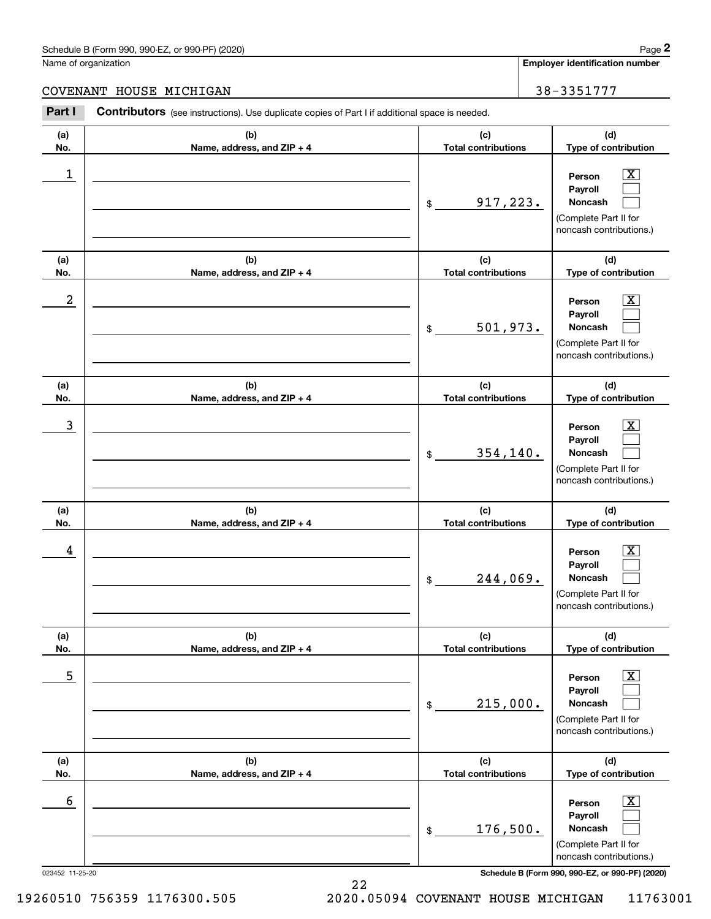Schedule B (Form 990, 990-EZ, or 990-PF) (2020)

Name of organization: COVENANT HOUSE MICHIGAN

Employer identification number: 38-3351777

**Part I** **Contributors** (see instructions). Use duplicate copies of Part I if additional space is needed.

| (a) No. | (b) Name, address, and ZIP + 4 | (c) Total contributions | (d) Type of contribution |
|---|---|---|---|
| 1 | | $ 917,223. | Person [X] Payroll [ ] Noncash [ ] (Complete Part II for noncash contributions.) |
| 2 | | $ 501,973. | Person [X] Payroll [ ] Noncash [ ] (Complete Part II for noncash contributions.) |
| 3 | | $ 354,140. | Person [X] Payroll [ ] Noncash [ ] (Complete Part II for noncash contributions.) |
| 4 | | $ 244,069. | Person [X] Payroll [ ] Noncash [ ] (Complete Part II for noncash contributions.) |
| 5 | | $ 215,000. | Person [X] Payroll [ ] Noncash [ ] (Complete Part II for noncash contributions.) |
| 6 | | $ 176,500. | Person [X] Payroll [ ] Noncash [ ] (Complete Part II for noncash contributions.) |

023452 11-25-20

19260510 756359 1176300.505 2020.05094 COVENANT HOUSE MICHIGAN 11763001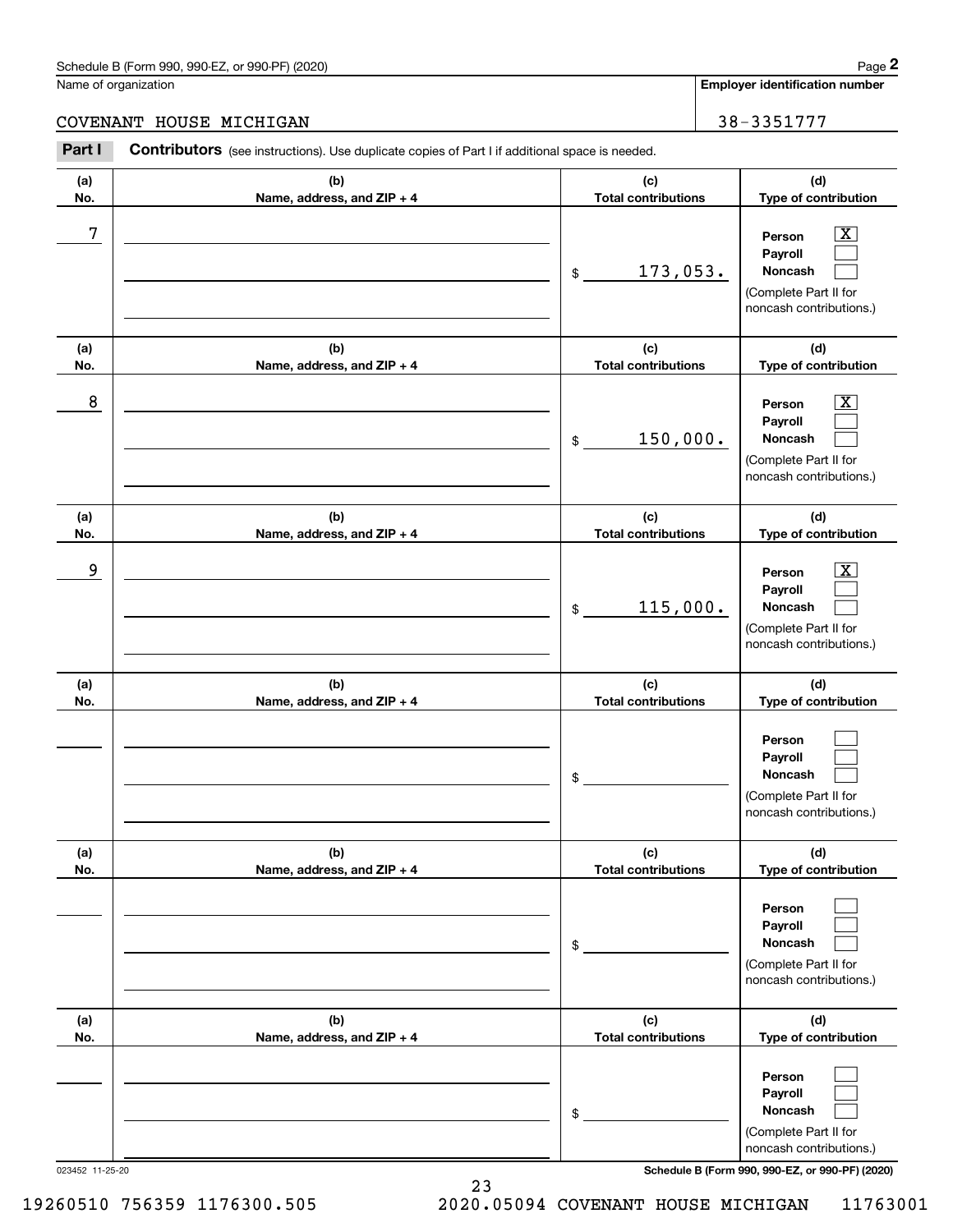Schedule B (Form 990, 990-EZ, or 990-PF) (2020)

Name of organization: COVENANT HOUSE MICHIGAN

Employer identification number: 38-3351777

**Part I** **Contributors** (see instructions). Use duplicate copies of Part I if additional space is needed.

| (a) No. | (b) Name, address, and ZIP + 4 | (c) Total contributions | (d) Type of contribution |
|---|---|---|---|
| 7 | | $ 173,053. | Person [X] Payroll [ ] Noncash [ ] (Complete Part II for noncash contributions.) |
| 8 | | $ 150,000. | Person [X] Payroll [ ] Noncash [ ] (Complete Part II for noncash contributions.) |
| 9 | | $ 115,000. | Person [X] Payroll [ ] Noncash [ ] (Complete Part II for noncash contributions.) |
| | | $ | Person [ ] Payroll [ ] Noncash [ ] (Complete Part II for noncash contributions.) |
| | | $ | Person [ ] Payroll [ ] Noncash [ ] (Complete Part II for noncash contributions.) |
| | | $ | Person [ ] Payroll [ ] Noncash [ ] (Complete Part II for noncash contributions.) |

023452 11-25-20

Schedule B (Form 990, 990-EZ, or 990-PF) (2020)

19260510 756359 1176300.505 2020.05094 COVENANT HOUSE MICHIGAN 11763001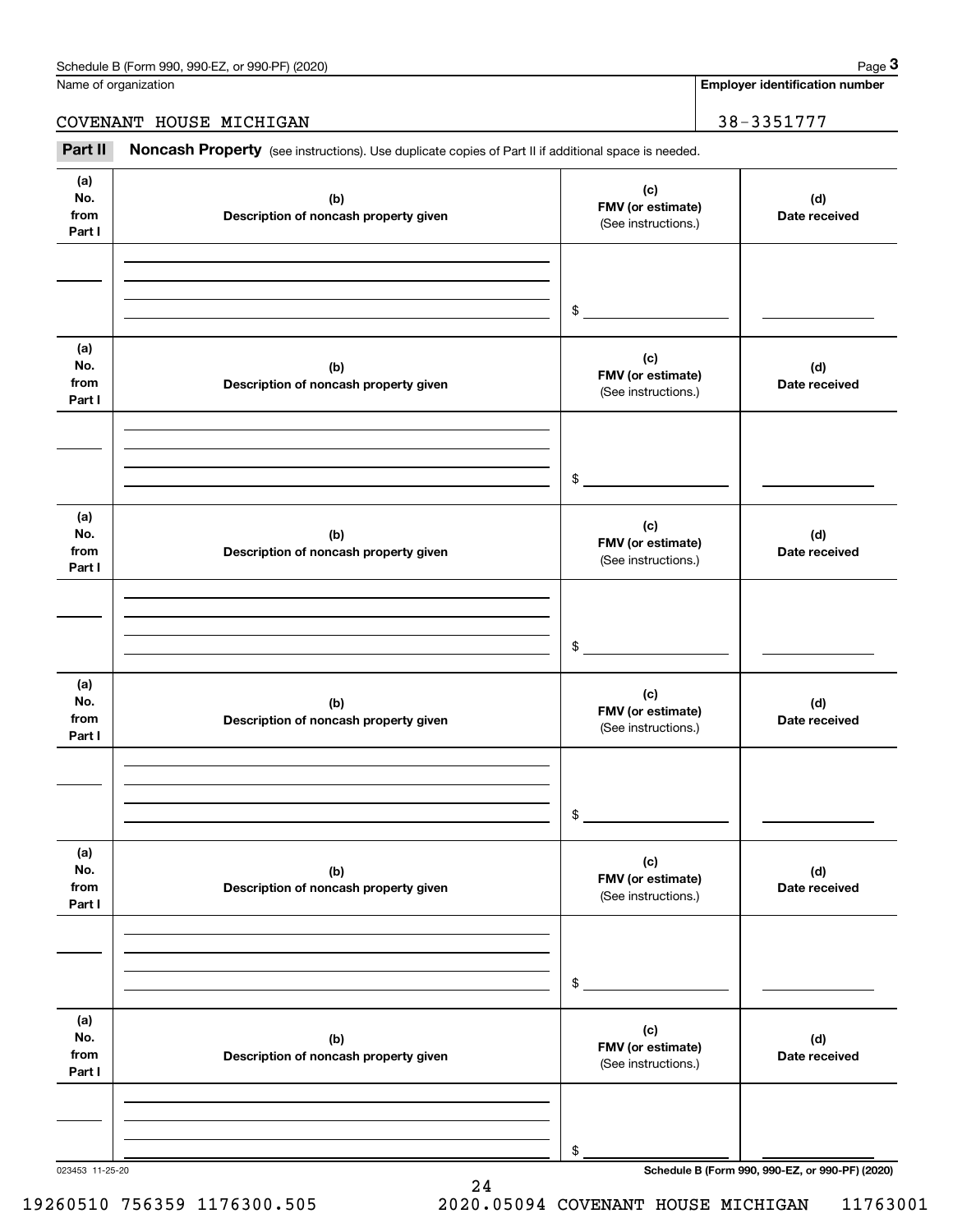Name of organization

COVENANT HOUSE MICHIGAN

**Employer identification number**

38-3351777

**Part II** **Noncash Property** (see instructions). Use duplicate copies of Part II if additional space is needed.

| (a) No. from Part I | (b) Description of noncash property given | (c) FMV (or estimate) (See instructions.) | (d) Date received |
|---|---|---|---|
| | | $ | |

| (a) No. from Part I | (b) Description of noncash property given | (c) FMV (or estimate) (See instructions.) | (d) Date received |
|---|---|---|---|
| | | $ | |

| (a) No. from Part I | (b) Description of noncash property given | (c) FMV (or estimate) (See instructions.) | (d) Date received |
|---|---|---|---|
| | | $ | |

| (a) No. from Part I | (b) Description of noncash property given | (c) FMV (or estimate) (See instructions.) | (d) Date received |
|---|---|---|---|
| | | $ | |

| (a) No. from Part I | (b) Description of noncash property given | (c) FMV (or estimate) (See instructions.) | (d) Date received |
|---|---|---|---|
| | | $ | |

| (a) No. from Part I | (b) Description of noncash property given | (c) FMV (or estimate) (See instructions.) | (d) Date received |
|---|---|---|---|
| | | $ | |

023453 11-25-20

19260510 756359 1176300.505 2020.05094 COVENANT HOUSE MICHIGAN 11763001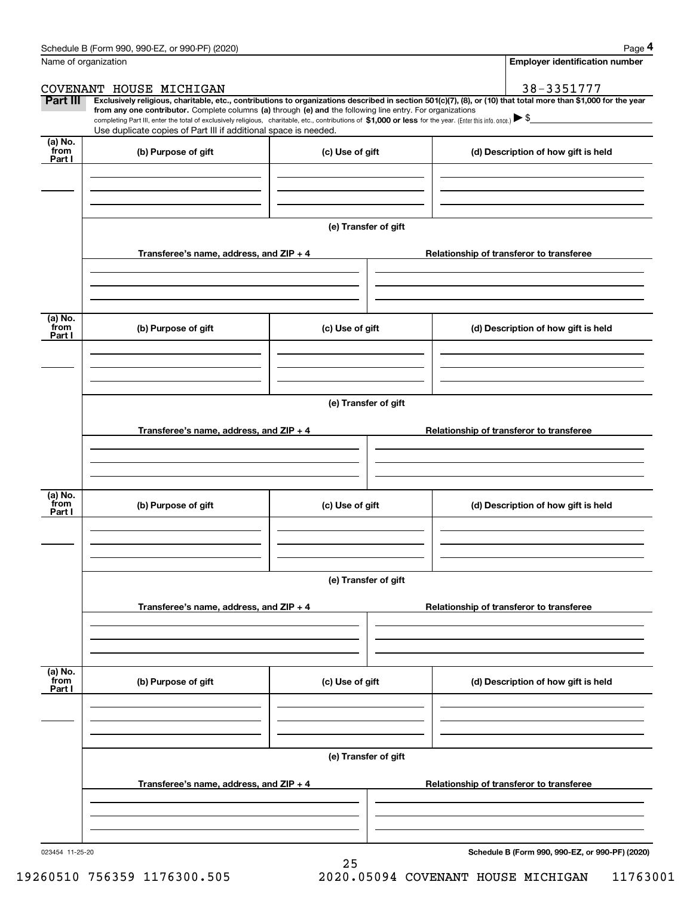Name of organization

COVENANT HOUSE MICHIGAN

**Employer identification number**

38-3351777

**Part III** **Exclusively religious, charitable, etc., contributions to organizations described in section 501(c)(7), (8), or (10) that total more than $1,000 for the year from any one contributor.** Complete columns **(a)** through **(e) and** the following line entry. For organizations completing Part III, enter the total of exclusively religious, charitable, etc., contributions of **$1,000 or less** for the year. (Enter this info. once.) ▶ $

Use duplicate copies of Part III if additional space is needed.

| (a) No. from Part I | (b) Purpose of gift | (c) Use of gift | (d) Description of how gift is held |
|---|---|---|---|
| | | | |

**(e) Transfer of gift**

| Transferee's name, address, and ZIP + 4 | Relationship of transferor to transferee |
|---|---|
| | |

| (a) No. from Part I | (b) Purpose of gift | (c) Use of gift | (d) Description of how gift is held |
|---|---|---|---|
| | | | |

**(e) Transfer of gift**

| Transferee's name, address, and ZIP + 4 | Relationship of transferor to transferee |
|---|---|
| | |

| (a) No. from Part I | (b) Purpose of gift | (c) Use of gift | (d) Description of how gift is held |
|---|---|---|---|
| | | | |

**(e) Transfer of gift**

| Transferee's name, address, and ZIP + 4 | Relationship of transferor to transferee |
|---|---|
| | |

| (a) No. from Part I | (b) Purpose of gift | (c) Use of gift | (d) Description of how gift is held |
|---|---|---|---|
| | | | |

**(e) Transfer of gift**

| Transferee's name, address, and ZIP + 4 | Relationship of transferor to transferee |
|---|---|
| | |

023454 11-25-20

**Schedule B (Form 990, 990-EZ, or 990-PF) (2020)**

19260510 756359 1176300.505 2020.05094 COVENANT HOUSE MICHIGAN 11763001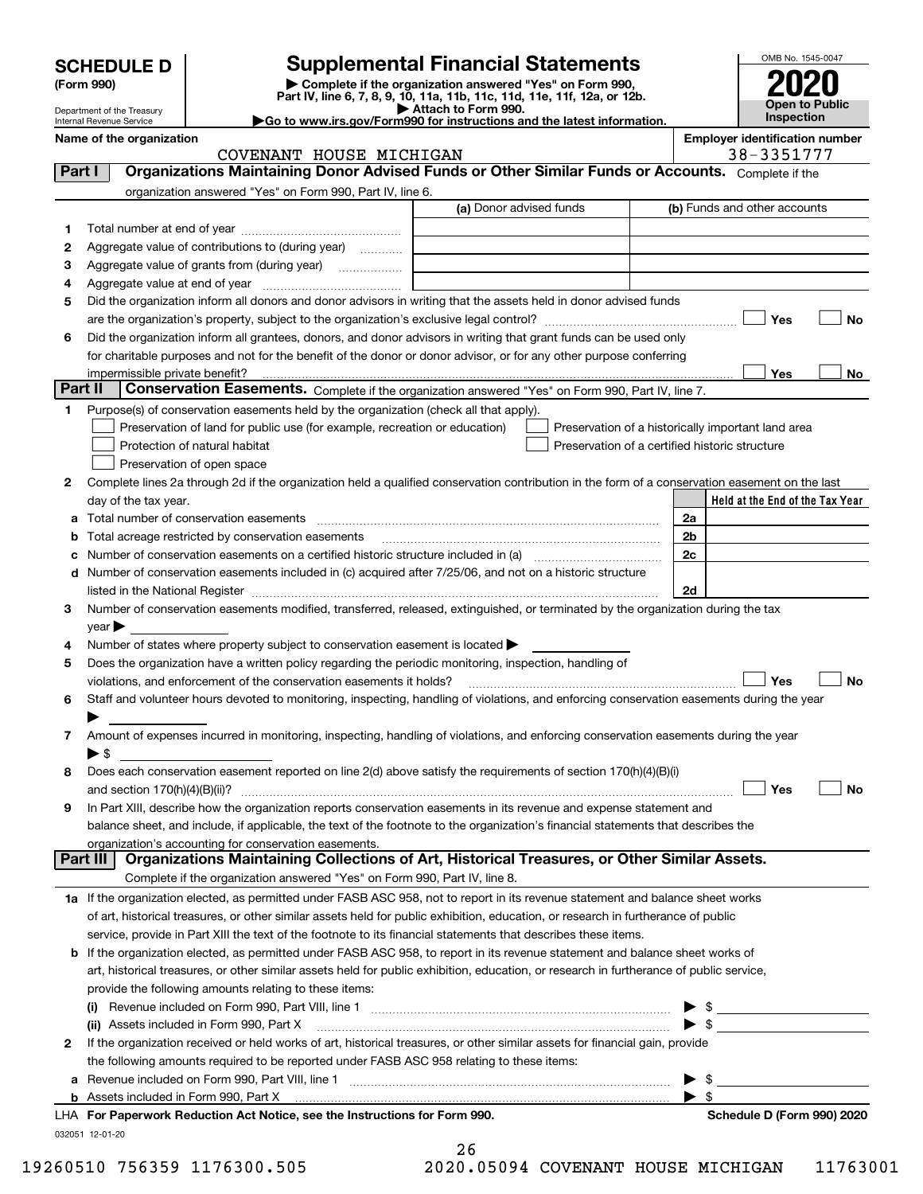# SCHEDULE D (Form 990)

# Supplemental Financial Statements

▶ Complete if the organization answered "Yes" on Form 990, Part IV, line 6, 7, 8, 9, 10, 11a, 11b, 11c, 11d, 11e, 11f, 12a, or 12b.
▶ Attach to Form 990.
▶Go to www.irs.gov/Form990 for instructions and the latest information.

OMB No. 1545-0047
**2020**
**Open to Public Inspection**

Department of the Treasury
Internal Revenue Service

**Name of the organization:** COVENANT HOUSE MICHIGAN
**Employer identification number:** 38-3351777

## Part I Organizations Maintaining Donor Advised Funds or Other Similar Funds or Accounts.

Complete if the organization answered "Yes" on Form 990, Part IV, line 6.

| | | (a) Donor advised funds | (b) Funds and other accounts |
|---|---|---|---|
| 1 | Total number at end of year | | |
| 2 | Aggregate value of contributions to (during year) | | |
| 3 | Aggregate value of grants from (during year) | | |
| 4 | Aggregate value at end of year | | |

5 Did the organization inform all donors and donor advisors in writing that the assets held in donor advised funds are the organization's property, subject to the organization's exclusive legal control? ☐ Yes ☐ No

6 Did the organization inform all grantees, donors, and donor advisors in writing that grant funds can be used only for charitable purposes and not for the benefit of the donor or donor advisor, or for any other purpose conferring impermissible private benefit? ☐ Yes ☐ No

## Part II Conservation Easements.

Complete if the organization answered "Yes" on Form 990, Part IV, line 7.

1 Purpose(s) of conservation easements held by the organization (check all that apply).
- ☐ Preservation of land for public use (for example, recreation or education)
- ☐ Protection of natural habitat
- ☐ Preservation of open space
- ☐ Preservation of a historically important land area
- ☐ Preservation of a certified historic structure

2 Complete lines 2a through 2d if the organization held a qualified conservation contribution in the form of a conservation easement on the last day of the tax year.

| | | | Held at the End of the Tax Year |
|---|---|---|---|
| a | Total number of conservation easements | 2a | |
| b | Total acreage restricted by conservation easements | 2b | |
| c | Number of conservation easements on a certified historic structure included in (a) | 2c | |
| d | Number of conservation easements included in (c) acquired after 7/25/06, and not on a historic structure listed in the National Register | 2d | |

3 Number of conservation easements modified, transferred, released, extinguished, or terminated by the organization during the tax year ▶

4 Number of states where property subject to conservation easement is located ▶

5 Does the organization have a written policy regarding the periodic monitoring, inspection, handling of violations, and enforcement of the conservation easements it holds? ☐ Yes ☐ No

6 Staff and volunteer hours devoted to monitoring, inspecting, handling of violations, and enforcing conservation easements during the year ▶

7 Amount of expenses incurred in monitoring, inspecting, handling of violations, and enforcing conservation easements during the year ▶ $

8 Does each conservation easement reported on line 2(d) above satisfy the requirements of section 170(h)(4)(B)(i) and section 170(h)(4)(B)(ii)? ☐ Yes ☐ No

9 In Part XIII, describe how the organization reports conservation easements in its revenue and expense statement and balance sheet, and include, if applicable, the text of the footnote to the organization's financial statements that describes the organization's accounting for conservation easements.

## Part III Organizations Maintaining Collections of Art, Historical Treasures, or Other Similar Assets.

Complete if the organization answered "Yes" on Form 990, Part IV, line 8.

1a If the organization elected, as permitted under FASB ASC 958, not to report in its revenue statement and balance sheet works of art, historical treasures, or other similar assets held for public exhibition, education, or research in furtherance of public service, provide in Part XIII the text of the footnote to its financial statements that describes these items.

b If the organization elected, as permitted under FASB ASC 958, to report in its revenue statement and balance sheet works of art, historical treasures, or other similar assets held for public exhibition, education, or research in furtherance of public service, provide the following amounts relating to these items:

(i) Revenue included on Form 990, Part VIII, line 1 ▶ $

(ii) Assets included in Form 990, Part X ▶ $

2 If the organization received or held works of art, historical treasures, or other similar assets for financial gain, provide the following amounts required to be reported under FASB ASC 958 relating to these items:

a Revenue included on Form 990, Part VIII, line 1 ▶ $

b Assets included in Form 990, Part X ▶ $

LHA For Paperwork Reduction Act Notice, see the Instructions for Form 990.

Schedule D (Form 990) 2020

032051 12-01-20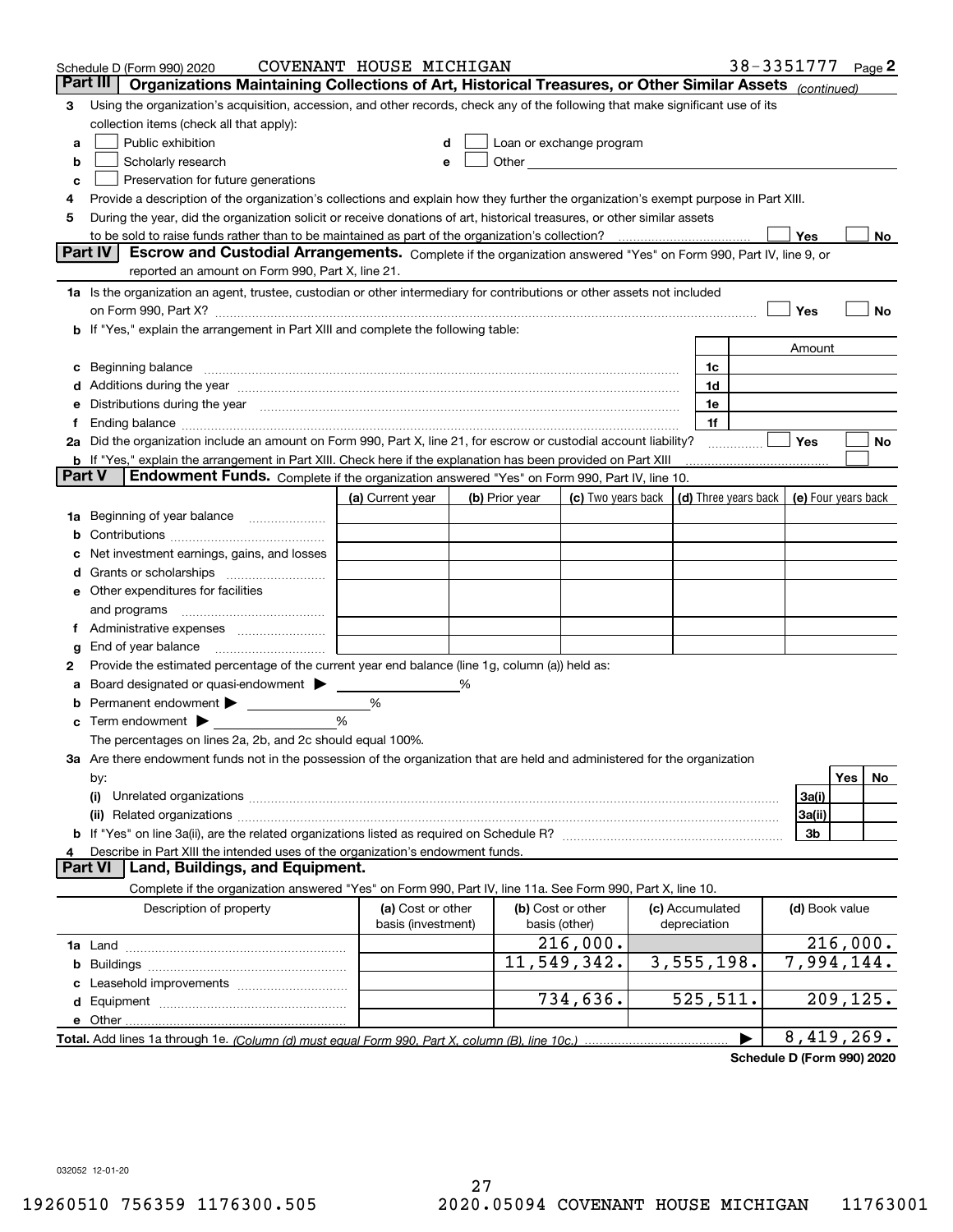Schedule D (Form 990) 2020 COVENANT HOUSE MICHIGAN 38-3351777 Page 2

## Part III Organizations Maintaining Collections of Art, Historical Treasures, or Other Similar Assets *(continued)*

**3** Using the organization's acquisition, accession, and other records, check any of the following that make significant use of its collection items (check all that apply):

- **a** ☐ Public exhibition
- **b** ☐ Scholarly research
- **c** ☐ Preservation for future generations
- **d** ☐ Loan or exchange program
- **e** ☐ Other

**4** Provide a description of the organization's collections and explain how they further the organization's exempt purpose in Part XIII.

**5** During the year, did the organization solicit or receive donations of art, historical treasures, or other similar assets to be sold to raise funds rather than to be maintained as part of the organization's collection? ☐ Yes ☐ No

## Part IV Escrow and Custodial Arrangements.

Complete if the organization answered "Yes" on Form 990, Part IV, line 9, or reported an amount on Form 990, Part X, line 21.

**1a** Is the organization an agent, trustee, custodian or other intermediary for contributions or other assets not included on Form 990, Part X? ☐ Yes ☐ No

**b** If "Yes," explain the arrangement in Part XIII and complete the following table:

| | | Amount |
|---|---|---|
| **c** Beginning balance | 1c | |
| **d** Additions during the year | 1d | |
| **e** Distributions during the year | 1e | |
| **f** Ending balance | 1f | |

**2a** Did the organization include an amount on Form 990, Part X, line 21, for escrow or custodial account liability? ☐ Yes ☐ No

**b** If "Yes," explain the arrangement in Part XIII. Check here if the explanation has been provided on Part XIII ☐

## Part V Endowment Funds.

Complete if the organization answered "Yes" on Form 990, Part IV, line 10.

| | (a) Current year | (b) Prior year | (c) Two years back | (d) Three years back | (e) Four years back |
|---|---|---|---|---|---|
| **1a** Beginning of year balance | | | | | |
| **b** Contributions | | | | | |
| **c** Net investment earnings, gains, and losses | | | | | |
| **d** Grants or scholarships | | | | | |
| **e** Other expenditures for facilities and programs | | | | | |
| **f** Administrative expenses | | | | | |
| **g** End of year balance | | | | | |

**2** Provide the estimated percentage of the current year end balance (line 1g, column (a)) held as:

- **a** Board designated or quasi-endowment ▶ ______ %
- **b** Permanent endowment ▶ ______ %
- **c** Term endowment ▶ ______ %

The percentages on lines 2a, 2b, and 2c should equal 100%.

**3a** Are there endowment funds not in the possession of the organization that are held and administered for the organization by:

| | | Yes | No |
|---|---|---|---|
| **(i)** Unrelated organizations | 3a(i) | | |
| **(ii)** Related organizations | 3a(ii) | | |
| **b** If "Yes" on line 3a(ii), are the related organizations listed as required on Schedule R? | 3b | | |

**4** Describe in Part XIII the intended uses of the organization's endowment funds.

## Part VI Land, Buildings, and Equipment.

Complete if the organization answered "Yes" on Form 990, Part IV, line 11a. See Form 990, Part X, line 10.

| Description of property | (a) Cost or other basis (investment) | (b) Cost or other basis (other) | (c) Accumulated depreciation | (d) Book value |
|---|---|---|---|---|
| **1a** Land | | 216,000. | | 216,000. |
| **b** Buildings | | 11,549,342. | 3,555,198. | 7,994,144. |
| **c** Leasehold improvements | | | | |
| **d** Equipment | | 734,636. | 525,511. | 209,125. |
| **e** Other | | | | |
| **Total.** Add lines 1a through 1e. *(Column (d) must equal Form 990, Part X, column (B), line 10c.)* ▶ | | | | 8,419,269. |

Schedule D (Form 990) 2020

032052 12-01-20

19260510 756359 1176300.505 2020.05094 COVENANT HOUSE MICHIGAN 11763001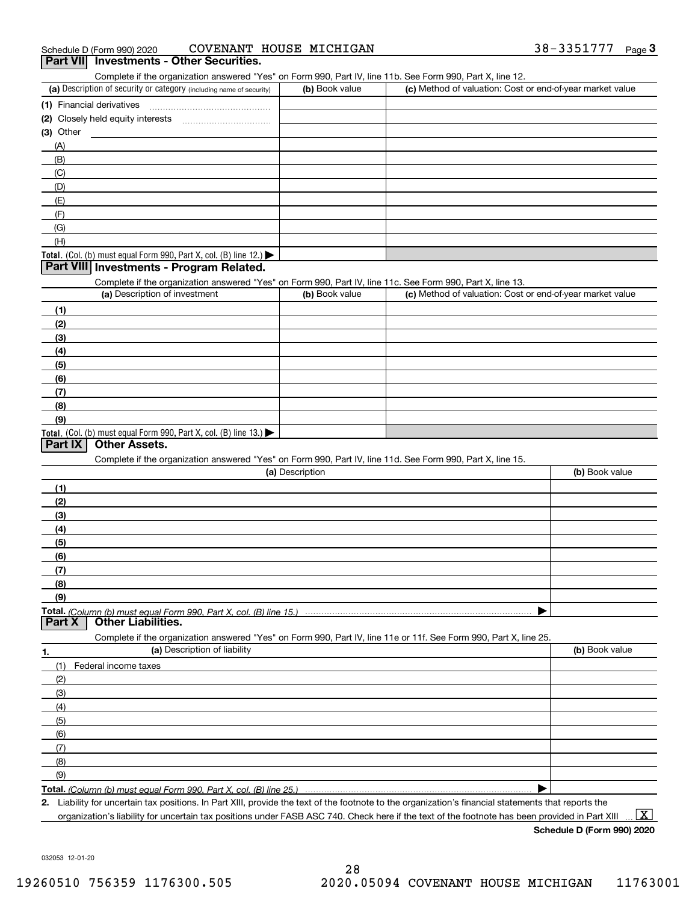Schedule D (Form 990) 2020 COVENANT HOUSE MICHIGAN 38-3351777 Page 3

## Part VII Investments - Other Securities.

Complete if the organization answered "Yes" on Form 990, Part IV, line 11b. See Form 990, Part X, line 12.

| (a) Description of security or category (including name of security) | (b) Book value | (c) Method of valuation: Cost or end-of-year market value |
|---|---|---|
| (1) Financial derivatives | | |
| (2) Closely held equity interests | | |
| (3) Other | | |
| (A) | | |
| (B) | | |
| (C) | | |
| (D) | | |
| (E) | | |
| (F) | | |
| (G) | | |
| (H) | | |
| **Total.** (Col. (b) must equal Form 990, Part X, col. (B) line 12.) ▶ | | |

## Part VIII Investments - Program Related.

Complete if the organization answered "Yes" on Form 990, Part IV, line 11c. See Form 990, Part X, line 13.

| (a) Description of investment | (b) Book value | (c) Method of valuation: Cost or end-of-year market value |
|---|---|---|
| (1) | | |
| (2) | | |
| (3) | | |
| (4) | | |
| (5) | | |
| (6) | | |
| (7) | | |
| (8) | | |
| (9) | | |
| **Total.** (Col. (b) must equal Form 990, Part X, col. (B) line 13.) ▶ | | |

## Part IX Other Assets.

Complete if the organization answered "Yes" on Form 990, Part IV, line 11d. See Form 990, Part X, line 15.

| (a) Description | (b) Book value |
|---|---|
| (1) | |
| (2) | |
| (3) | |
| (4) | |
| (5) | |
| (6) | |
| (7) | |
| (8) | |
| (9) | |
| **Total.** *(Column (b) must equal Form 990, Part X, col. (B) line 15.)* ▶ | |

## Part X Other Liabilities.

Complete if the organization answered "Yes" on Form 990, Part IV, line 11e or 11f. See Form 990, Part X, line 25.

| 1. (a) Description of liability | (b) Book value |
|---|---|
| (1) Federal income taxes | |
| (2) | |
| (3) | |
| (4) | |
| (5) | |
| (6) | |
| (7) | |
| (8) | |
| (9) | |
| **Total.** *(Column (b) must equal Form 990, Part X, col. (B) line 25.)* ▶ | |

**2.** Liability for uncertain tax positions. In Part XIII, provide the text of the footnote to the organization's financial statements that reports the organization's liability for uncertain tax positions under FASB ASC 740. Check here if the text of the footnote has been provided in Part XIII ... [X]

**Schedule D (Form 990) 2020**

032053 12-01-20

19260510 756359 1176300.505 2020.05094 COVENANT HOUSE MICHIGAN 11763001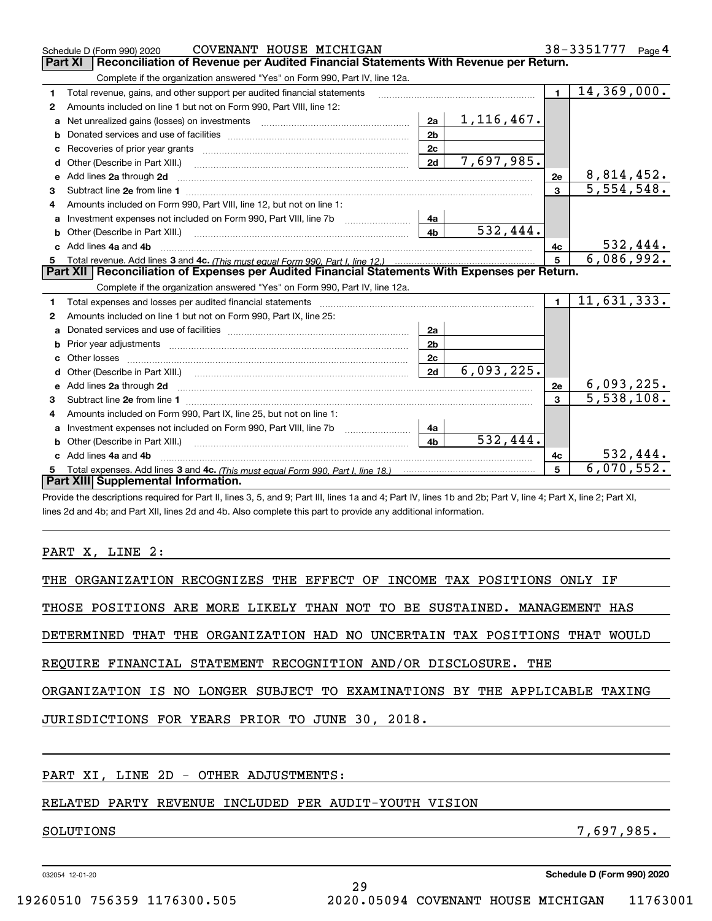Schedule D (Form 990) 2020 COVENANT HOUSE MICHIGAN 38-3351777 Page 4

## Part XI Reconciliation of Revenue per Audited Financial Statements With Revenue per Return.

Complete if the organization answered "Yes" on Form 990, Part IV, line 12a.

| | | | | | |
|---|---|---|---|---|---|
| 1 | Total revenue, gains, and other support per audited financial statements | | | 1 | 14,369,000. |
| 2 | Amounts included on line 1 but not on Form 990, Part VIII, line 12: | | | | |
| a | Net unrealized gains (losses) on investments | 2a | 1,116,467. | | |
| b | Donated services and use of facilities | 2b | | | |
| c | Recoveries of prior year grants | 2c | | | |
| d | Other (Describe in Part XIII.) | 2d | 7,697,985. | | |
| e | Add lines 2a through 2d | | | 2e | 8,814,452. |
| 3 | Subtract line 2e from line 1 | | | 3 | 5,554,548. |
| 4 | Amounts included on Form 990, Part VIII, line 12, but not on line 1: | | | | |
| a | Investment expenses not included on Form 990, Part VIII, line 7b | 4a | | | |
| b | Other (Describe in Part XIII.) | 4b | 532,444. | | |
| c | Add lines 4a and 4b | | | 4c | 532,444. |
| 5 | Total revenue. Add lines 3 and 4c. *(This must equal Form 990, Part I, line 12.)* | | | 5 | 6,086,992. |

## Part XII Reconciliation of Expenses per Audited Financial Statements With Expenses per Return.

Complete if the organization answered "Yes" on Form 990, Part IV, line 12a.

| | | | | | |
|---|---|---|---|---|---|
| 1 | Total expenses and losses per audited financial statements | | | 1 | 11,631,333. |
| 2 | Amounts included on line 1 but not on Form 990, Part IX, line 25: | | | | |
| a | Donated services and use of facilities | 2a | | | |
| b | Prior year adjustments | 2b | | | |
| c | Other losses | 2c | | | |
| d | Other (Describe in Part XIII.) | 2d | 6,093,225. | | |
| e | Add lines 2a through 2d | | | 2e | 6,093,225. |
| 3 | Subtract line 2e from line 1 | | | 3 | 5,538,108. |
| 4 | Amounts included on Form 990, Part IX, line 25, but not on line 1: | | | | |
| a | Investment expenses not included on Form 990, Part VIII, line 7b | 4a | | | |
| b | Other (Describe in Part XIII.) | 4b | 532,444. | | |
| c | Add lines 4a and 4b | | | 4c | 532,444. |
| 5 | Total expenses. Add lines 3 and 4c. *(This must equal Form 990, Part I, line 18.)* | | | 5 | 6,070,552. |

## Part XIII Supplemental Information.

Provide the descriptions required for Part II, lines 3, 5, and 9; Part III, lines 1a and 4; Part IV, lines 1b and 2b; Part V, line 4; Part X, line 2; Part XI, lines 2d and 4b; and Part XII, lines 2d and 4b. Also complete this part to provide any additional information.

PART X, LINE 2:

THE ORGANIZATION RECOGNIZES THE EFFECT OF INCOME TAX POSITIONS ONLY IF THOSE POSITIONS ARE MORE LIKELY THAN NOT TO BE SUSTAINED. MANAGEMENT HAS DETERMINED THAT THE ORGANIZATION HAD NO UNCERTAIN TAX POSITIONS THAT WOULD REQUIRE FINANCIAL STATEMENT RECOGNITION AND/OR DISCLOSURE. THE ORGANIZATION IS NO LONGER SUBJECT TO EXAMINATIONS BY THE APPLICABLE TAXING JURISDICTIONS FOR YEARS PRIOR TO JUNE 30, 2018.

PART XI, LINE 2D - OTHER ADJUSTMENTS:

RELATED PARTY REVENUE INCLUDED PER AUDIT-YOUTH VISION SOLUTIONS 7,697,985.

032054 12-01-20 Schedule D (Form 990) 2020

19260510 756359 1176300.505 2020.05094 COVENANT HOUSE MICHIGAN 11763001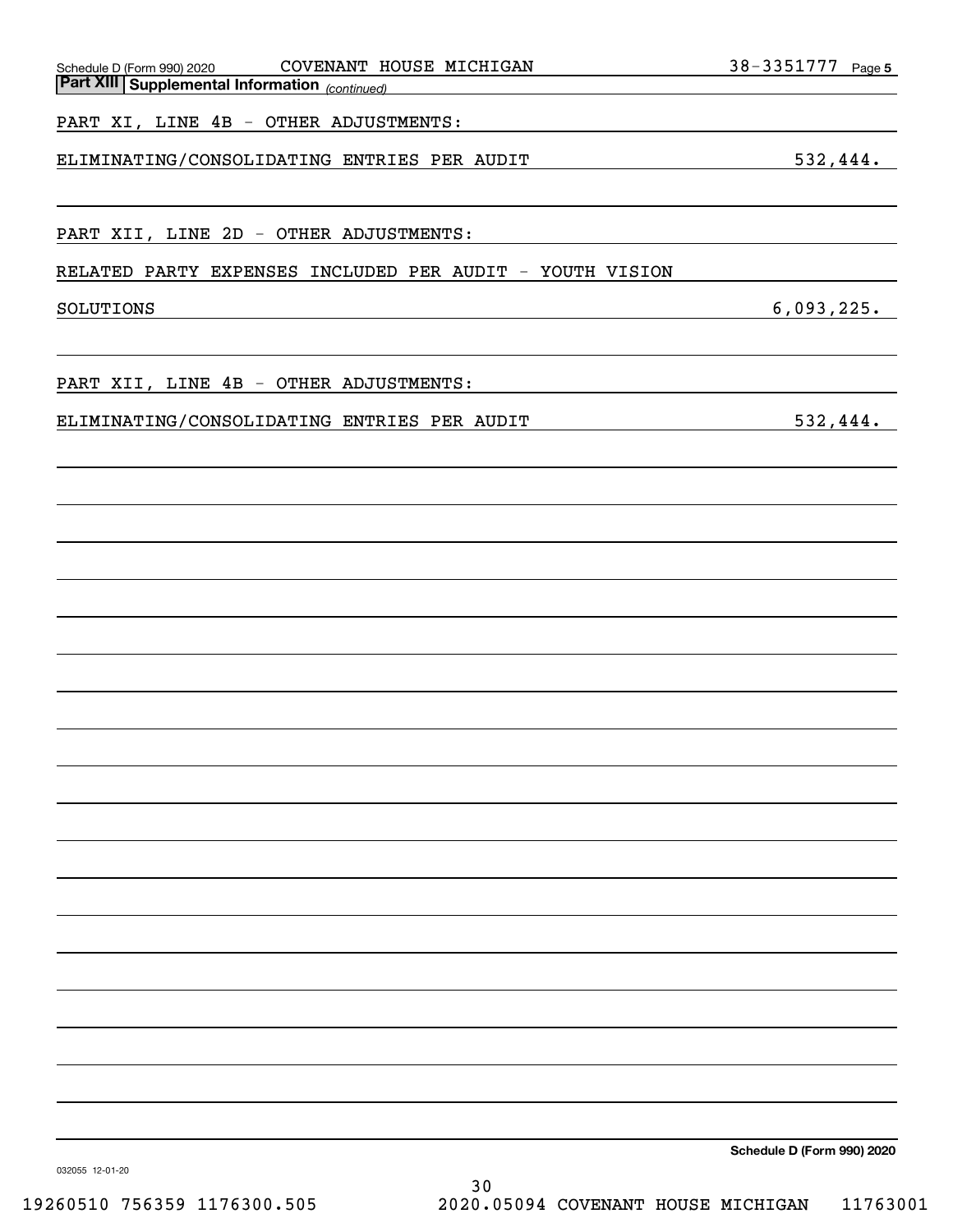Schedule D (Form 990) 2020 COVENANT HOUSE MICHIGAN 38-3351777 Page 5

**Part XIII Supplemental Information** *(continued)*

PART XI, LINE 4B - OTHER ADJUSTMENTS:

ELIMINATING/CONSOLIDATING ENTRIES PER AUDIT 532,444.

PART XII, LINE 2D - OTHER ADJUSTMENTS:

RELATED PARTY EXPENSES INCLUDED PER AUDIT - YOUTH VISION SOLUTIONS 6,093,225.

PART XII, LINE 4B - OTHER ADJUSTMENTS:

ELIMINATING/CONSOLIDATING ENTRIES PER AUDIT 532,444.

**Schedule D (Form 990) 2020**

032055 12-01-20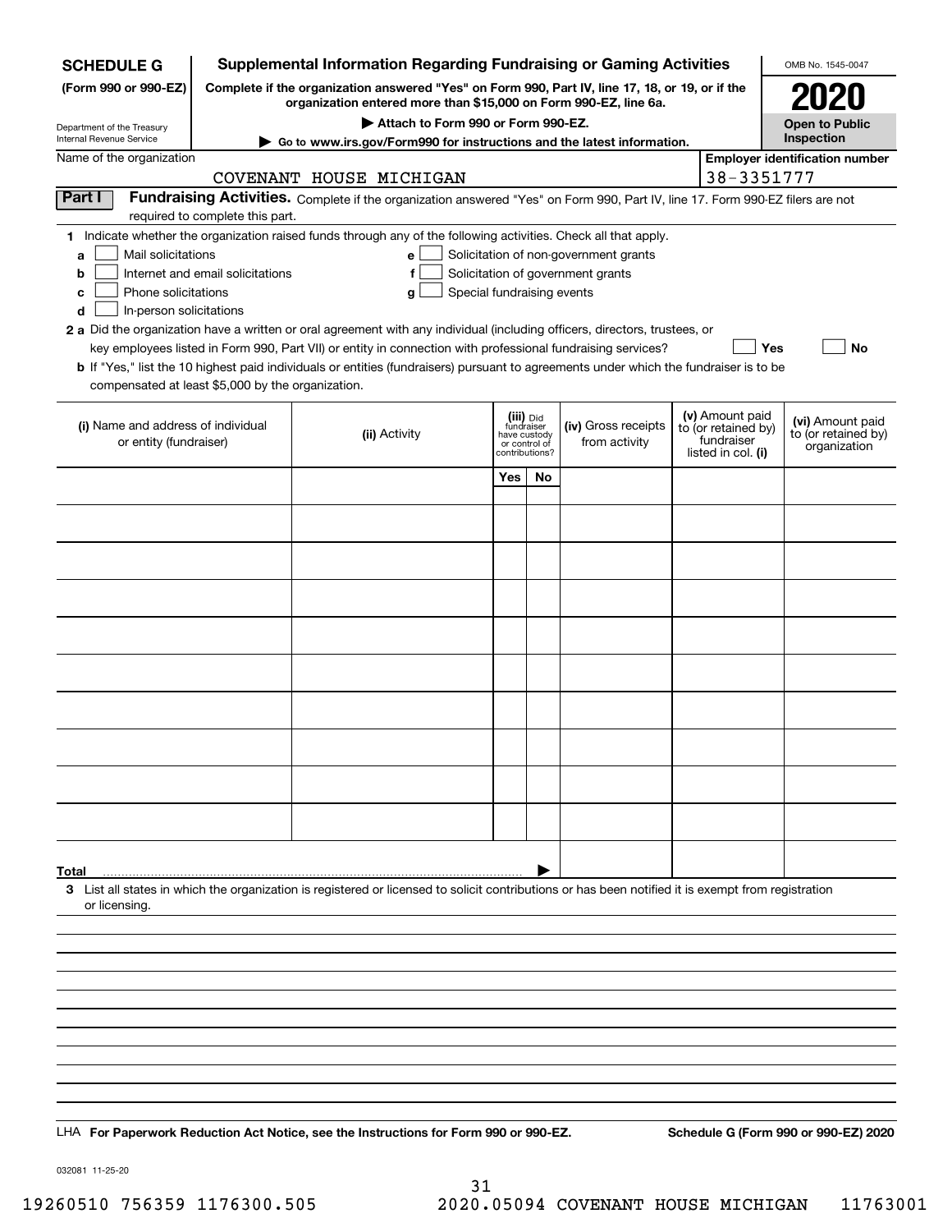**SCHEDULE G**
**(Form 990 or 990-EZ)**

Department of the Treasury
Internal Revenue Service

# Supplemental Information Regarding Fundraising or Gaming Activities

**Complete if the organization answered "Yes" on Form 990, Part IV, line 17, 18, or 19, or if the organization entered more than $15,000 on Form 990-EZ, line 6a.**

▶ **Attach to Form 990 or Form 990-EZ.**

▶ **Go to www.irs.gov/Form990 for instructions and the latest information.**

OMB No. 1545-0047

**2020**

**Open to Public Inspection**

Name of the organization: COVENANT HOUSE MICHIGAN

**Employer identification number:** 38-3351777

**Part I** **Fundraising Activities.** Complete if the organization answered "Yes" on Form 990, Part IV, line 17. Form 990-EZ filers are not required to complete this part.

**1** Indicate whether the organization raised funds through any of the following activities. Check all that apply.

- **a** ☐ Mail solicitations
- **b** ☐ Internet and email solicitations
- **c** ☐ Phone solicitations
- **d** ☐ In-person solicitations
- **e** ☐ Solicitation of non-government grants
- **f** ☐ Solicitation of government grants
- **g** ☐ Special fundraising events

**2 a** Did the organization have a written or oral agreement with any individual (including officers, directors, trustees, or key employees listed in Form 990, Part VII) or entity in connection with professional fundraising services? ☐ **Yes** ☐ **No**

**b** If "Yes," list the 10 highest paid individuals or entities (fundraisers) pursuant to agreements under which the fundraiser is to be compensated at least $5,000 by the organization.

| (i) Name and address of individual or entity (fundraiser) | (ii) Activity | (iii) Did fundraiser have custody or control of contributions? | | (iv) Gross receipts from activity | (v) Amount paid to (or retained by) fundraiser listed in col. (i) | (vi) Amount paid to (or retained by) organization |
|---|---|---|---|---|---|---|
| | | Yes | No | | | |
| | | | | | | |
| | | | | | | |
| | | | | | | |
| | | | | | | |
| | | | | | | |
| | | | | | | |
| | | | | | | |
| | | | | | | |
| | | | | | | |
| | | | | | | |
| **Total** ▶ | | | | | | |

**3** List all states in which the organization is registered or licensed to solicit contributions or has been notified it is exempt from registration or licensing.

LHA **For Paperwork Reduction Act Notice, see the Instructions for Form 990 or 990-EZ.** **Schedule G (Form 990 or 990-EZ) 2020**

032081 11-25-20

19260510 756359 1176300.505 2020.05094 COVENANT HOUSE MICHIGAN 11763001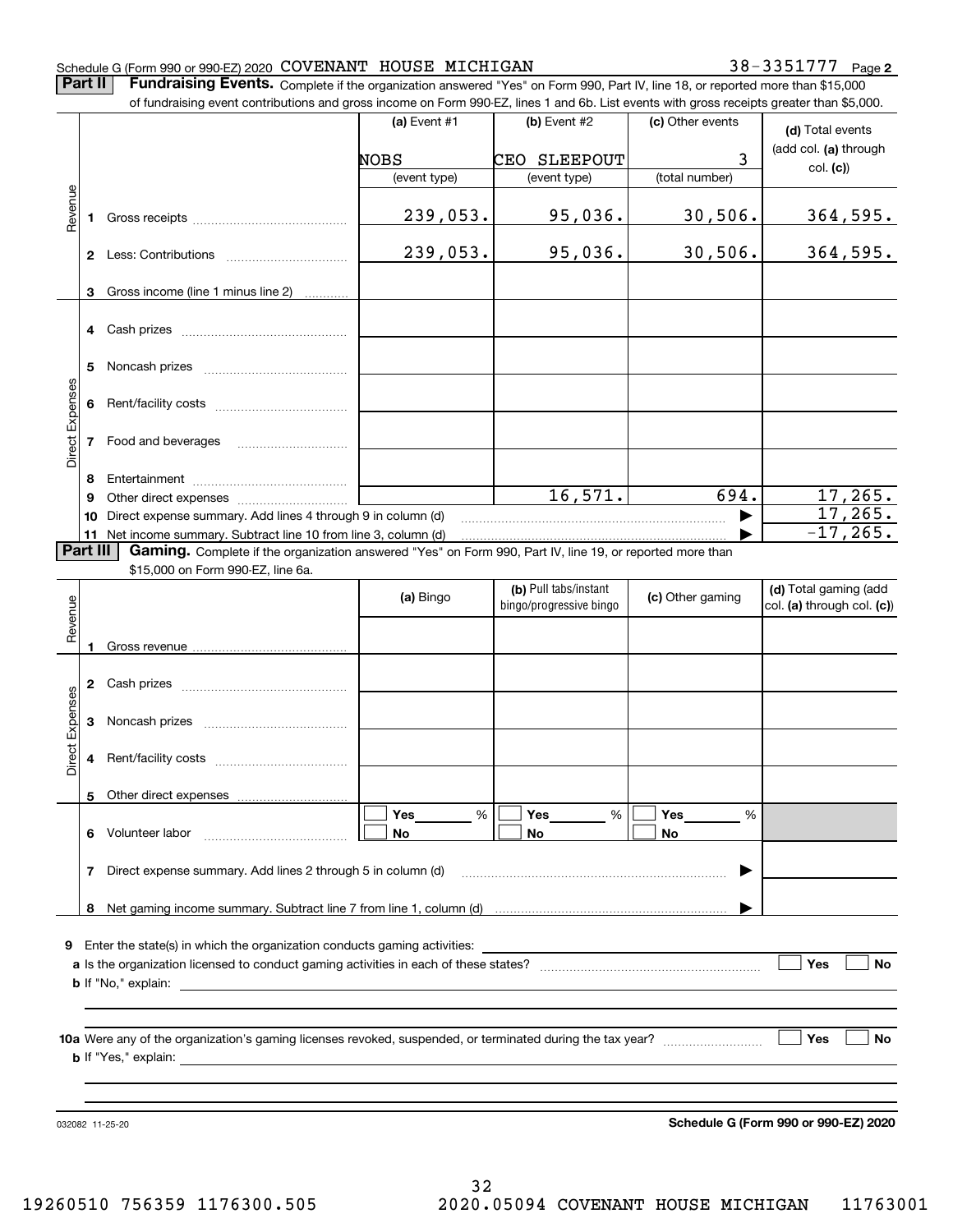Schedule G (Form 990 or 990-EZ) 2020 COVENANT HOUSE MICHIGAN 38-3351777 Page 2

**Part II** **Fundraising Events.** Complete if the organization answered "Yes" on Form 990, Part IV, line 18, or reported more than $15,000 of fundraising event contributions and gross income on Form 990-EZ, lines 1 and 6b. List events with gross receipts greater than $5,000.

| | | (a) Event #1 | (b) Event #2 | (c) Other events | (d) Total events (add col. (a) through col. (c)) |
|---|---|---|---|---|---|
| | | NOBS | CEO SLEEPOUT | 3 | |
| | | (event type) | (event type) | (total number) | |
| Revenue | 1 Gross receipts | 239,053. | 95,036. | 30,506. | 364,595. |
| | 2 Less: Contributions | 239,053. | 95,036. | 30,506. | 364,595. |
| | 3 Gross income (line 1 minus line 2) | | | | |
| Direct Expenses | 4 Cash prizes | | | | |
| | 5 Noncash prizes | | | | |
| | 6 Rent/facility costs | | | | |
| | 7 Food and beverages | | | | |
| | 8 Entertainment | | | | |
| | 9 Other direct expenses | | 16,571. | 694. | 17,265. |
| | 10 Direct expense summary. Add lines 4 through 9 in column (d) | | | ▶ | 17,265. |
| | 11 Net income summary. Subtract line 10 from line 3, column (d) | | | ▶ | -17,265. |

**Part III** **Gaming.** Complete if the organization answered "Yes" on Form 990, Part IV, line 19, or reported more than $15,000 on Form 990-EZ, line 6a.

| | | (a) Bingo | (b) Pull tabs/instant bingo/progressive bingo | (c) Other gaming | (d) Total gaming (add col. (a) through col. (c)) |
|---|---|---|---|---|---|
| Revenue | 1 Gross revenue | | | | |
| Direct Expenses | 2 Cash prizes | | | | |
| | 3 Noncash prizes | | | | |
| | 4 Rent/facility costs | | | | |
| | 5 Other direct expenses | | | | |
| | 6 Volunteer labor | ☐ Yes ____ % ☐ No | ☐ Yes ____ % ☐ No | ☐ Yes ____ % ☐ No | |
| | 7 Direct expense summary. Add lines 2 through 5 in column (d) | | | ▶ | |
| | 8 Net gaming income summary. Subtract line 7 from line 1, column (d) | | | ▶ | |

**9** Enter the state(s) in which the organization conducts gaming activities: ____________

**a** Is the organization licensed to conduct gaming activities in each of these states? ☐ Yes ☐ No

**b** If "No," explain: ____________

**10a** Were any of the organization's gaming licenses revoked, suspended, or terminated during the tax year? ☐ Yes ☐ No

**b** If "Yes," explain: ____________

032082 11-25-20

**Schedule G (Form 990 or 990-EZ) 2020**

19260510 756359 1176300.505 2020.05094 COVENANT HOUSE MICHIGAN 11763001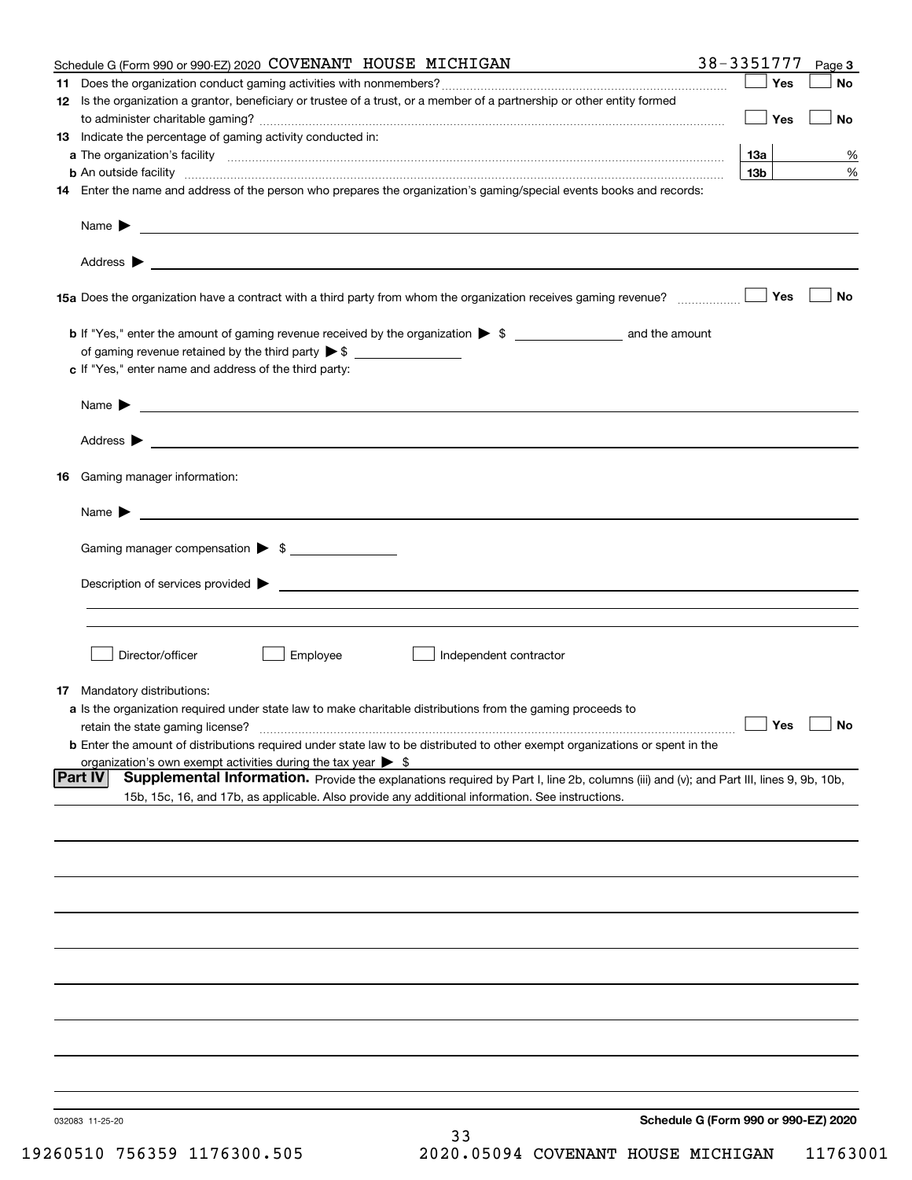Schedule G (Form 990 or 990-EZ) 2020 COVENANT HOUSE MICHIGAN 38-3351777 Page **3**

**11** Does the organization conduct gaming activities with nonmembers? ☐ Yes ☐ No

**12** Is the organization a grantor, beneficiary or trustee of a trust, or a member of a partnership or other entity formed to administer charitable gaming? ☐ Yes ☐ No

**13** Indicate the percentage of gaming activity conducted in:

**a** The organization's facility **13a** %

**b** An outside facility **13b** %

**14** Enter the name and address of the person who prepares the organization's gaming/special events books and records:

Name ▶

Address ▶

**15a** Does the organization have a contract with a third party from whom the organization receives gaming revenue? ☐ Yes ☐ No

**b** If "Yes," enter the amount of gaming revenue received by the organization ▶ $ ________ and the amount of gaming revenue retained by the third party ▶ $ ________

**c** If "Yes," enter name and address of the third party:

Name ▶

Address ▶

**16** Gaming manager information:

Name ▶

Gaming manager compensation ▶ $

Description of services provided ▶

☐ Director/officer ☐ Employee ☐ Independent contractor

**17** Mandatory distributions:

**a** Is the organization required under state law to make charitable distributions from the gaming proceeds to retain the state gaming license? ☐ Yes ☐ No

**b** Enter the amount of distributions required under state law to be distributed to other exempt organizations or spent in the organization's own exempt activities during the tax year ▶ $

**Part IV** **Supplemental Information.** Provide the explanations required by Part I, line 2b, columns (iii) and (v); and Part III, lines 9, 9b, 10b, 15b, 15c, 16, and 17b, as applicable. Also provide any additional information. See instructions.

032083 11-25-20 **Schedule G (Form 990 or 990-EZ) 2020**

19260510 756359 1176300.505 2020.05094 COVENANT HOUSE MICHIGAN 11763001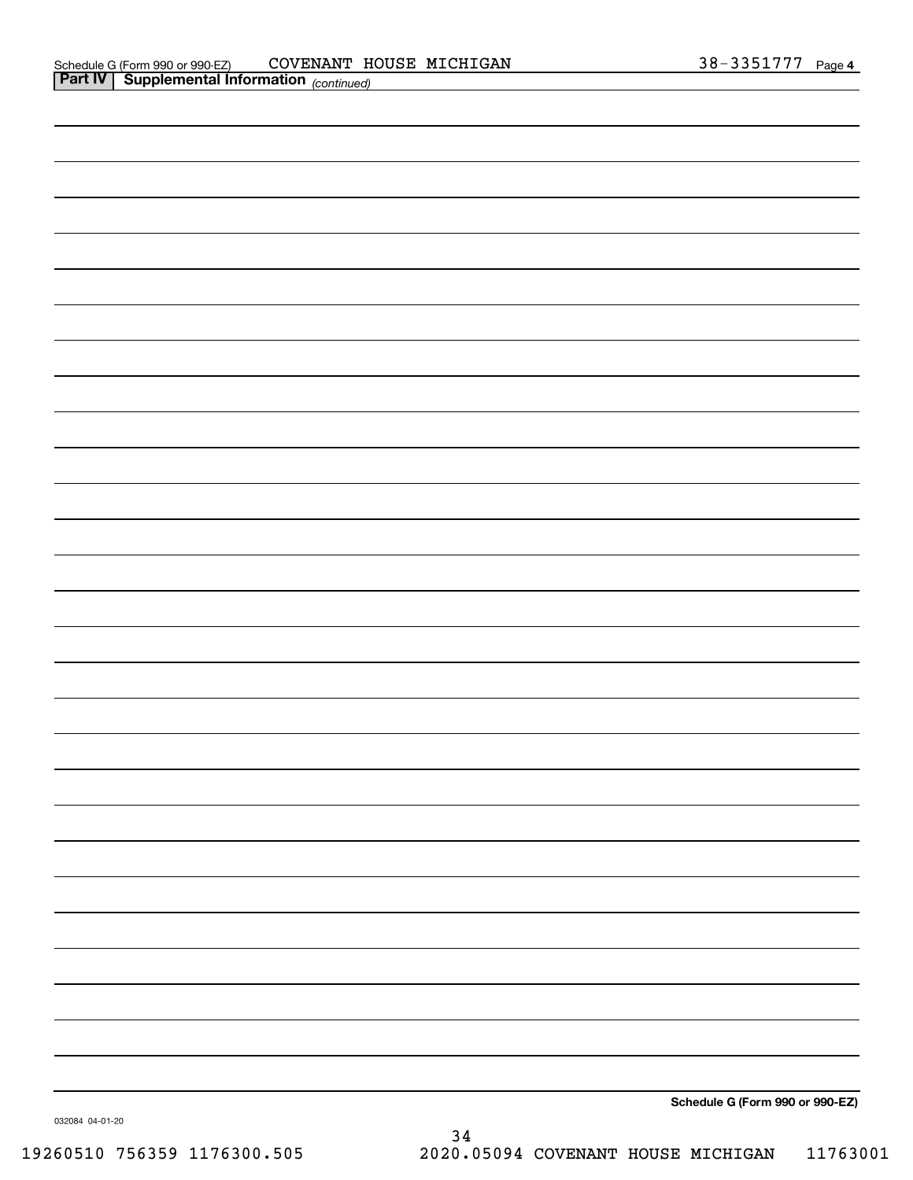Schedule G (Form 990 or 990-EZ) COVENANT HOUSE MICHIGAN 38-3351777 Page 4

**Part IV | Supplemental Information** *(continued)*

**Schedule G (Form 990 or 990-EZ)**

032084 04-01-20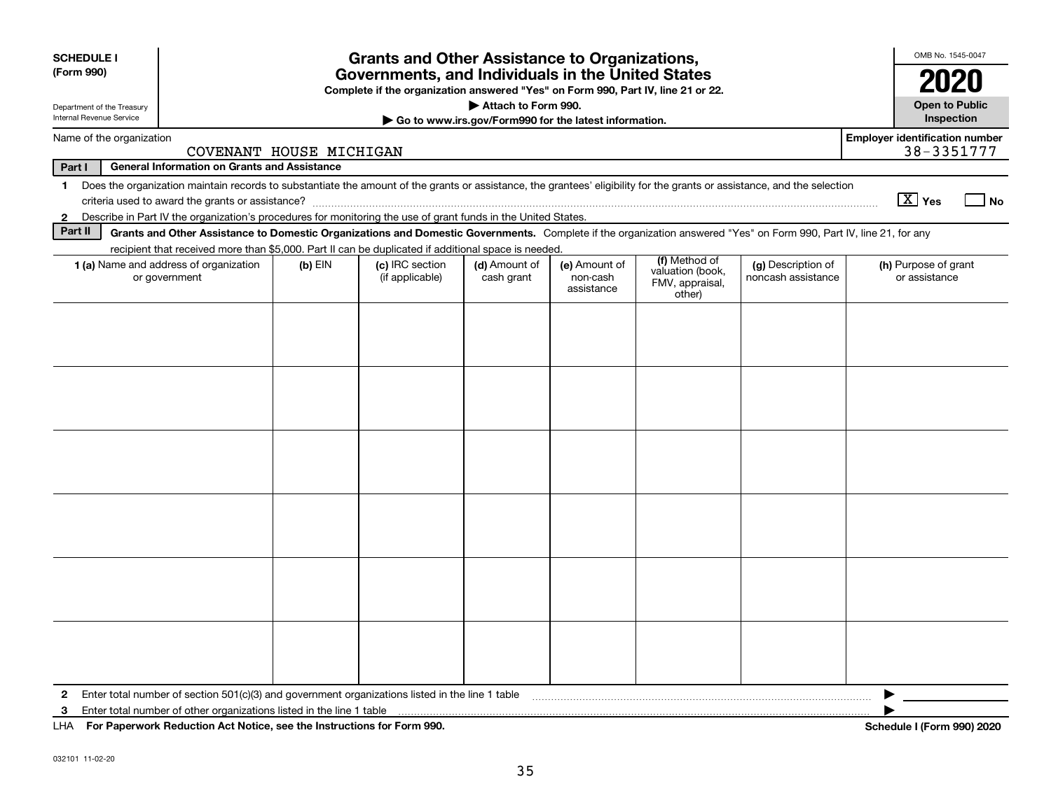**SCHEDULE I**
**(Form 990)**

Department of the Treasury
Internal Revenue Service

# Grants and Other Assistance to Organizations, Governments, and Individuals in the United States

**Complete if the organization answered "Yes" on Form 990, Part IV, line 21 or 22.**
**▶ Attach to Form 990.**
**▶ Go to www.irs.gov/Form990 for the latest information.**

OMB No. 1545-0047
**2020**
**Open to Public Inspection**

Name of the organization: COVENANT HOUSE MICHIGAN

**Employer identification number** 38-3351777

**Part I — General Information on Grants and Assistance**

1 Does the organization maintain records to substantiate the amount of the grants or assistance, the grantees' eligibility for the grants or assistance, and the selection criteria used to award the grants or assistance? [X] Yes [ ] No

2 Describe in Part IV the organization's procedures for monitoring the use of grant funds in the United States.

**Part II — Grants and Other Assistance to Domestic Organizations and Domestic Governments.** Complete if the organization answered "Yes" on Form 990, Part IV, line 21, for any recipient that received more than $5,000. Part II can be duplicated if additional space is needed.

| 1 (a) Name and address of organization or government | (b) EIN | (c) IRC section (if applicable) | (d) Amount of cash grant | (e) Amount of non-cash assistance | (f) Method of valuation (book, FMV, appraisal, other) | (g) Description of noncash assistance | (h) Purpose of grant or assistance |
|---|---|---|---|---|---|---|---|
| | | | | | | | |
| | | | | | | | |
| | | | | | | | |
| | | | | | | | |
| | | | | | | | |
| | | | | | | | |

2 Enter total number of section 501(c)(3) and government organizations listed in the line 1 table ▶

3 Enter total number of other organizations listed in the line 1 table ▶

LHA **For Paperwork Reduction Act Notice, see the Instructions for Form 990.** **Schedule I (Form 990) 2020**

032101 11-02-20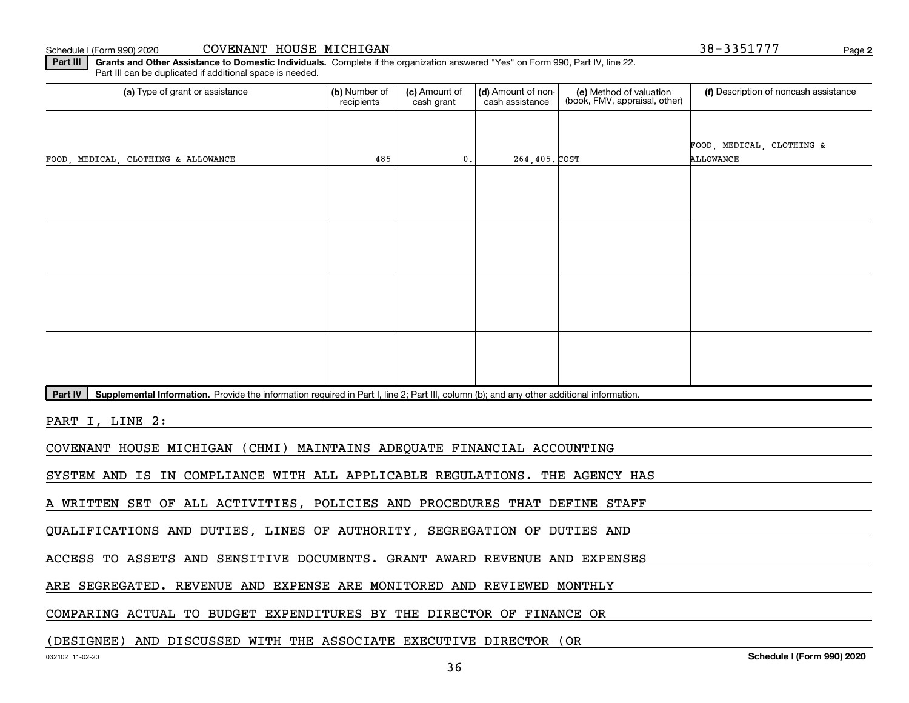Schedule I (Form 990) 2020 COVENANT HOUSE MICHIGAN 38-3351777 Page **2**

**Part III** **Grants and Other Assistance to Domestic Individuals.** Complete if the organization answered "Yes" on Form 990, Part IV, line 22. Part III can be duplicated if additional space is needed.

| (a) Type of grant or assistance | (b) Number of recipients | (c) Amount of cash grant | (d) Amount of non-cash assistance | (e) Method of valuation (book, FMV, appraisal, other) | (f) Description of noncash assistance |
|---|---|---|---|---|---|
| FOOD, MEDICAL, CLOTHING & ALLOWANCE | 485 | 0. | 264,405. | COST | FOOD, MEDICAL, CLOTHING & ALLOWANCE |
| | | | | | |
| | | | | | |
| | | | | | |
| | | | | | |

**Part IV** **Supplemental Information.** Provide the information required in Part I, line 2; Part III, column (b); and any other additional information.

PART I, LINE 2:

COVENANT HOUSE MICHIGAN (CHMI) MAINTAINS ADEQUATE FINANCIAL ACCOUNTING SYSTEM AND IS IN COMPLIANCE WITH ALL APPLICABLE REGULATIONS. THE AGENCY HAS A WRITTEN SET OF ALL ACTIVITIES, POLICIES AND PROCEDURES THAT DEFINE STAFF QUALIFICATIONS AND DUTIES, LINES OF AUTHORITY, SEGREGATION OF DUTIES AND ACCESS TO ASSETS AND SENSITIVE DOCUMENTS. GRANT AWARD REVENUE AND EXPENSES ARE SEGREGATED. REVENUE AND EXPENSE ARE MONITORED AND REVIEWED MONTHLY COMPARING ACTUAL TO BUDGET EXPENDITURES BY THE DIRECTOR OF FINANCE OR (DESIGNEE) AND DISCUSSED WITH THE ASSOCIATE EXECUTIVE DIRECTOR (OR

032102 11-02-20 **Schedule I (Form 990) 2020**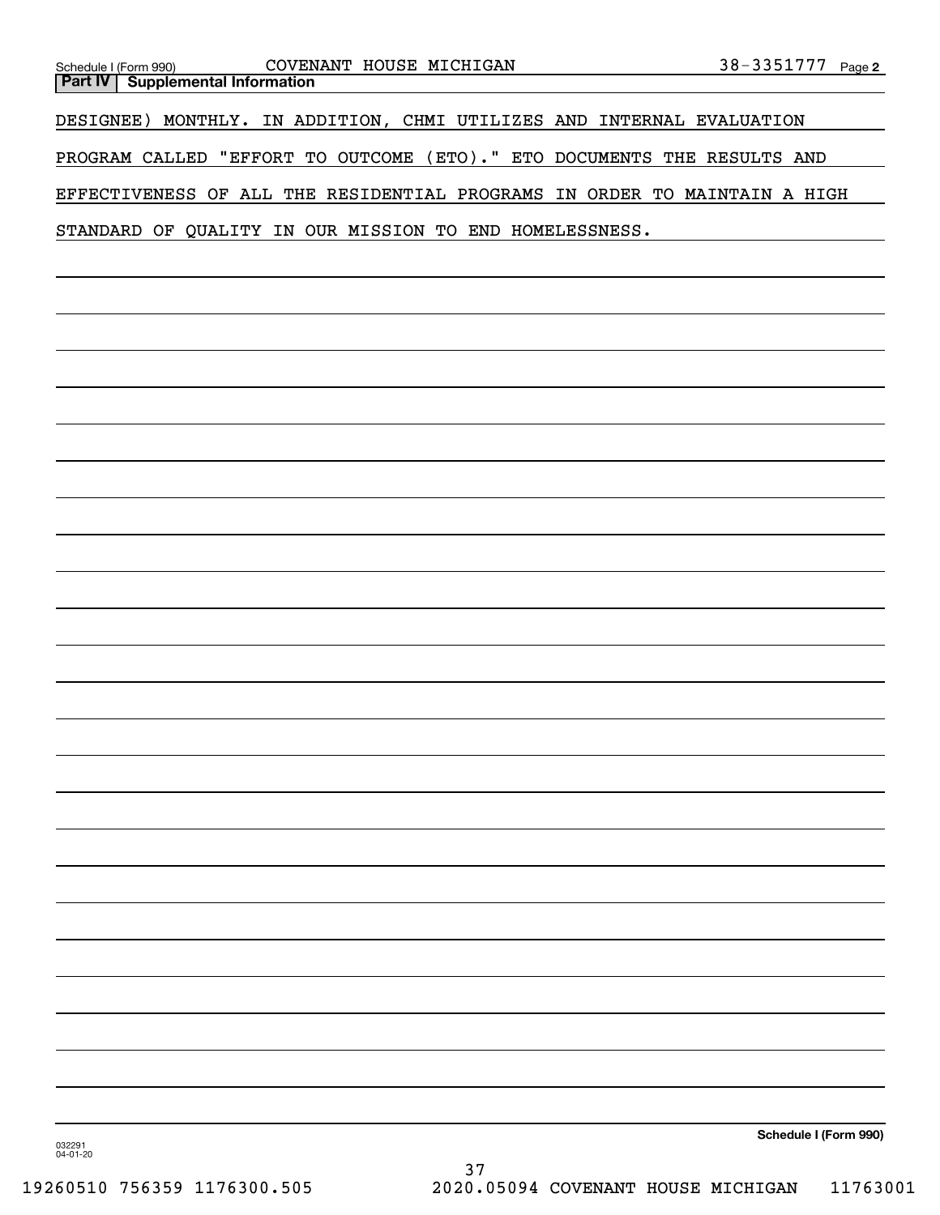## Part IV Supplemental Information

DESIGNEE) MONTHLY. IN ADDITION, CHMI UTILIZES AND INTERNAL EVALUATION PROGRAM CALLED "EFFORT TO OUTCOME (ETO)." ETO DOCUMENTS THE RESULTS AND EFFECTIVENESS OF ALL THE RESIDENTIAL PROGRAMS IN ORDER TO MAINTAIN A HIGH STANDARD OF QUALITY IN OUR MISSION TO END HOMELESSNESS.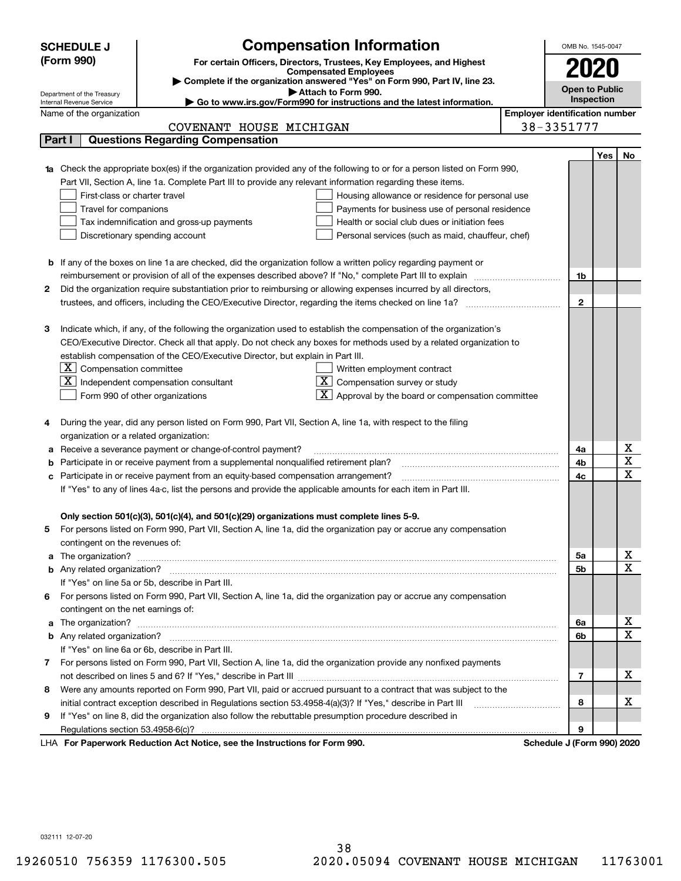**SCHEDULE J (Form 990)**

# Compensation Information

**For certain Officers, Directors, Trustees, Key Employees, and Highest Compensated Employees**

▶ Complete if the organization answered "Yes" on Form 990, Part IV, line 23.
▶ Attach to Form 990.
▶ Go to www.irs.gov/Form990 for instructions and the latest information.

OMB No. 1545-0047

**2020**

**Open to Public Inspection**

Department of the Treasury
Internal Revenue Service

Name of the organization: COVENANT HOUSE MICHIGAN

Employer identification number: 38-3351777

**Part I — Questions Regarding Compensation**

| | | | Yes | No |
|---|---|---|---|---|
| **1a** | Check the appropriate box(es) if the organization provided any of the following to or for a person listed on Form 990, Part VII, Section A, line 1a. Complete Part III to provide any relevant information regarding these items.<br>☐ First-class or charter travel ☐ Housing allowance or residence for personal use<br>☐ Travel for companions ☐ Payments for business use of personal residence<br>☐ Tax indemnification and gross-up payments ☐ Health or social club dues or initiation fees<br>☐ Discretionary spending account ☐ Personal services (such as maid, chauffeur, chef) | | | |
| **b** | If any of the boxes on line 1a are checked, did the organization follow a written policy regarding payment or reimbursement or provision of all of the expenses described above? If "No," complete Part III to explain | 1b | | |
| **2** | Did the organization require substantiation prior to reimbursing or allowing expenses incurred by all directors, trustees, and officers, including the CEO/Executive Director, regarding the items checked on line 1a? | 2 | | |
| **3** | Indicate which, if any, of the following the organization used to establish the compensation of the organization's CEO/Executive Director. Check all that apply. Do not check any boxes for methods used by a related organization to establish compensation of the CEO/Executive Director, but explain in Part III.<br>☒ Compensation committee ☐ Written employment contract<br>☒ Independent compensation consultant ☒ Compensation survey or study<br>☐ Form 990 of other organizations ☒ Approval by the board or compensation committee | | | |
| **4** | During the year, did any person listed on Form 990, Part VII, Section A, line 1a, with respect to the filing organization or a related organization: | | | |
| **a** | Receive a severance payment or change-of-control payment? | 4a | | X |
| **b** | Participate in or receive payment from a supplemental nonqualified retirement plan? | 4b | | X |
| **c** | Participate in or receive payment from an equity-based compensation arrangement? | 4c | | X |
| | If "Yes" to any of lines 4a-c, list the persons and provide the applicable amounts for each item in Part III. | | | |
| | **Only section 501(c)(3), 501(c)(4), and 501(c)(29) organizations must complete lines 5-9.** | | | |
| **5** | For persons listed on Form 990, Part VII, Section A, line 1a, did the organization pay or accrue any compensation contingent on the revenues of: | | | |
| **a** | The organization? | 5a | | X |
| **b** | Any related organization? | 5b | | X |
| | If "Yes" on line 5a or 5b, describe in Part III. | | | |
| **6** | For persons listed on Form 990, Part VII, Section A, line 1a, did the organization pay or accrue any compensation contingent on the net earnings of: | | | |
| **a** | The organization? | 6a | | X |
| **b** | Any related organization? | 6b | | X |
| | If "Yes" on line 6a or 6b, describe in Part III. | | | |
| **7** | For persons listed on Form 990, Part VII, Section A, line 1a, did the organization provide any nonfixed payments not described on lines 5 and 6? If "Yes," describe in Part III | 7 | | X |
| **8** | Were any amounts reported on Form 990, Part VII, paid or accrued pursuant to a contract that was subject to the initial contract exception described in Regulations section 53.4958-4(a)(3)? If "Yes," describe in Part III | 8 | | X |
| **9** | If "Yes" on line 8, did the organization also follow the rebuttable presumption procedure described in Regulations section 53.4958-6(c)? | 9 | | |

LHA **For Paperwork Reduction Act Notice, see the Instructions for Form 990.** **Schedule J (Form 990) 2020**

032111 12-07-20

19260510 756359 1176300.505 2020.05094 COVENANT HOUSE MICHIGAN 11763001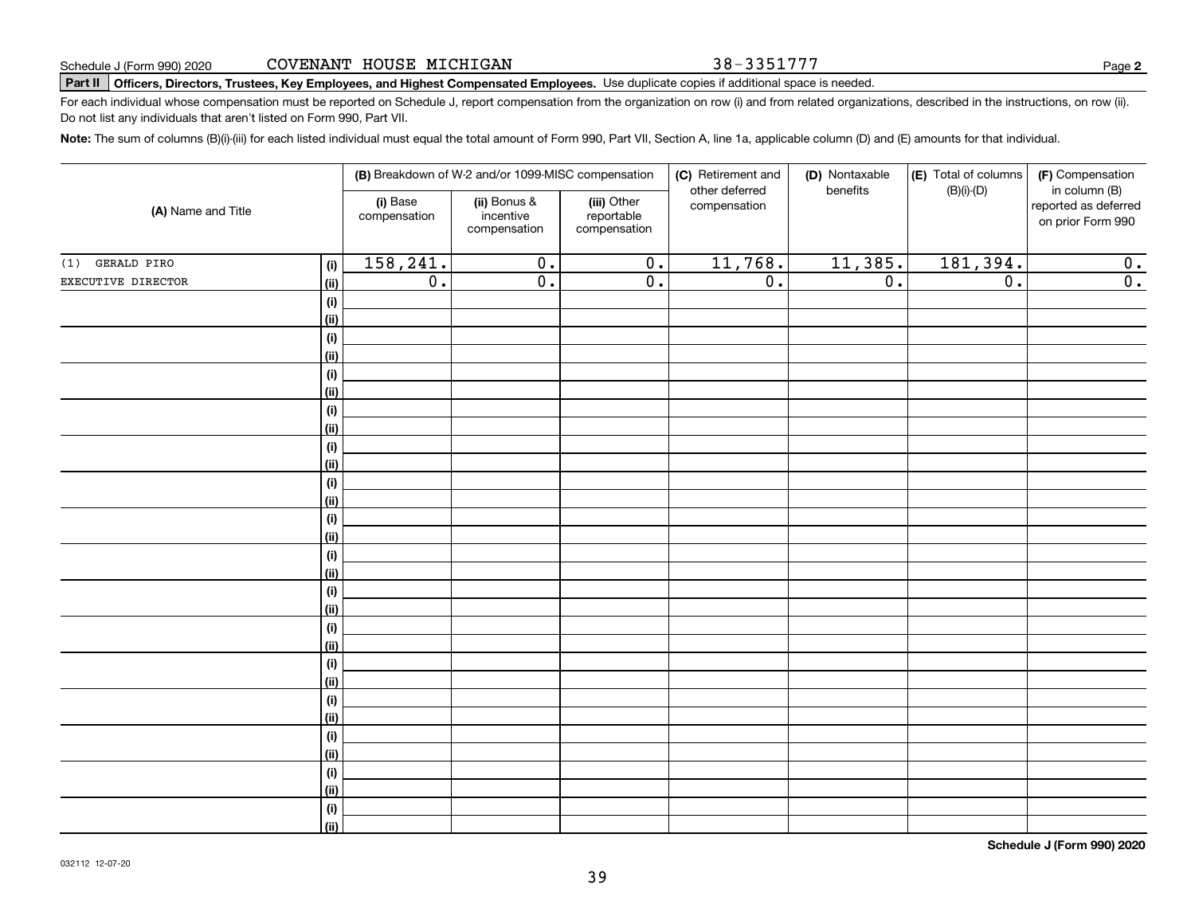Schedule J (Form 990) 2020 COVENANT HOUSE MICHIGAN 38-3351777 Page **2**

**Part II** **Officers, Directors, Trustees, Key Employees, and Highest Compensated Employees.** Use duplicate copies if additional space is needed.

For each individual whose compensation must be reported on Schedule J, report compensation from the organization on row (i) and from related organizations, described in the instructions, on row (ii). Do not list any individuals that aren't listed on Form 990, Part VII.

**Note:** The sum of columns (B)(i)-(iii) for each listed individual must equal the total amount of Form 990, Part VII, Section A, line 1a, applicable column (D) and (E) amounts for that individual.

| (A) Name and Title | | (B) Breakdown of W-2 and/or 1099-MISC compensation | | | (C) Retirement and other deferred compensation | (D) Nontaxable benefits | (E) Total of columns (B)(i)-(D) | (F) Compensation in column (B) reported as deferred on prior Form 990 |
|---|---|---|---|---|---|---|---|---|
| | | (i) Base compensation | (ii) Bonus & incentive compensation | (iii) Other reportable compensation | | | | |
| (1) GERALD PIRO | (i) | 158,241. | 0. | 0. | 11,768. | 11,385. | 181,394. | 0. |
| EXECUTIVE DIRECTOR | (ii) | 0. | 0. | 0. | 0. | 0. | 0. | 0. |
| | (i) | | | | | | | |
| | (ii) | | | | | | | |
| | (i) | | | | | | | |
| | (ii) | | | | | | | |
| | (i) | | | | | | | |
| | (ii) | | | | | | | |
| | (i) | | | | | | | |
| | (ii) | | | | | | | |
| | (i) | | | | | | | |
| | (ii) | | | | | | | |
| | (i) | | | | | | | |
| | (ii) | | | | | | | |
| | (i) | | | | | | | |
| | (ii) | | | | | | | |
| | (i) | | | | | | | |
| | (ii) | | | | | | | |
| | (i) | | | | | | | |
| | (ii) | | | | | | | |
| | (i) | | | | | | | |
| | (ii) | | | | | | | |
| | (i) | | | | | | | |
| | (ii) | | | | | | | |
| | (i) | | | | | | | |
| | (ii) | | | | | | | |
| | (i) | | | | | | | |
| | (ii) | | | | | | | |
| | (i) | | | | | | | |
| | (ii) | | | | | | | |
| | (i) | | | | | | | |
| | (ii) | | | | | | | |

**Schedule J (Form 990) 2020**

032112 12-07-20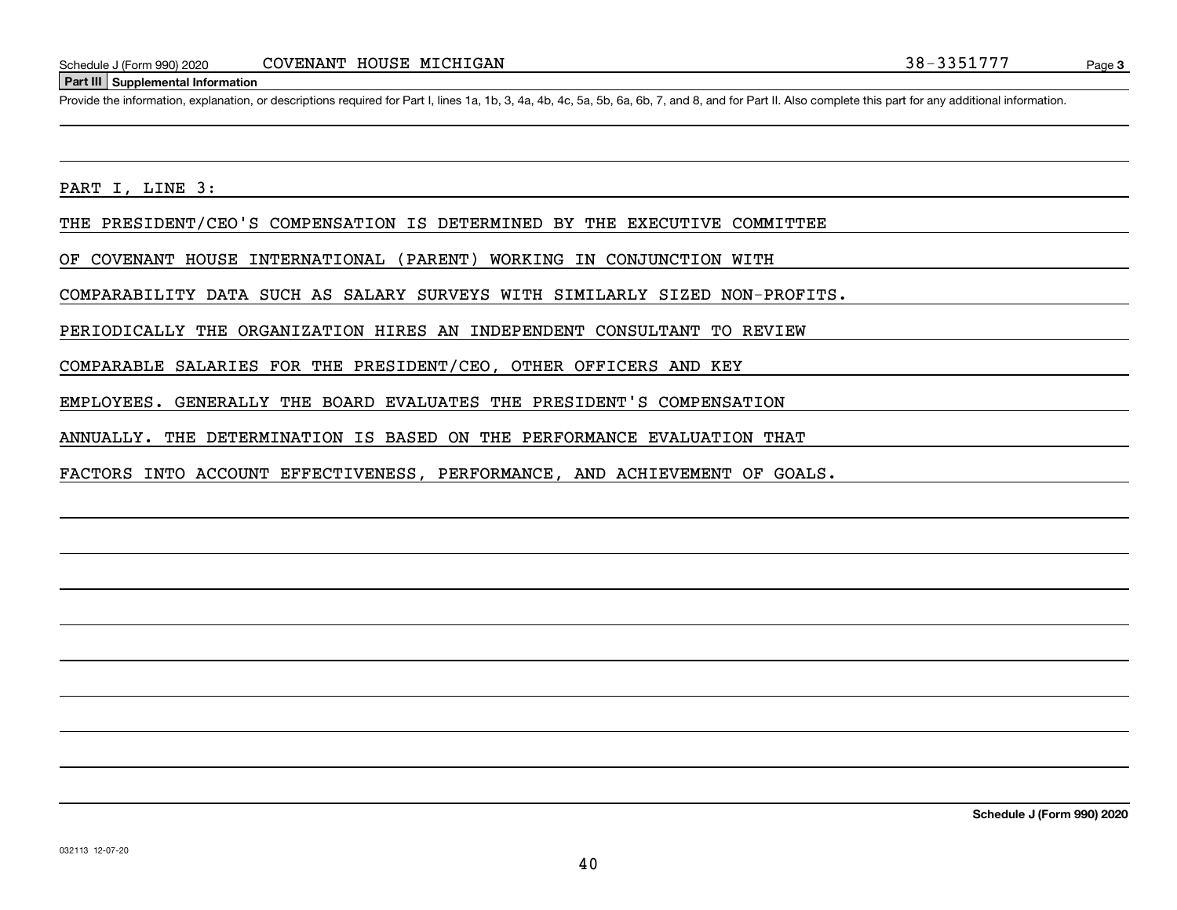Schedule J (Form 990) 2020 COVENANT HOUSE MICHIGAN 38-3351777 Page 3

## Part III Supplemental Information

Provide the information, explanation, or descriptions required for Part I, lines 1a, 1b, 3, 4a, 4b, 4c, 5a, 5b, 6a, 6b, 7, and 8, and for Part II. Also complete this part for any additional information.

PART I, LINE 3:

THE PRESIDENT/CEO'S COMPENSATION IS DETERMINED BY THE EXECUTIVE COMMITTEE OF COVENANT HOUSE INTERNATIONAL (PARENT) WORKING IN CONJUNCTION WITH COMPARABILITY DATA SUCH AS SALARY SURVEYS WITH SIMILARLY SIZED NON-PROFITS. PERIODICALLY THE ORGANIZATION HIRES AN INDEPENDENT CONSULTANT TO REVIEW COMPARABLE SALARIES FOR THE PRESIDENT/CEO, OTHER OFFICERS AND KEY EMPLOYEES. GENERALLY THE BOARD EVALUATES THE PRESIDENT'S COMPENSATION ANNUALLY. THE DETERMINATION IS BASED ON THE PERFORMANCE EVALUATION THAT FACTORS INTO ACCOUNT EFFECTIVENESS, PERFORMANCE, AND ACHIEVEMENT OF GOALS.

Schedule J (Form 990) 2020

032113 12-07-20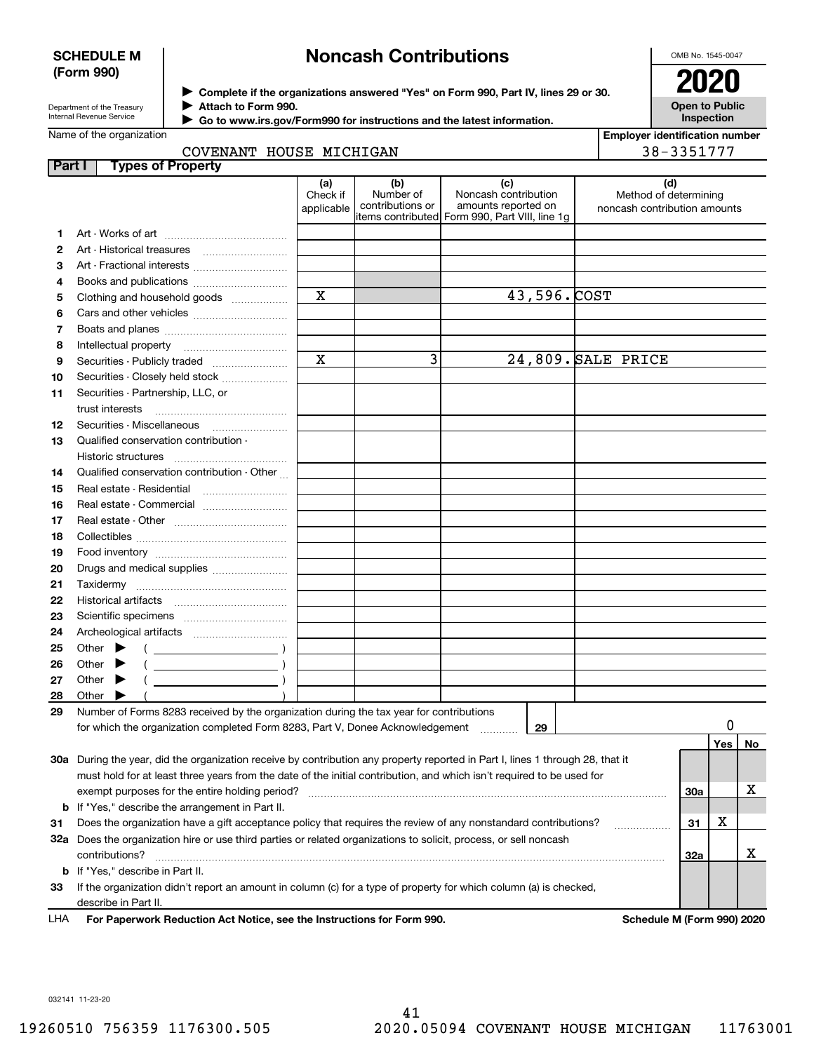**SCHEDULE M (Form 990)**

Department of the Treasury
Internal Revenue Service

# Noncash Contributions

▶ Complete if the organizations answered "Yes" on Form 990, Part IV, lines 29 or 30.
▶ Attach to Form 990.
▶ Go to www.irs.gov/Form990 for instructions and the latest information.

OMB No. 1545-0047

**2020**

**Open to Public Inspection**

Name of the organization: COVENANT HOUSE MICHIGAN

Employer identification number: 38-3351777

## Part I Types of Property

| | | (a) Check if applicable | (b) Number of contributions or items contributed | (c) Noncash contribution amounts reported on Form 990, Part VIII, line 1g | (d) Method of determining noncash contribution amounts |
|---|---|---|---|---|---|
| 1 | Art - Works of art | | | | |
| 2 | Art - Historical treasures | | | | |
| 3 | Art - Fractional interests | | | | |
| 4 | Books and publications | | | | |
| 5 | Clothing and household goods | X | | 43,596. | COST |
| 6 | Cars and other vehicles | | | | |
| 7 | Boats and planes | | | | |
| 8 | Intellectual property | | | | |
| 9 | Securities - Publicly traded | X | 3 | 24,809. | SALE PRICE |
| 10 | Securities - Closely held stock | | | | |
| 11 | Securities - Partnership, LLC, or trust interests | | | | |
| 12 | Securities - Miscellaneous | | | | |
| 13 | Qualified conservation contribution - Historic structures | | | | |
| 14 | Qualified conservation contribution - Other | | | | |
| 15 | Real estate - Residential | | | | |
| 16 | Real estate - Commercial | | | | |
| 17 | Real estate - Other | | | | |
| 18 | Collectibles | | | | |
| 19 | Food inventory | | | | |
| 20 | Drugs and medical supplies | | | | |
| 21 | Taxidermy | | | | |
| 22 | Historical artifacts | | | | |
| 23 | Scientific specimens | | | | |
| 24 | Archeological artifacts | | | | |
| 25 | Other ▶ ( ) | | | | |
| 26 | Other ▶ ( ) | | | | |
| 27 | Other ▶ ( ) | | | | |
| 28 | Other ▶ ( ) | | | | |

**29** Number of Forms 8283 received by the organization during the tax year for contributions for which the organization completed Form 8283, Part V, Donee Acknowledgement ..... **29** | 0

| | | | Yes | No |
|---|---|---|---|---|
| **30a** | During the year, did the organization receive by contribution any property reported in Part I, lines 1 through 28, that it must hold for at least three years from the date of the initial contribution, and which isn't required to be used for exempt purposes for the entire holding period? | 30a | | X |
| **b** | If "Yes," describe the arrangement in Part II. | | | |
| **31** | Does the organization have a gift acceptance policy that requires the review of any nonstandard contributions? | 31 | X | |
| **32a** | Does the organization hire or use third parties or related organizations to solicit, process, or sell noncash contributions? | 32a | | X |
| **b** | If "Yes," describe in Part II. | | | |
| **33** | If the organization didn't report an amount in column (c) for a type of property for which column (a) is checked, describe in Part II. | | | |

LHA **For Paperwork Reduction Act Notice, see the Instructions for Form 990.** **Schedule M (Form 990) 2020**

032141 11-23-20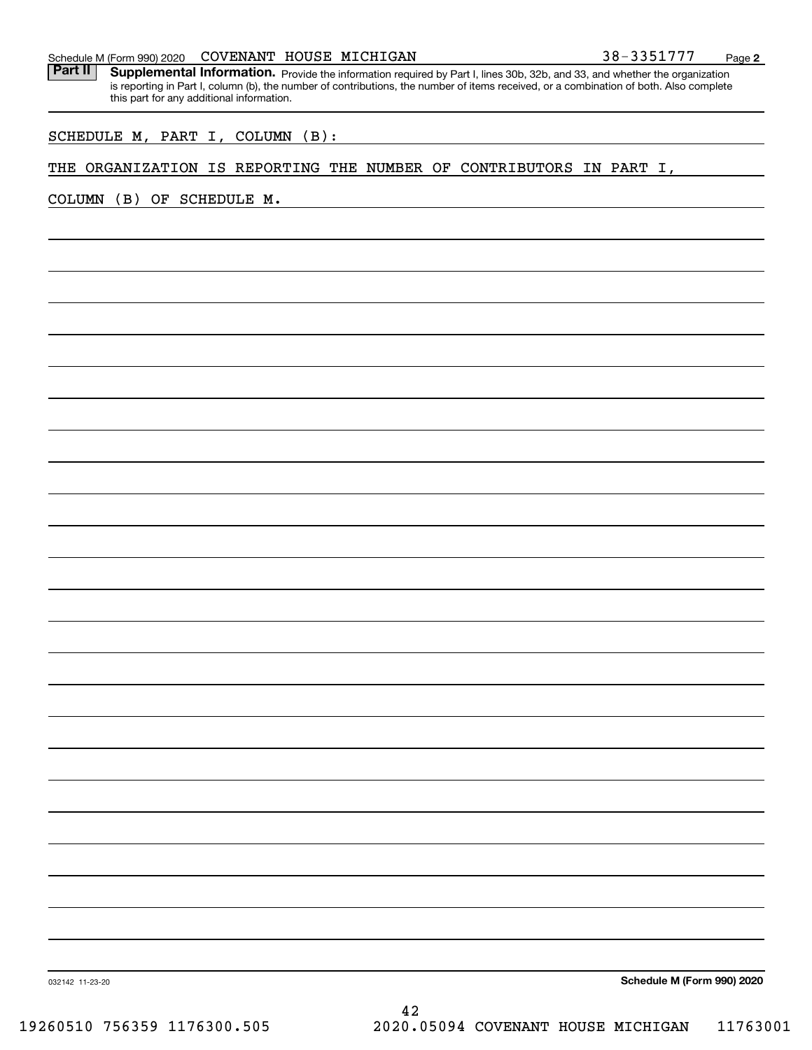Schedule M (Form 990) 2020 COVENANT HOUSE MICHIGAN 38-3351777 Page **2**

**Part II** **Supplemental Information.** Provide the information required by Part I, lines 30b, 32b, and 33, and whether the organization is reporting in Part I, column (b), the number of contributions, the number of items received, or a combination of both. Also complete this part for any additional information.

SCHEDULE M, PART I, COLUMN (B):

THE ORGANIZATION IS REPORTING THE NUMBER OF CONTRIBUTORS IN PART I, COLUMN (B) OF SCHEDULE M.

032142 11-23-20 **Schedule M (Form 990) 2020**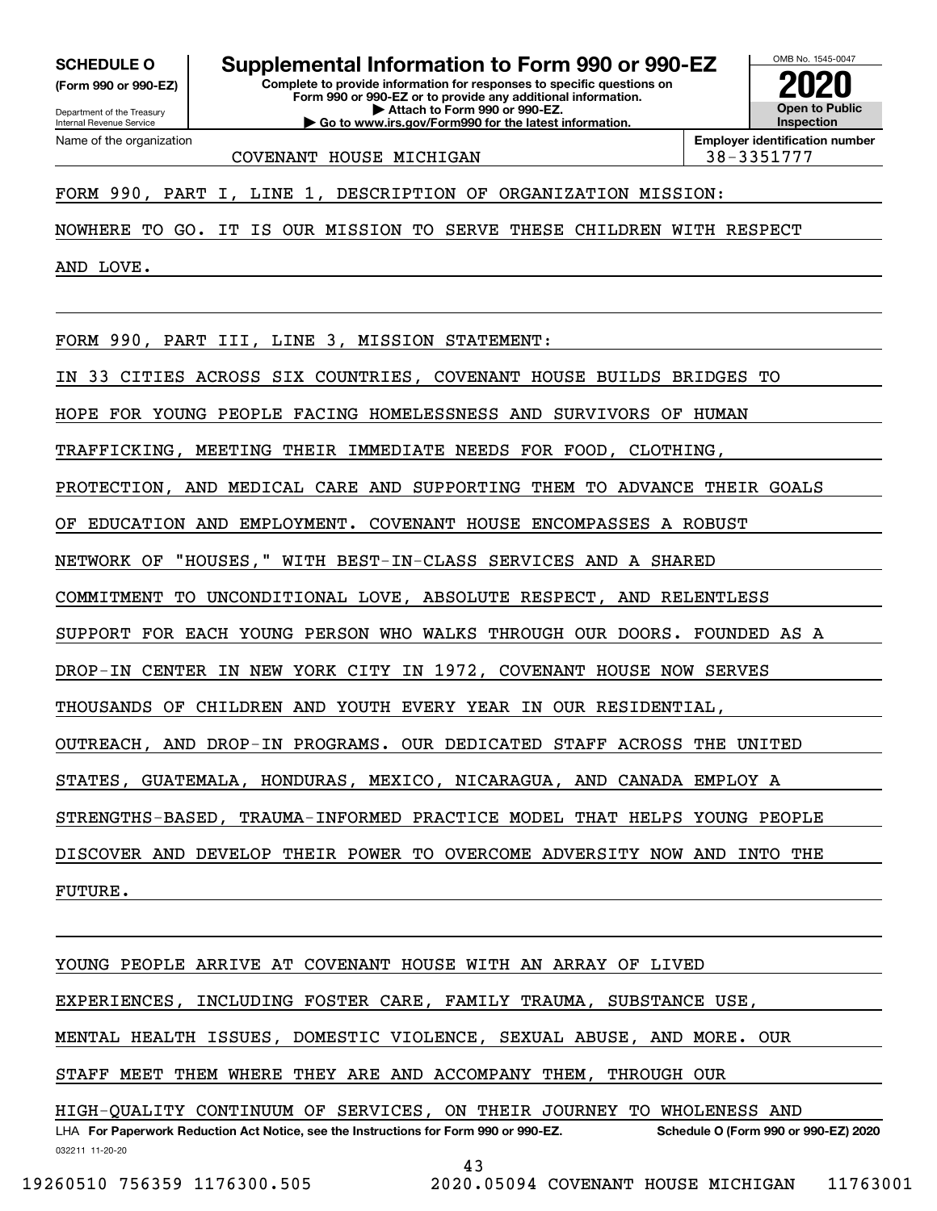**SCHEDULE O**
**(Form 990 or 990-EZ)**

Department of the Treasury
Internal Revenue Service

# Supplemental Information to Form 990 or 990-EZ

**Complete to provide information for responses to specific questions on Form 990 or 990-EZ or to provide any additional information.**
**▶ Attach to Form 990 or 990-EZ.**
**▶ Go to www.irs.gov/Form990 for the latest information.**

OMB No. 1545-0047
**2020**
**Open to Public Inspection**

| Name of the organization | Employer identification number |
|---|---|
| COVENANT HOUSE MICHIGAN | 38-3351777 |

FORM 990, PART I, LINE 1, DESCRIPTION OF ORGANIZATION MISSION:

NOWHERE TO GO. IT IS OUR MISSION TO SERVE THESE CHILDREN WITH RESPECT AND LOVE.

FORM 990, PART III, LINE 3, MISSION STATEMENT:

IN 33 CITIES ACROSS SIX COUNTRIES, COVENANT HOUSE BUILDS BRIDGES TO HOPE FOR YOUNG PEOPLE FACING HOMELESSNESS AND SURVIVORS OF HUMAN TRAFFICKING, MEETING THEIR IMMEDIATE NEEDS FOR FOOD, CLOTHING, PROTECTION, AND MEDICAL CARE AND SUPPORTING THEM TO ADVANCE THEIR GOALS OF EDUCATION AND EMPLOYMENT. COVENANT HOUSE ENCOMPASSES A ROBUST NETWORK OF "HOUSES," WITH BEST-IN-CLASS SERVICES AND A SHARED COMMITMENT TO UNCONDITIONAL LOVE, ABSOLUTE RESPECT, AND RELENTLESS SUPPORT FOR EACH YOUNG PERSON WHO WALKS THROUGH OUR DOORS. FOUNDED AS A DROP-IN CENTER IN NEW YORK CITY IN 1972, COVENANT HOUSE NOW SERVES THOUSANDS OF CHILDREN AND YOUTH EVERY YEAR IN OUR RESIDENTIAL, OUTREACH, AND DROP-IN PROGRAMS. OUR DEDICATED STAFF ACROSS THE UNITED STATES, GUATEMALA, HONDURAS, MEXICO, NICARAGUA, AND CANADA EMPLOY A STRENGTHS-BASED, TRAUMA-INFORMED PRACTICE MODEL THAT HELPS YOUNG PEOPLE DISCOVER AND DEVELOP THEIR POWER TO OVERCOME ADVERSITY NOW AND INTO THE FUTURE.

YOUNG PEOPLE ARRIVE AT COVENANT HOUSE WITH AN ARRAY OF LIVED EXPERIENCES, INCLUDING FOSTER CARE, FAMILY TRAUMA, SUBSTANCE USE, MENTAL HEALTH ISSUES, DOMESTIC VIOLENCE, SEXUAL ABUSE, AND MORE. OUR STAFF MEET THEM WHERE THEY ARE AND ACCOMPANY THEM, THROUGH OUR HIGH-QUALITY CONTINUUM OF SERVICES, ON THEIR JOURNEY TO WHOLENESS AND

LHA **For Paperwork Reduction Act Notice, see the Instructions for Form 990 or 990-EZ.** **Schedule O (Form 990 or 990-EZ) 2020**

032211 11-20-20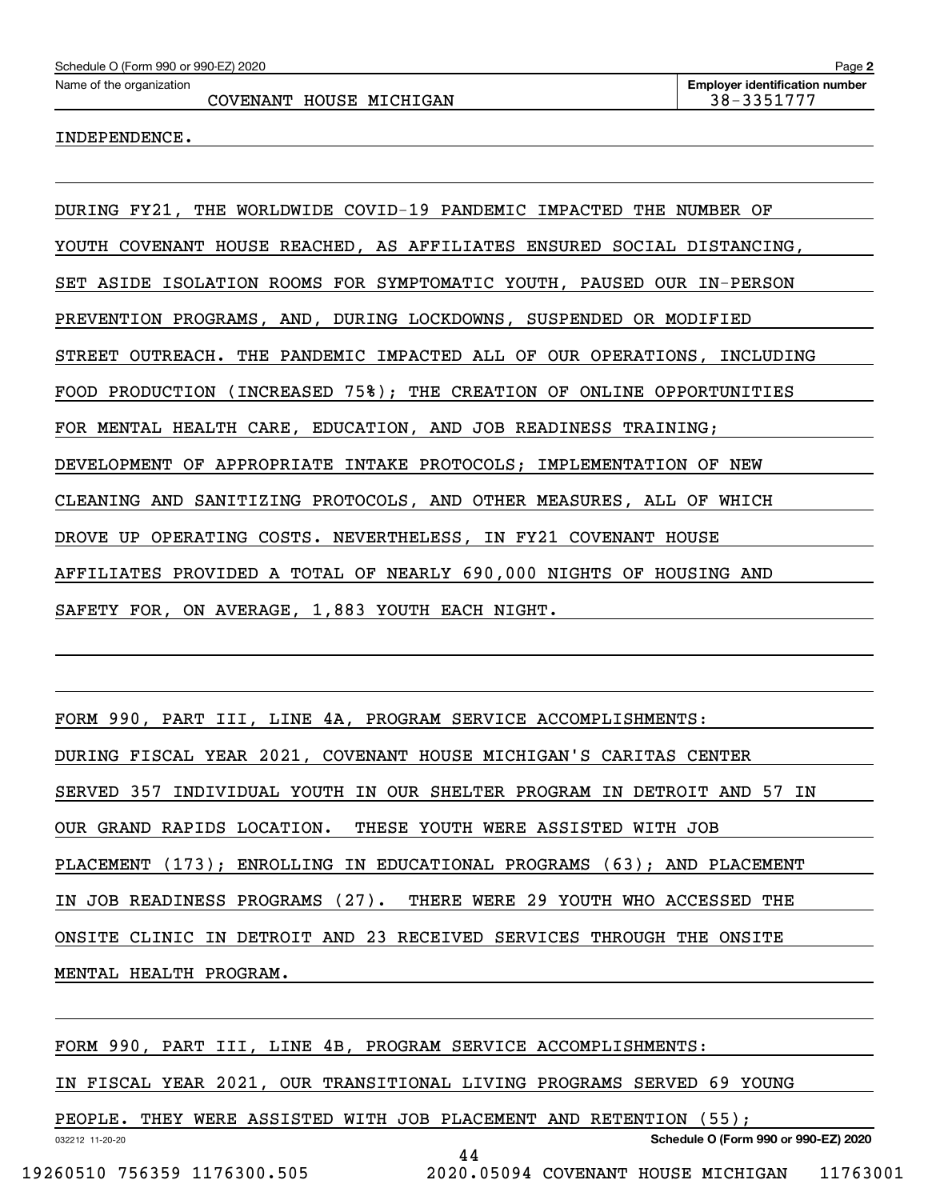INDEPENDENCE.

DURING FY21, THE WORLDWIDE COVID-19 PANDEMIC IMPACTED THE NUMBER OF YOUTH COVENANT HOUSE REACHED, AS AFFILIATES ENSURED SOCIAL DISTANCING, SET ASIDE ISOLATION ROOMS FOR SYMPTOMATIC YOUTH, PAUSED OUR IN-PERSON PREVENTION PROGRAMS, AND, DURING LOCKDOWNS, SUSPENDED OR MODIFIED STREET OUTREACH. THE PANDEMIC IMPACTED ALL OF OUR OPERATIONS, INCLUDING FOOD PRODUCTION (INCREASED 75%); THE CREATION OF ONLINE OPPORTUNITIES FOR MENTAL HEALTH CARE, EDUCATION, AND JOB READINESS TRAINING; DEVELOPMENT OF APPROPRIATE INTAKE PROTOCOLS; IMPLEMENTATION OF NEW CLEANING AND SANITIZING PROTOCOLS, AND OTHER MEASURES, ALL OF WHICH DROVE UP OPERATING COSTS. NEVERTHELESS, IN FY21 COVENANT HOUSE AFFILIATES PROVIDED A TOTAL OF NEARLY 690,000 NIGHTS OF HOUSING AND SAFETY FOR, ON AVERAGE, 1,883 YOUTH EACH NIGHT.

FORM 990, PART III, LINE 4A, PROGRAM SERVICE ACCOMPLISHMENTS:
DURING FISCAL YEAR 2021, COVENANT HOUSE MICHIGAN'S CARITAS CENTER SERVED 357 INDIVIDUAL YOUTH IN OUR SHELTER PROGRAM IN DETROIT AND 57 IN OUR GRAND RAPIDS LOCATION. THESE YOUTH WERE ASSISTED WITH JOB PLACEMENT (173); ENROLLING IN EDUCATIONAL PROGRAMS (63); AND PLACEMENT IN JOB READINESS PROGRAMS (27). THERE WERE 29 YOUTH WHO ACCESSED THE ONSITE CLINIC IN DETROIT AND 23 RECEIVED SERVICES THROUGH THE ONSITE MENTAL HEALTH PROGRAM.

FORM 990, PART III, LINE 4B, PROGRAM SERVICE ACCOMPLISHMENTS:
IN FISCAL YEAR 2021, OUR TRANSITIONAL LIVING PROGRAMS SERVED 69 YOUNG PEOPLE. THEY WERE ASSISTED WITH JOB PLACEMENT AND RETENTION (55);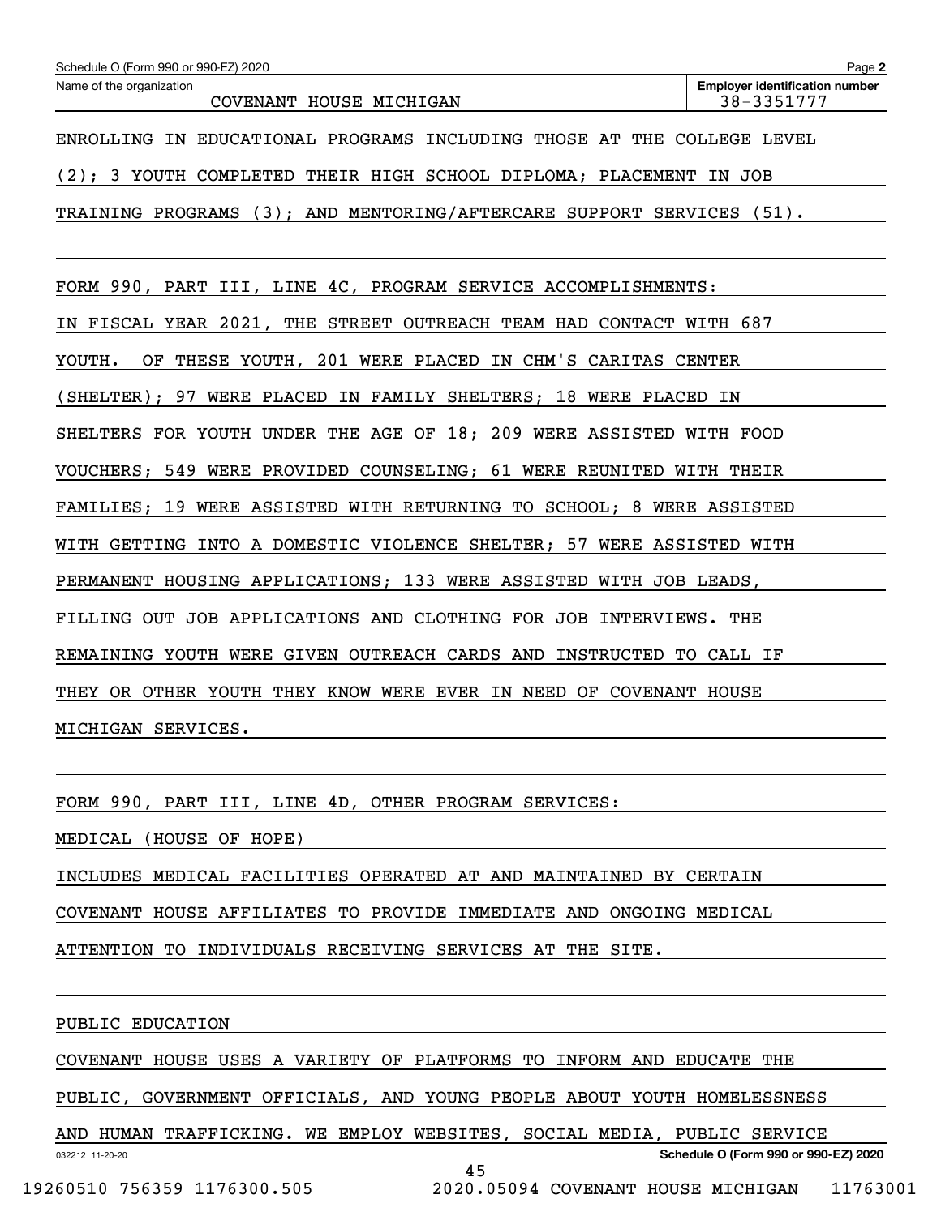Name of the organization: COVENANT HOUSE MICHIGAN

Employer identification number: 38-3351777

ENROLLING IN EDUCATIONAL PROGRAMS INCLUDING THOSE AT THE COLLEGE LEVEL (2); 3 YOUTH COMPLETED THEIR HIGH SCHOOL DIPLOMA; PLACEMENT IN JOB TRAINING PROGRAMS (3); AND MENTORING/AFTERCARE SUPPORT SERVICES (51).

FORM 990, PART III, LINE 4C, PROGRAM SERVICE ACCOMPLISHMENTS:

IN FISCAL YEAR 2021, THE STREET OUTREACH TEAM HAD CONTACT WITH 687 YOUTH. OF THESE YOUTH, 201 WERE PLACED IN CHM'S CARITAS CENTER (SHELTER); 97 WERE PLACED IN FAMILY SHELTERS; 18 WERE PLACED IN SHELTERS FOR YOUTH UNDER THE AGE OF 18; 209 WERE ASSISTED WITH FOOD VOUCHERS; 549 WERE PROVIDED COUNSELING; 61 WERE REUNITED WITH THEIR FAMILIES; 19 WERE ASSISTED WITH RETURNING TO SCHOOL; 8 WERE ASSISTED WITH GETTING INTO A DOMESTIC VIOLENCE SHELTER; 57 WERE ASSISTED WITH PERMANENT HOUSING APPLICATIONS; 133 WERE ASSISTED WITH JOB LEADS, FILLING OUT JOB APPLICATIONS AND CLOTHING FOR JOB INTERVIEWS. THE REMAINING YOUTH WERE GIVEN OUTREACH CARDS AND INSTRUCTED TO CALL IF THEY OR OTHER YOUTH THEY KNOW WERE EVER IN NEED OF COVENANT HOUSE MICHIGAN SERVICES.

FORM 990, PART III, LINE 4D, OTHER PROGRAM SERVICES:

MEDICAL (HOUSE OF HOPE)

INCLUDES MEDICAL FACILITIES OPERATED AT AND MAINTAINED BY CERTAIN COVENANT HOUSE AFFILIATES TO PROVIDE IMMEDIATE AND ONGOING MEDICAL ATTENTION TO INDIVIDUALS RECEIVING SERVICES AT THE SITE.

PUBLIC EDUCATION

COVENANT HOUSE USES A VARIETY OF PLATFORMS TO INFORM AND EDUCATE THE PUBLIC, GOVERNMENT OFFICIALS, AND YOUNG PEOPLE ABOUT YOUTH HOMELESSNESS AND HUMAN TRAFFICKING. WE EMPLOY WEBSITES, SOCIAL MEDIA, PUBLIC SERVICE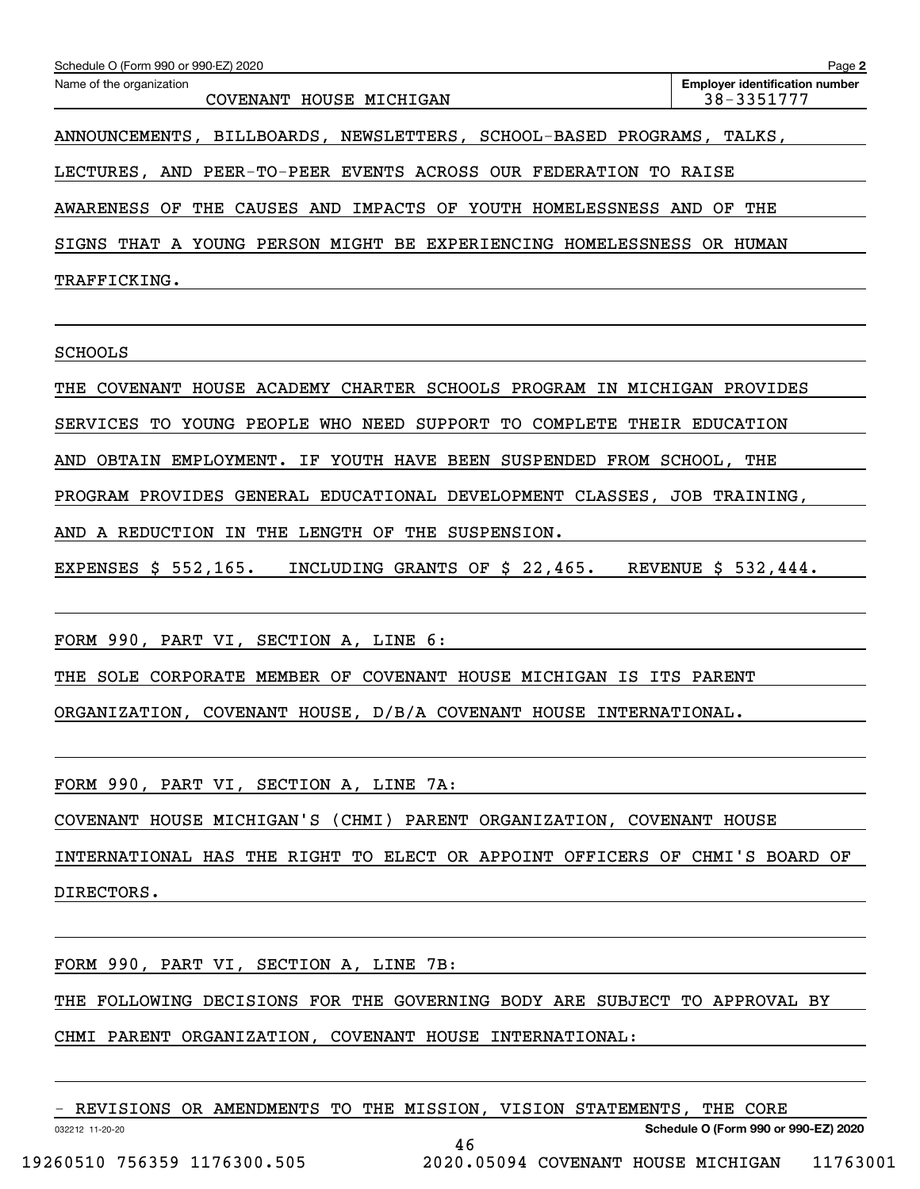ANNOUNCEMENTS, BILLBOARDS, NEWSLETTERS, SCHOOL-BASED PROGRAMS, TALKS, LECTURES, AND PEER-TO-PEER EVENTS ACROSS OUR FEDERATION TO RAISE AWARENESS OF THE CAUSES AND IMPACTS OF YOUTH HOMELESSNESS AND OF THE SIGNS THAT A YOUNG PERSON MIGHT BE EXPERIENCING HOMELESSNESS OR HUMAN TRAFFICKING.

SCHOOLS

THE COVENANT HOUSE ACADEMY CHARTER SCHOOLS PROGRAM IN MICHIGAN PROVIDES SERVICES TO YOUNG PEOPLE WHO NEED SUPPORT TO COMPLETE THEIR EDUCATION AND OBTAIN EMPLOYMENT. IF YOUTH HAVE BEEN SUSPENDED FROM SCHOOL, THE PROGRAM PROVIDES GENERAL EDUCATIONAL DEVELOPMENT CLASSES, JOB TRAINING, AND A REDUCTION IN THE LENGTH OF THE SUSPENSION.

EXPENSES $ 552,165.   INCLUDING GRANTS OF $ 22,465.   REVENUE $ 532,444.

FORM 990, PART VI, SECTION A, LINE 6:

THE SOLE CORPORATE MEMBER OF COVENANT HOUSE MICHIGAN IS ITS PARENT ORGANIZATION, COVENANT HOUSE, D/B/A COVENANT HOUSE INTERNATIONAL.

FORM 990, PART VI, SECTION A, LINE 7A:

COVENANT HOUSE MICHIGAN'S (CHMI) PARENT ORGANIZATION, COVENANT HOUSE INTERNATIONAL HAS THE RIGHT TO ELECT OR APPOINT OFFICERS OF CHMI'S BOARD OF DIRECTORS.

FORM 990, PART VI, SECTION A, LINE 7B:

THE FOLLOWING DECISIONS FOR THE GOVERNING BODY ARE SUBJECT TO APPROVAL BY CHMI PARENT ORGANIZATION, COVENANT HOUSE INTERNATIONAL:

- REVISIONS OR AMENDMENTS TO THE MISSION, VISION STATEMENTS, THE CORE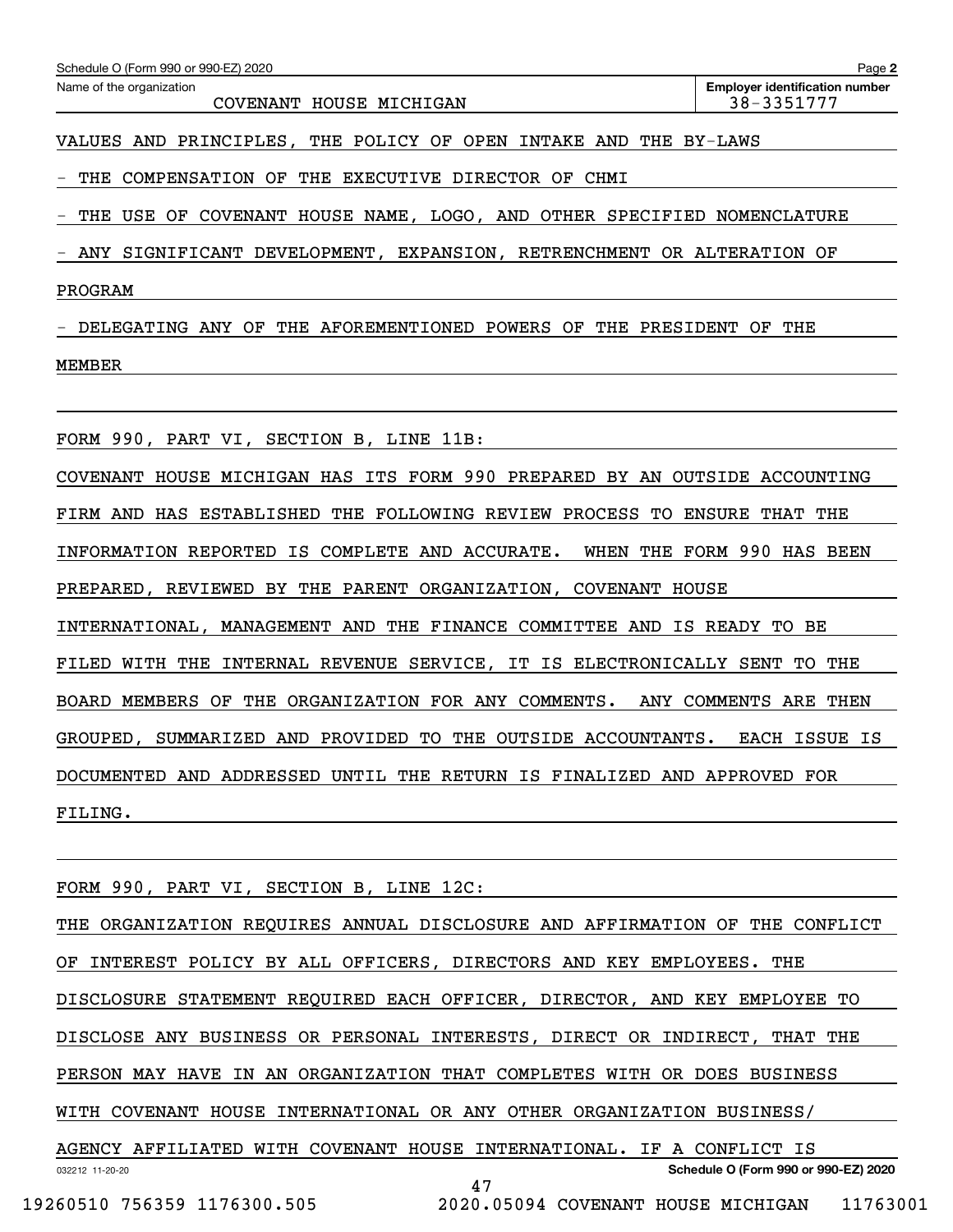Schedule O (Form 990 or 990-EZ) 2020

Name of the organization: COVENANT HOUSE MICHIGAN

Employer identification number: 38-3351777

VALUES AND PRINCIPLES, THE POLICY OF OPEN INTAKE AND THE BY-LAWS

- THE COMPENSATION OF THE EXECUTIVE DIRECTOR OF CHMI
- THE USE OF COVENANT HOUSE NAME, LOGO, AND OTHER SPECIFIED NOMENCLATURE
- ANY SIGNIFICANT DEVELOPMENT, EXPANSION, RETRENCHMENT OR ALTERATION OF PROGRAM
- DELEGATING ANY OF THE AFOREMENTIONED POWERS OF THE PRESIDENT OF THE MEMBER

FORM 990, PART VI, SECTION B, LINE 11B:

COVENANT HOUSE MICHIGAN HAS ITS FORM 990 PREPARED BY AN OUTSIDE ACCOUNTING FIRM AND HAS ESTABLISHED THE FOLLOWING REVIEW PROCESS TO ENSURE THAT THE INFORMATION REPORTED IS COMPLETE AND ACCURATE. WHEN THE FORM 990 HAS BEEN PREPARED, REVIEWED BY THE PARENT ORGANIZATION, COVENANT HOUSE INTERNATIONAL, MANAGEMENT AND THE FINANCE COMMITTEE AND IS READY TO BE FILED WITH THE INTERNAL REVENUE SERVICE, IT IS ELECTRONICALLY SENT TO THE BOARD MEMBERS OF THE ORGANIZATION FOR ANY COMMENTS. ANY COMMENTS ARE THEN GROUPED, SUMMARIZED AND PROVIDED TO THE OUTSIDE ACCOUNTANTS. EACH ISSUE IS DOCUMENTED AND ADDRESSED UNTIL THE RETURN IS FINALIZED AND APPROVED FOR FILING.

FORM 990, PART VI, SECTION B, LINE 12C:

THE ORGANIZATION REQUIRES ANNUAL DISCLOSURE AND AFFIRMATION OF THE CONFLICT OF INTEREST POLICY BY ALL OFFICERS, DIRECTORS AND KEY EMPLOYEES. THE DISCLOSURE STATEMENT REQUIRED EACH OFFICER, DIRECTOR, AND KEY EMPLOYEE TO DISCLOSE ANY BUSINESS OR PERSONAL INTERESTS, DIRECT OR INDIRECT, THAT THE PERSON MAY HAVE IN AN ORGANIZATION THAT COMPLETES WITH OR DOES BUSINESS WITH COVENANT HOUSE INTERNATIONAL OR ANY OTHER ORGANIZATION BUSINESS/ AGENCY AFFILIATED WITH COVENANT HOUSE INTERNATIONAL. IF A CONFLICT IS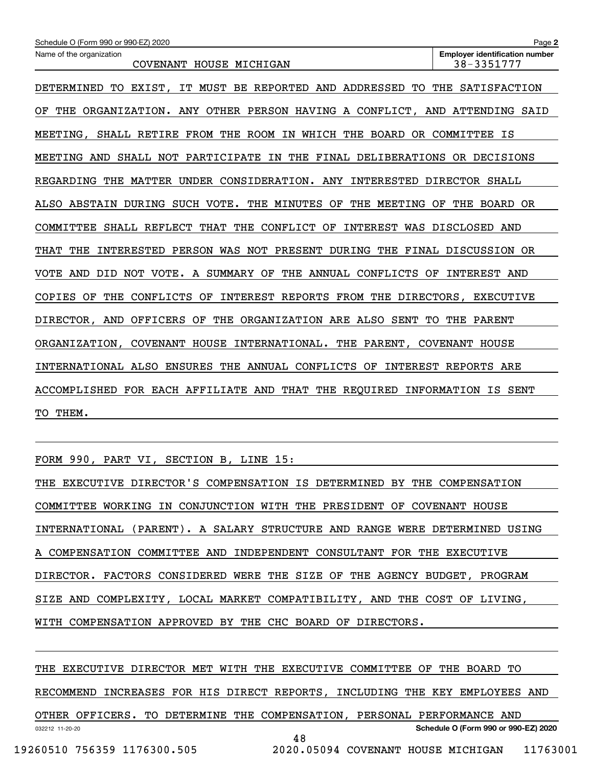Schedule O (Form 990 or 990-EZ) 2020

Name of the organization: COVENANT HOUSE MICHIGAN

Employer identification number: 38-3351777

DETERMINED TO EXIST, IT MUST BE REPORTED AND ADDRESSED TO THE SATISFACTION OF THE ORGANIZATION. ANY OTHER PERSON HAVING A CONFLICT, AND ATTENDING SAID MEETING, SHALL RETIRE FROM THE ROOM IN WHICH THE BOARD OR COMMITTEE IS MEETING AND SHALL NOT PARTICIPATE IN THE FINAL DELIBERATIONS OR DECISIONS REGARDING THE MATTER UNDER CONSIDERATION. ANY INTERESTED DIRECTOR SHALL ALSO ABSTAIN DURING SUCH VOTE. THE MINUTES OF THE MEETING OF THE BOARD OR COMMITTEE SHALL REFLECT THAT THE CONFLICT OF INTEREST WAS DISCLOSED AND THAT THE INTERESTED PERSON WAS NOT PRESENT DURING THE FINAL DISCUSSION OR VOTE AND DID NOT VOTE. A SUMMARY OF THE ANNUAL CONFLICTS OF INTEREST AND COPIES OF THE CONFLICTS OF INTEREST REPORTS FROM THE DIRECTORS, EXECUTIVE DIRECTOR, AND OFFICERS OF THE ORGANIZATION ARE ALSO SENT TO THE PARENT ORGANIZATION, COVENANT HOUSE INTERNATIONAL. THE PARENT, COVENANT HOUSE INTERNATIONAL ALSO ENSURES THE ANNUAL CONFLICTS OF INTEREST REPORTS ARE ACCOMPLISHED FOR EACH AFFILIATE AND THAT THE REQUIRED INFORMATION IS SENT TO THEM.

FORM 990, PART VI, SECTION B, LINE 15:

THE EXECUTIVE DIRECTOR'S COMPENSATION IS DETERMINED BY THE COMPENSATION COMMITTEE WORKING IN CONJUNCTION WITH THE PRESIDENT OF COVENANT HOUSE INTERNATIONAL (PARENT). A SALARY STRUCTURE AND RANGE WERE DETERMINED USING A COMPENSATION COMMITTEE AND INDEPENDENT CONSULTANT FOR THE EXECUTIVE DIRECTOR. FACTORS CONSIDERED WERE THE SIZE OF THE AGENCY BUDGET, PROGRAM SIZE AND COMPLEXITY, LOCAL MARKET COMPATIBILITY, AND THE COST OF LIVING, WITH COMPENSATION APPROVED BY THE CHC BOARD OF DIRECTORS.

THE EXECUTIVE DIRECTOR MET WITH THE EXECUTIVE COMMITTEE OF THE BOARD TO RECOMMEND INCREASES FOR HIS DIRECT REPORTS, INCLUDING THE KEY EMPLOYEES AND OTHER OFFICERS. TO DETERMINE THE COMPENSATION, PERSONAL PERFORMANCE AND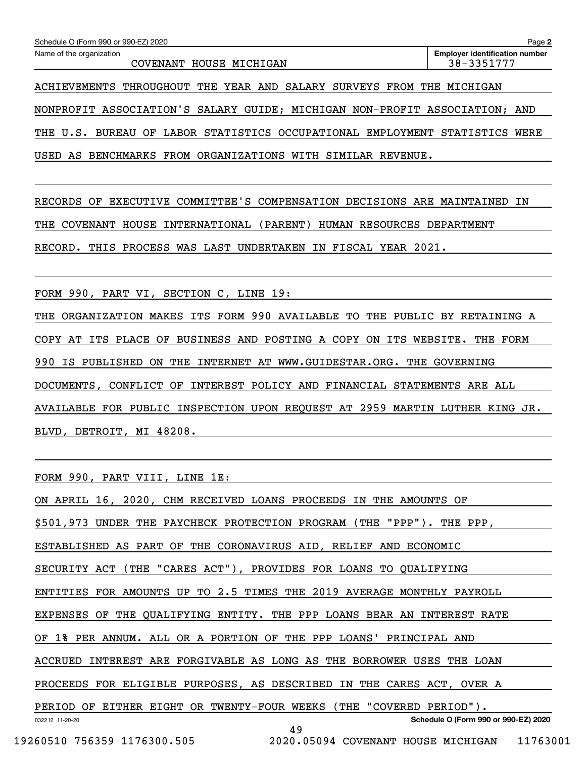Schedule O (Form 990 or 990-EZ) 2020

Name of the organization: COVENANT HOUSE MICHIGAN

Employer identification number: 38-3351777

ACHIEVEMENTS THROUGHOUT THE YEAR AND SALARY SURVEYS FROM THE MICHIGAN NONPROFIT ASSOCIATION'S SALARY GUIDE; MICHIGAN NON-PROFIT ASSOCIATION; AND THE U.S. BUREAU OF LABOR STATISTICS OCCUPATIONAL EMPLOYMENT STATISTICS WERE USED AS BENCHMARKS FROM ORGANIZATIONS WITH SIMILAR REVENUE.

RECORDS OF EXECUTIVE COMMITTEE'S COMPENSATION DECISIONS ARE MAINTAINED IN THE COVENANT HOUSE INTERNATIONAL (PARENT) HUMAN RESOURCES DEPARTMENT RECORD. THIS PROCESS WAS LAST UNDERTAKEN IN FISCAL YEAR 2021.

FORM 990, PART VI, SECTION C, LINE 19:

THE ORGANIZATION MAKES ITS FORM 990 AVAILABLE TO THE PUBLIC BY RETAINING A COPY AT ITS PLACE OF BUSINESS AND POSTING A COPY ON ITS WEBSITE. THE FORM 990 IS PUBLISHED ON THE INTERNET AT WWW.GUIDESTAR.ORG. THE GOVERNING DOCUMENTS, CONFLICT OF INTEREST POLICY AND FINANCIAL STATEMENTS ARE ALL AVAILABLE FOR PUBLIC INSPECTION UPON REQUEST AT 2959 MARTIN LUTHER KING JR. BLVD, DETROIT, MI 48208.

FORM 990, PART VIII, LINE 1E:

ON APRIL 16, 2020, CHM RECEIVED LOANS PROCEEDS IN THE AMOUNTS OF $501,973 UNDER THE PAYCHECK PROTECTION PROGRAM (THE "PPP"). THE PPP, ESTABLISHED AS PART OF THE CORONAVIRUS AID, RELIEF AND ECONOMIC SECURITY ACT (THE "CARES ACT"), PROVIDES FOR LOANS TO QUALIFYING ENTITIES FOR AMOUNTS UP TO 2.5 TIMES THE 2019 AVERAGE MONTHLY PAYROLL EXPENSES OF THE QUALIFYING ENTITY. THE PPP LOANS BEAR AN INTEREST RATE OF 1% PER ANNUM. ALL OR A PORTION OF THE PPP LOANS' PRINCIPAL AND ACCRUED INTEREST ARE FORGIVABLE AS LONG AS THE BORROWER USES THE LOAN PROCEEDS FOR ELIGIBLE PURPOSES, AS DESCRIBED IN THE CARES ACT, OVER A PERIOD OF EITHER EIGHT OR TWENTY-FOUR WEEKS (THE "COVERED PERIOD").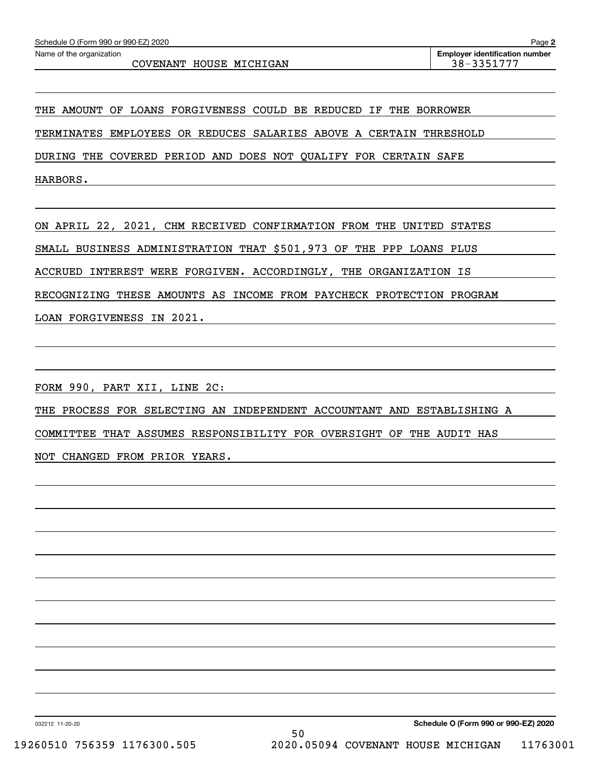Schedule O (Form 990 or 990-EZ) 2020

Name of the organization: COVENANT HOUSE MICHIGAN

Employer identification number: 38-3351777

THE AMOUNT OF LOANS FORGIVENESS COULD BE REDUCED IF THE BORROWER TERMINATES EMPLOYEES OR REDUCES SALARIES ABOVE A CERTAIN THRESHOLD DURING THE COVERED PERIOD AND DOES NOT QUALIFY FOR CERTAIN SAFE HARBORS.

ON APRIL 22, 2021, CHM RECEIVED CONFIRMATION FROM THE UNITED STATES SMALL BUSINESS ADMINISTRATION THAT $501,973 OF THE PPP LOANS PLUS ACCRUED INTEREST WERE FORGIVEN. ACCORDINGLY, THE ORGANIZATION IS RECOGNIZING THESE AMOUNTS AS INCOME FROM PAYCHECK PROTECTION PROGRAM LOAN FORGIVENESS IN 2021.

FORM 990, PART XII, LINE 2C:

THE PROCESS FOR SELECTING AN INDEPENDENT ACCOUNTANT AND ESTABLISHING A COMMITTEE THAT ASSUMES RESPONSIBILITY FOR OVERSIGHT OF THE AUDIT HAS NOT CHANGED FROM PRIOR YEARS.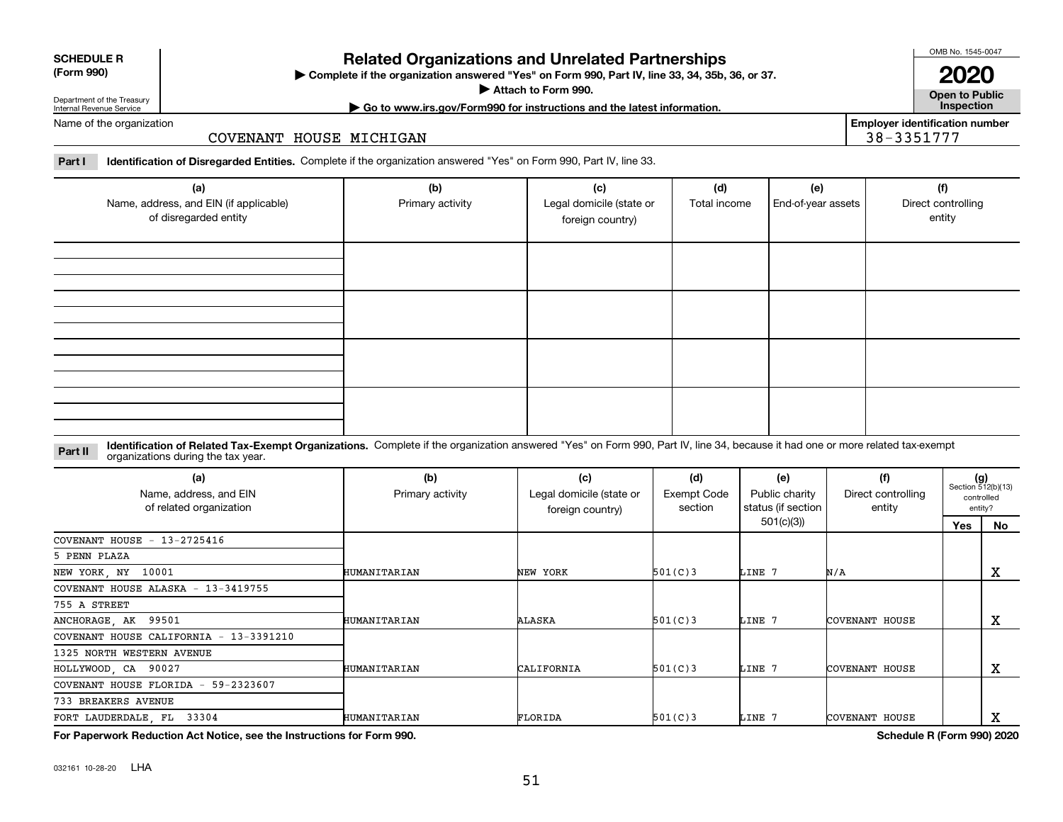**SCHEDULE R (Form 990)**

Department of the Treasury
Internal Revenue Service

# Related Organizations and Unrelated Partnerships

▶ Complete if the organization answered "Yes" on Form 990, Part IV, line 33, 34, 35b, 36, or 37.
▶ Attach to Form 990.
▶ Go to www.irs.gov/Form990 for instructions and the latest information.

OMB No. 1545-0047
**2020**
**Open to Public Inspection**

Name of the organization: COVENANT HOUSE MICHIGAN

Employer identification number: 38-3351777

**Part I** **Identification of Disregarded Entities.** Complete if the organization answered "Yes" on Form 990, Part IV, line 33.

| (a) Name, address, and EIN (if applicable) of disregarded entity | (b) Primary activity | (c) Legal domicile (state or foreign country) | (d) Total income | (e) End-of-year assets | (f) Direct controlling entity |
|---|---|---|---|---|---|
| | | | | | |
| | | | | | |
| | | | | | |
| | | | | | |

**Part II** **Identification of Related Tax-Exempt Organizations.** Complete if the organization answered "Yes" on Form 990, Part IV, line 34, because it had one or more related tax-exempt organizations during the tax year.

| (a) Name, address, and EIN of related organization | (b) Primary activity | (c) Legal domicile (state or foreign country) | (d) Exempt Code section | (e) Public charity status (if section 501(c)(3)) | (f) Direct controlling entity | (g) Section 512(b)(13) controlled entity? Yes | No |
|---|---|---|---|---|---|---|---|
| COVENANT HOUSE - 13-2725416<br>5 PENN PLAZA<br>NEW YORK, NY 10001 | HUMANITARIAN | NEW YORK | 501(C)3 | LINE 7 | N/A | | X |
| COVENANT HOUSE ALASKA - 13-3419755<br>755 A STREET<br>ANCHORAGE, AK 99501 | HUMANITARIAN | ALASKA | 501(C)3 | LINE 7 | COVENANT HOUSE | | X |
| COVENANT HOUSE CALIFORNIA - 13-3391210<br>1325 NORTH WESTERN AVENUE<br>HOLLYWOOD, CA 90027 | HUMANITARIAN | CALIFORNIA | 501(C)3 | LINE 7 | COVENANT HOUSE | | X |
| COVENANT HOUSE FLORIDA - 59-2323607<br>733 BREAKERS AVENUE<br>FORT LAUDERDALE, FL 33304 | HUMANITARIAN | FLORIDA | 501(C)3 | LINE 7 | COVENANT HOUSE | | X |

**For Paperwork Reduction Act Notice, see the Instructions for Form 990.** **Schedule R (Form 990) 2020**

032161 10-28-20 LHA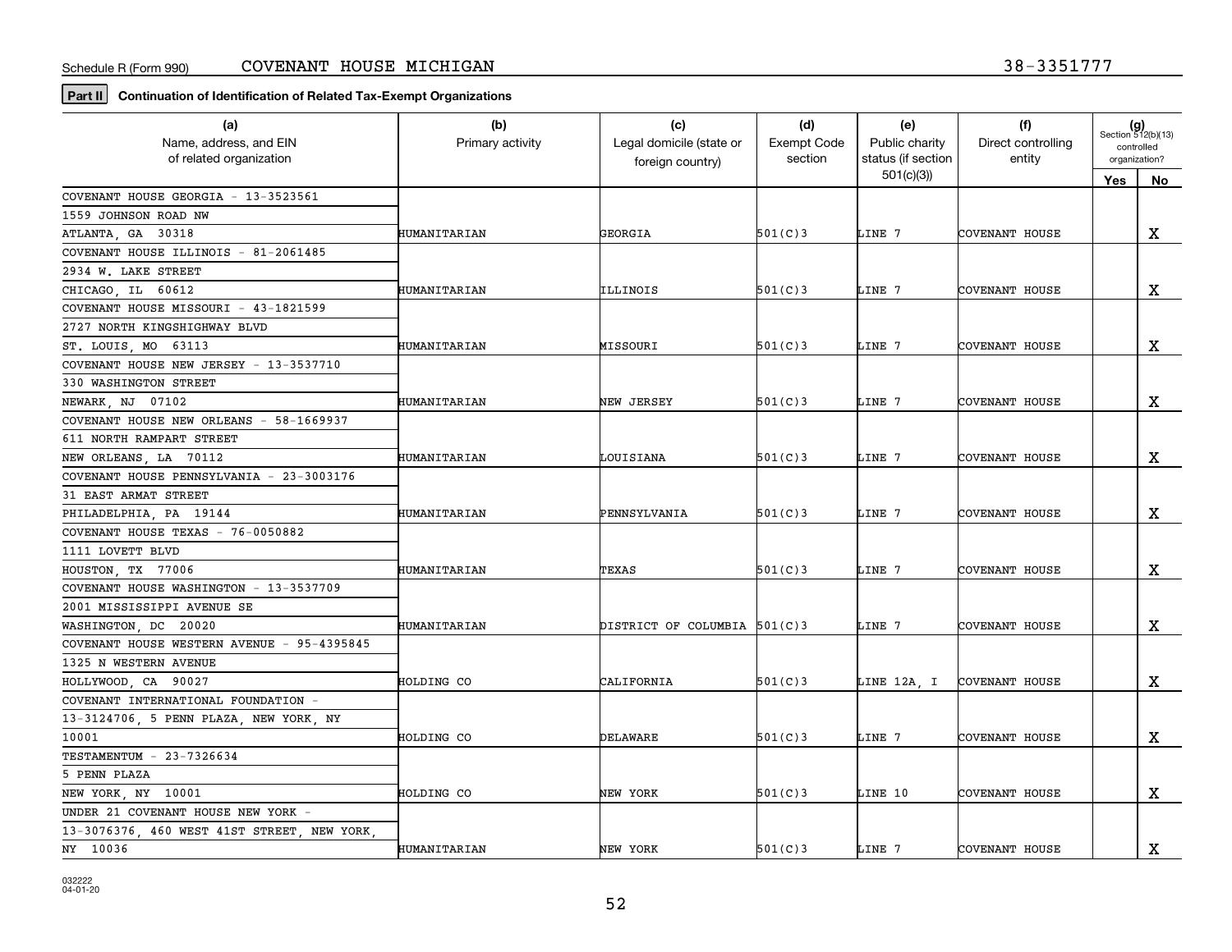Schedule R (Form 990) COVENANT HOUSE MICHIGAN 38-3351777

**Part II** **Continuation of Identification of Related Tax-Exempt Organizations**

| (a) Name, address, and EIN of related organization | (b) Primary activity | (c) Legal domicile (state or foreign country) | (d) Exempt Code section | (e) Public charity status (if section 501(c)(3)) | (f) Direct controlling entity | (g) Section 512(b)(13) controlled organization? Yes | No |
|---|---|---|---|---|---|---|---|
| COVENANT HOUSE GEORGIA - 13-3523561<br>1559 JOHNSON ROAD NW<br>ATLANTA, GA 30318 | HUMANITARIAN | GEORGIA | 501(C)3 | LINE 7 | COVENANT HOUSE | | X |
| COVENANT HOUSE ILLINOIS - 81-2061485<br>2934 W. LAKE STREET<br>CHICAGO, IL 60612 | HUMANITARIAN | ILLINOIS | 501(C)3 | LINE 7 | COVENANT HOUSE | | X |
| COVENANT HOUSE MISSOURI - 43-1821599<br>2727 NORTH KINGSHIGHWAY BLVD<br>ST. LOUIS, MO 63113 | HUMANITARIAN | MISSOURI | 501(C)3 | LINE 7 | COVENANT HOUSE | | X |
| COVENANT HOUSE NEW JERSEY - 13-3537710<br>330 WASHINGTON STREET<br>NEWARK, NJ 07102 | HUMANITARIAN | NEW JERSEY | 501(C)3 | LINE 7 | COVENANT HOUSE | | X |
| COVENANT HOUSE NEW ORLEANS - 58-1669937<br>611 NORTH RAMPART STREET<br>NEW ORLEANS, LA 70112 | HUMANITARIAN | LOUISIANA | 501(C)3 | LINE 7 | COVENANT HOUSE | | X |
| COVENANT HOUSE PENNSYLVANIA - 23-3003176<br>31 EAST ARMAT STREET<br>PHILADELPHIA, PA 19144 | HUMANITARIAN | PENNSYLVANIA | 501(C)3 | LINE 7 | COVENANT HOUSE | | X |
| COVENANT HOUSE TEXAS - 76-0050882<br>1111 LOVETT BLVD<br>HOUSTON, TX 77006 | HUMANITARIAN | TEXAS | 501(C)3 | LINE 7 | COVENANT HOUSE | | X |
| COVENANT HOUSE WASHINGTON - 13-3537709<br>2001 MISSISSIPPI AVENUE SE<br>WASHINGTON, DC 20020 | HUMANITARIAN | DISTRICT OF COLUMBIA | 501(C)3 | LINE 7 | COVENANT HOUSE | | X |
| COVENANT HOUSE WESTERN AVENUE - 95-4395845<br>1325 N WESTERN AVENUE<br>HOLLYWOOD, CA 90027 | HOLDING CO | CALIFORNIA | 501(C)3 | LINE 12A, I | COVENANT HOUSE | | X |
| COVENANT INTERNATIONAL FOUNDATION -<br>13-3124706, 5 PENN PLAZA, NEW YORK, NY<br>10001 | HOLDING CO | DELAWARE | 501(C)3 | LINE 7 | COVENANT HOUSE | | X |
| TESTAMENTUM - 23-7326634<br>5 PENN PLAZA<br>NEW YORK, NY 10001 | HOLDING CO | NEW YORK | 501(C)3 | LINE 10 | COVENANT HOUSE | | X |
| UNDER 21 COVENANT HOUSE NEW YORK -<br>13-3076376, 460 WEST 41ST STREET, NEW YORK,<br>NY 10036 | HUMANITARIAN | NEW YORK | 501(C)3 | LINE 7 | COVENANT HOUSE | | X |

032222
04-01-20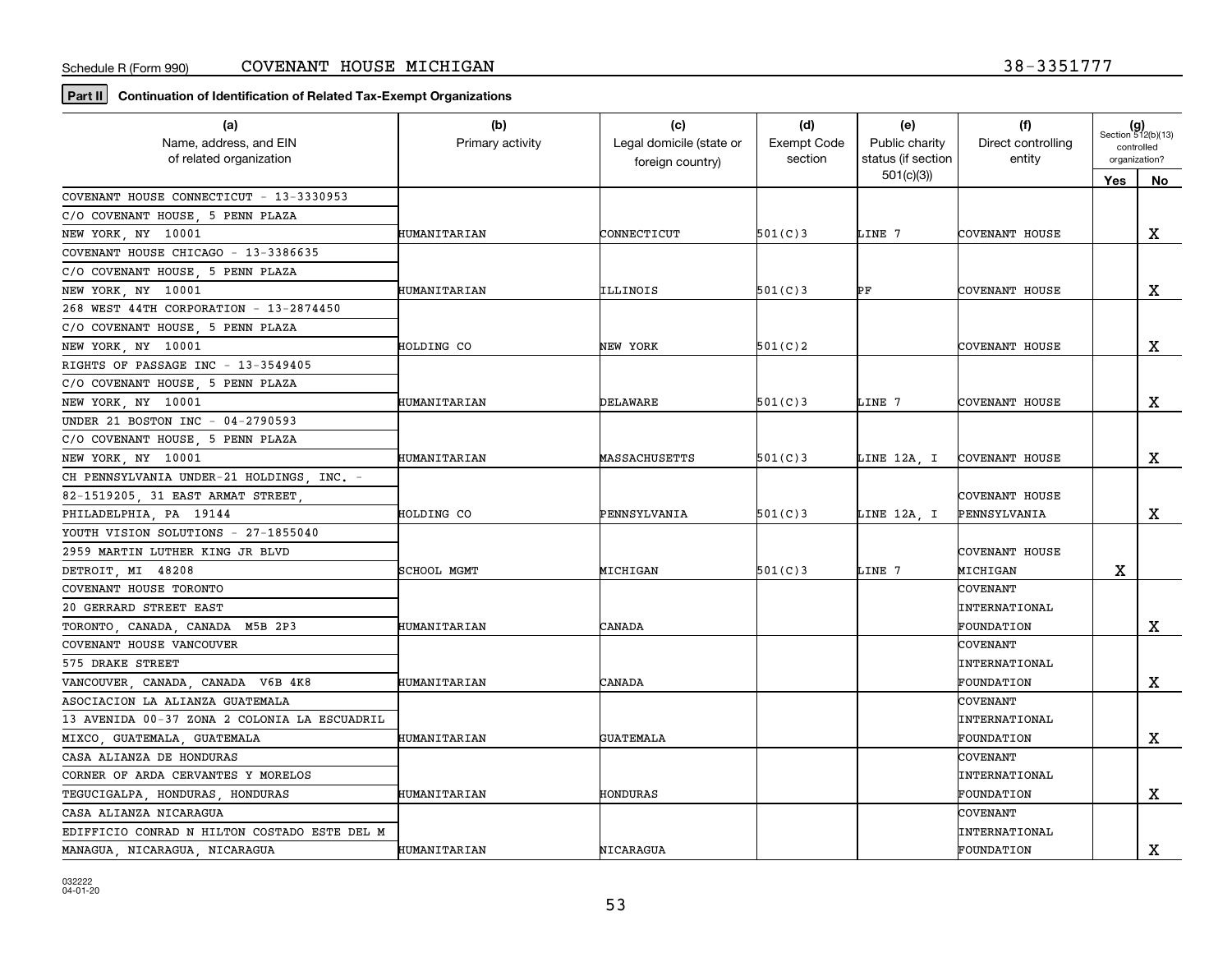Schedule R (Form 990) COVENANT HOUSE MICHIGAN 38-3351777

**Part II** **Continuation of Identification of Related Tax-Exempt Organizations**

| (a) Name, address, and EIN of related organization | (b) Primary activity | (c) Legal domicile (state or foreign country) | (d) Exempt Code section | (e) Public charity status (if section 501(c)(3)) | (f) Direct controlling entity | (g) Section 512(b)(13) controlled organization? Yes | No |
|---|---|---|---|---|---|---|---|
| COVENANT HOUSE CONNECTICUT - 13-3330953<br>C/O COVENANT HOUSE, 5 PENN PLAZA<br>NEW YORK, NY 10001 | HUMANITARIAN | CONNECTICUT | 501(C)3 | LINE 7 | COVENANT HOUSE | | X |
| COVENANT HOUSE CHICAGO - 13-3386635<br>C/O COVENANT HOUSE, 5 PENN PLAZA<br>NEW YORK, NY 10001 | HUMANITARIAN | ILLINOIS | 501(C)3 | PF | COVENANT HOUSE | | X |
| 268 WEST 44TH CORPORATION - 13-2874450<br>C/O COVENANT HOUSE, 5 PENN PLAZA<br>NEW YORK, NY 10001 | HOLDING CO | NEW YORK | 501(C)2 | | COVENANT HOUSE | | X |
| RIGHTS OF PASSAGE INC - 13-3549405<br>C/O COVENANT HOUSE, 5 PENN PLAZA<br>NEW YORK, NY 10001 | HUMANITARIAN | DELAWARE | 501(C)3 | LINE 7 | COVENANT HOUSE | | X |
| UNDER 21 BOSTON INC - 04-2790593<br>C/O COVENANT HOUSE, 5 PENN PLAZA<br>NEW YORK, NY 10001 | HUMANITARIAN | MASSACHUSETTS | 501(C)3 | LINE 12A, I | COVENANT HOUSE | | X |
| CH PENNSYLVANIA UNDER-21 HOLDINGS, INC. -<br>82-1519205, 31 EAST ARMAT STREET,<br>PHILADELPHIA, PA 19144 | HOLDING CO | PENNSYLVANIA | 501(C)3 | LINE 12A, I | COVENANT HOUSE PENNSYLVANIA | | X |
| YOUTH VISION SOLUTIONS - 27-1855040<br>2959 MARTIN LUTHER KING JR BLVD<br>DETROIT, MI 48208 | SCHOOL MGMT | MICHIGAN | 501(C)3 | LINE 7 | COVENANT HOUSE MICHIGAN | X | |
| COVENANT HOUSE TORONTO<br>20 GERRARD STREET EAST<br>TORONTO, CANADA, CANADA M5B 2P3 | HUMANITARIAN | CANADA | | | COVENANT INTERNATIONAL FOUNDATION | | X |
| COVENANT HOUSE VANCOUVER<br>575 DRAKE STREET<br>VANCOUVER, CANADA, CANADA V6B 4K8 | HUMANITARIAN | CANADA | | | COVENANT INTERNATIONAL FOUNDATION | | X |
| ASOCIACION LA ALIANZA GUATEMALA<br>13 AVENIDA 00-37 ZONA 2 COLONIA LA ESCUADRIL<br>MIXCO, GUATEMALA, GUATEMALA | HUMANITARIAN | GUATEMALA | | | COVENANT INTERNATIONAL FOUNDATION | | X |
| CASA ALIANZA DE HONDURAS<br>CORNER OF ARDA CERVANTES Y MORELOS<br>TEGUCIGALPA, HONDURAS, HONDURAS | HUMANITARIAN | HONDURAS | | | COVENANT INTERNATIONAL FOUNDATION | | X |
| CASA ALIANZA NICARAGUA<br>EDIFFICIO CONRAD N HILTON COSTADO ESTE DEL M<br>MANAGUA, NICARAGUA, NICARAGUA | HUMANITARIAN | NICARAGUA | | | COVENANT INTERNATIONAL FOUNDATION | | X |

032222 04-01-20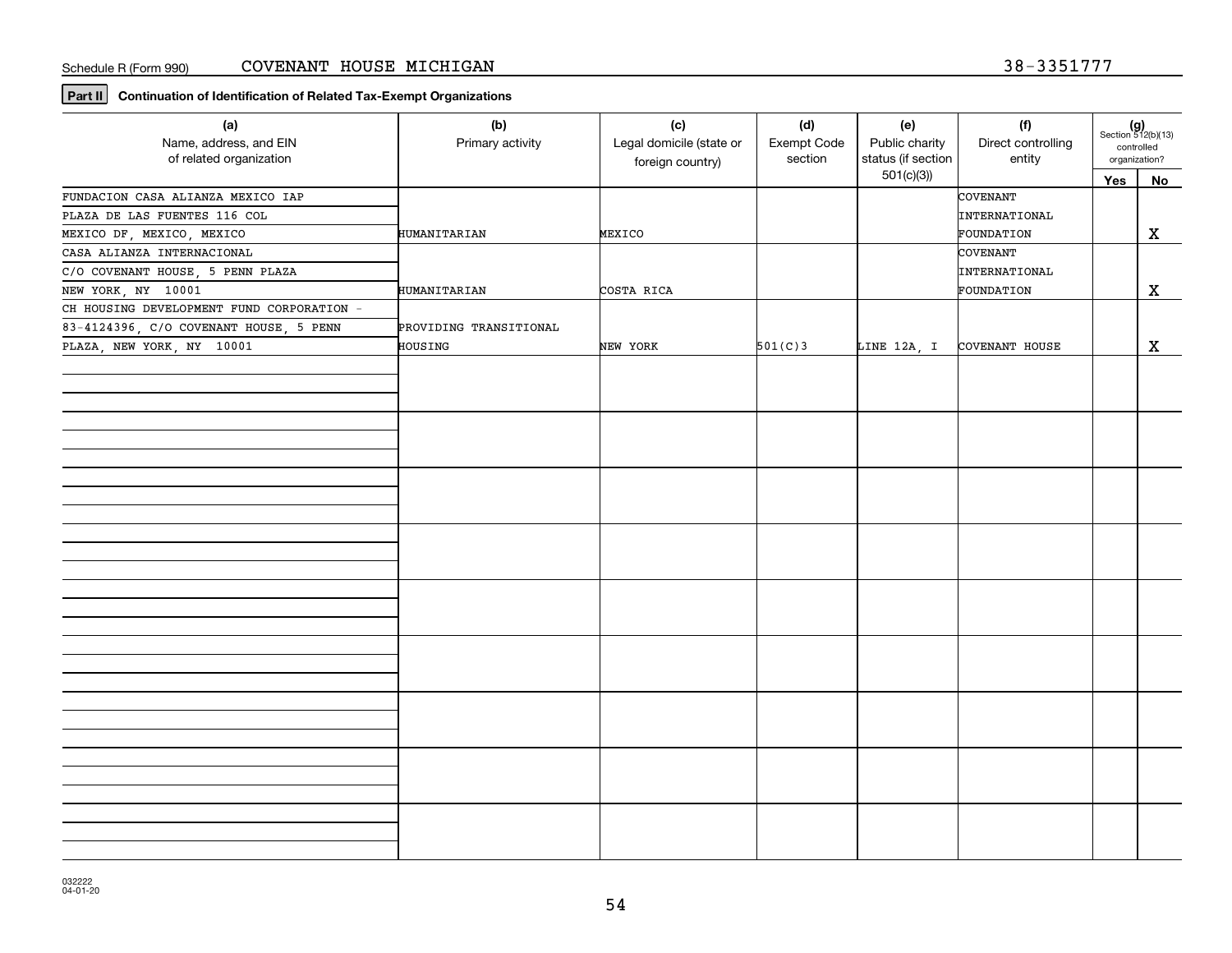Schedule R (Form 990) COVENANT HOUSE MICHIGAN 38-3351777

**Part II** **Continuation of Identification of Related Tax-Exempt Organizations**

| (a) Name, address, and EIN of related organization | (b) Primary activity | (c) Legal domicile (state or foreign country) | (d) Exempt Code section | (e) Public charity status (if section 501(c)(3)) | (f) Direct controlling entity | (g) Section 512(b)(13) controlled organization? Yes | No |
|---|---|---|---|---|---|---|---|
| FUNDACION CASA ALIANZA MEXICO IAP PLAZA DE LAS FUENTES 116 COL MEXICO DF, MEXICO, MEXICO | HUMANITARIAN | MEXICO | | | COVENANT INTERNATIONAL FOUNDATION | | X |
| CASA ALIANZA INTERNACIONAL C/O COVENANT HOUSE, 5 PENN PLAZA NEW YORK, NY 10001 | HUMANITARIAN | COSTA RICA | | | COVENANT INTERNATIONAL FOUNDATION | | X |
| CH HOUSING DEVELOPMENT FUND CORPORATION - 83-4124396, C/O COVENANT HOUSE, 5 PENN PLAZA, NEW YORK, NY 10001 | PROVIDING TRANSITIONAL HOUSING | NEW YORK | 501(C)3 | LINE 12A, I | COVENANT HOUSE | | X |

032222 04-01-20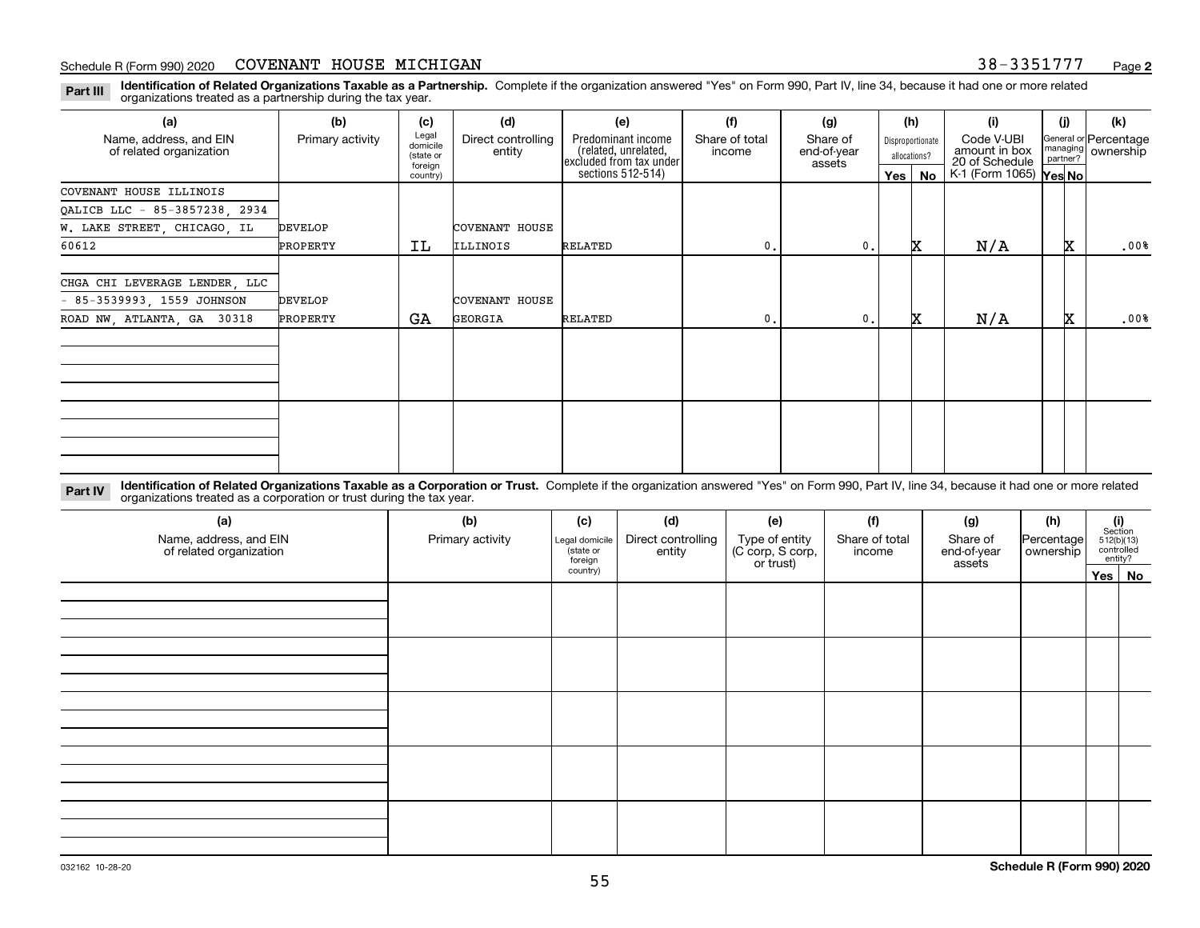Schedule R (Form 990) 2020 COVENANT HOUSE MICHIGAN 38-3351777 Page 2

**Part III** **Identification of Related Organizations Taxable as a Partnership.** Complete if the organization answered "Yes" on Form 990, Part IV, line 34, because it had one or more related organizations treated as a partnership during the tax year.

| (a) Name, address, and EIN of related organization | (b) Primary activity | (c) Legal domicile (state or foreign country) | (d) Direct controlling entity | (e) Predominant income (related, unrelated, excluded from tax under sections 512-514) | (f) Share of total income | (g) Share of end-of-year assets | (h) Disproportionate allocations? Yes | (h) No | (i) Code V-UBI amount in box 20 of Schedule K-1 (Form 1065) | (j) General or managing partner? Yes | (j) No | (k) Percentage ownership |
|---|---|---|---|---|---|---|---|---|---|---|---|---|
| COVENANT HOUSE ILLINOIS QALICB LLC - 85-3857238, 2934 W. LAKE STREET, CHICAGO, IL 60612 | DEVELOP PROPERTY | IL | COVENANT HOUSE ILLINOIS | RELATED | 0. | 0. | | X | N/A | | X | .00% |
| CHGA CHI LEVERAGE LENDER, LLC - 85-3539993, 1559 JOHNSON ROAD NW, ATLANTA, GA 30318 | DEVELOP PROPERTY | GA | COVENANT HOUSE GEORGIA | RELATED | 0. | 0. | | X | N/A | | X | .00% |
| | | | | | | | | | | | | |
| | | | | | | | | | | | | |

**Part IV** **Identification of Related Organizations Taxable as a Corporation or Trust.** Complete if the organization answered "Yes" on Form 990, Part IV, line 34, because it had one or more related organizations treated as a corporation or trust during the tax year.

| (a) Name, address, and EIN of related organization | (b) Primary activity | (c) Legal domicile (state or foreign country) | (d) Direct controlling entity | (e) Type of entity (C corp, S corp, or trust) | (f) Share of total income | (g) Share of end-of-year assets | (h) Percentage ownership | (i) Section 512(b)(13) controlled entity? Yes | (i) No |
|---|---|---|---|---|---|---|---|---|---|
| | | | | | | | | | |
| | | | | | | | | | |
| | | | | | | | | | |
| | | | | | | | | | |
| | | | | | | | | | |

032162 10-28-20 **Schedule R (Form 990) 2020**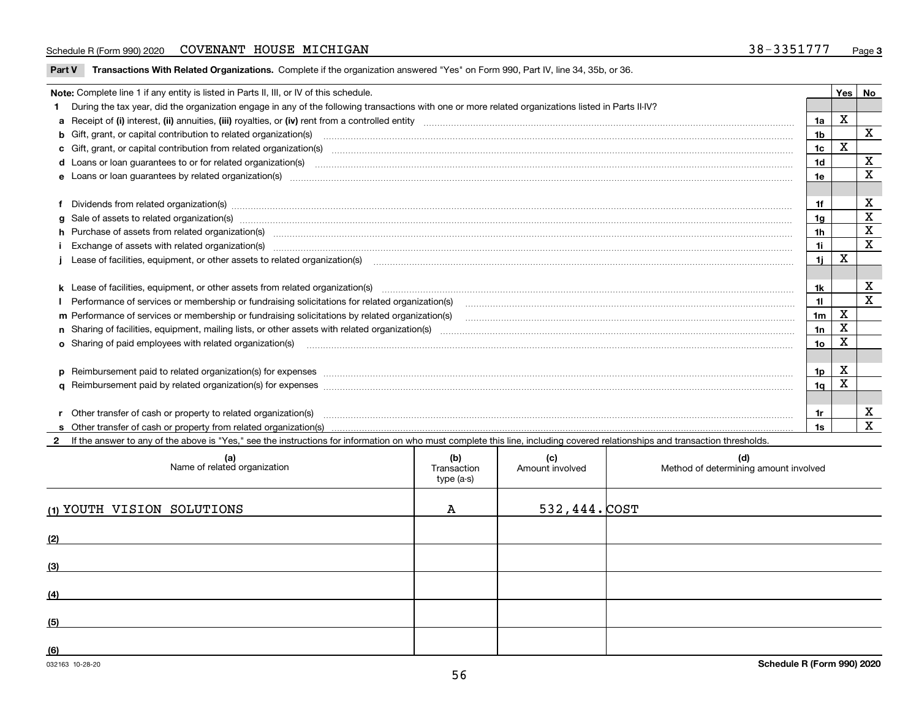Schedule R (Form 990) 2020 COVENANT HOUSE MICHIGAN 38-3351777

**Part V Transactions With Related Organizations.** Complete if the organization answered "Yes" on Form 990, Part IV, line 34, 35b, or 36.

| Note: Complete line 1 if any entity is listed in Parts II, III, or IV of this schedule. | | Yes | No |
|---|---|---|---|
| **1** During the tax year, did the organization engage in any of the following transactions with one or more related organizations listed in Parts II-IV? | | | |
| **a** Receipt of **(i)** interest, **(ii)** annuities, **(iii)** royalties, or **(iv)** rent from a controlled entity | 1a | X | |
| **b** Gift, grant, or capital contribution to related organization(s) | 1b | | X |
| **c** Gift, grant, or capital contribution from related organization(s) | 1c | X | |
| **d** Loans or loan guarantees to or for related organization(s) | 1d | | X |
| **e** Loans or loan guarantees by related organization(s) | 1e | | X |
| **f** Dividends from related organization(s) | 1f | | X |
| **g** Sale of assets to related organization(s) | 1g | | X |
| **h** Purchase of assets from related organization(s) | 1h | | X |
| **i** Exchange of assets with related organization(s) | 1i | | X |
| **j** Lease of facilities, equipment, or other assets to related organization(s) | 1j | X | |
| **k** Lease of facilities, equipment, or other assets from related organization(s) | 1k | | X |
| **l** Performance of services or membership or fundraising solicitations for related organization(s) | 1l | | X |
| **m** Performance of services or membership or fundraising solicitations by related organization(s) | 1m | X | |
| **n** Sharing of facilities, equipment, mailing lists, or other assets with related organization(s) | 1n | X | |
| **o** Sharing of paid employees with related organization(s) | 1o | X | |
| **p** Reimbursement paid to related organization(s) for expenses | 1p | X | |
| **q** Reimbursement paid by related organization(s) for expenses | 1q | X | |
| **r** Other transfer of cash or property to related organization(s) | 1r | | X |
| **s** Other transfer of cash or property from related organization(s) | 1s | | X |

**2** If the answer to any of the above is "Yes," see the instructions for information on who must complete this line, including covered relationships and transaction thresholds.

| (a) Name of related organization | (b) Transaction type (a-s) | (c) Amount involved | (d) Method of determining amount involved |
|---|---|---|---|
| (1) YOUTH VISION SOLUTIONS | A | 532,444. | COST |
| (2) | | | |
| (3) | | | |
| (4) | | | |
| (5) | | | |
| (6) | | | |

032163 10-28-20 **Schedule R (Form 990) 2020**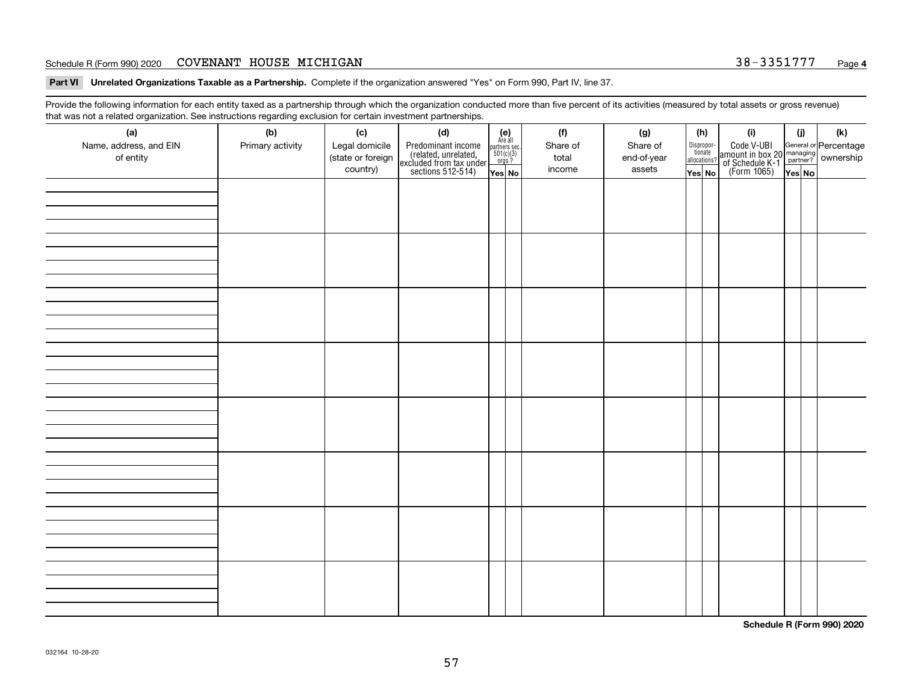Schedule R (Form 990) 2020 COVENANT HOUSE MICHIGAN 38-3351777

**Part VI Unrelated Organizations Taxable as a Partnership.** Complete if the organization answered "Yes" on Form 990, Part IV, line 37.

Provide the following information for each entity taxed as a partnership through which the organization conducted more than five percent of its activities (measured by total assets or gross revenue) that was not a related organization. See instructions regarding exclusion for certain investment partnerships.

| (a) Name, address, and EIN of entity | (b) Primary activity | (c) Legal domicile (state or foreign country) | (d) Predominant income (related, unrelated, excluded from tax under sections 512-514) | (e) Are all partners sec. 501(c)(3) orgs.? Yes | (e) No | (f) Share of total income | (g) Share of end-of-year assets | (h) Dispropor-tionate allocations? Yes | (h) No | (i) Code V-UBI amount in box 20 of Schedule K-1 (Form 1065) | (j) General or managing partner? Yes | (j) No | (k) Percentage ownership |
|---|---|---|---|---|---|---|---|---|---|---|---|---|---|
| | | | | | | | | | | | | | |
| | | | | | | | | | | | | | |
| | | | | | | | | | | | | | |
| | | | | | | | | | | | | | |
| | | | | | | | | | | | | | |
| | | | | | | | | | | | | | |
| | | | | | | | | | | | | | |
| | | | | | | | | | | | | | |

**Schedule R (Form 990) 2020**

032164 10-28-20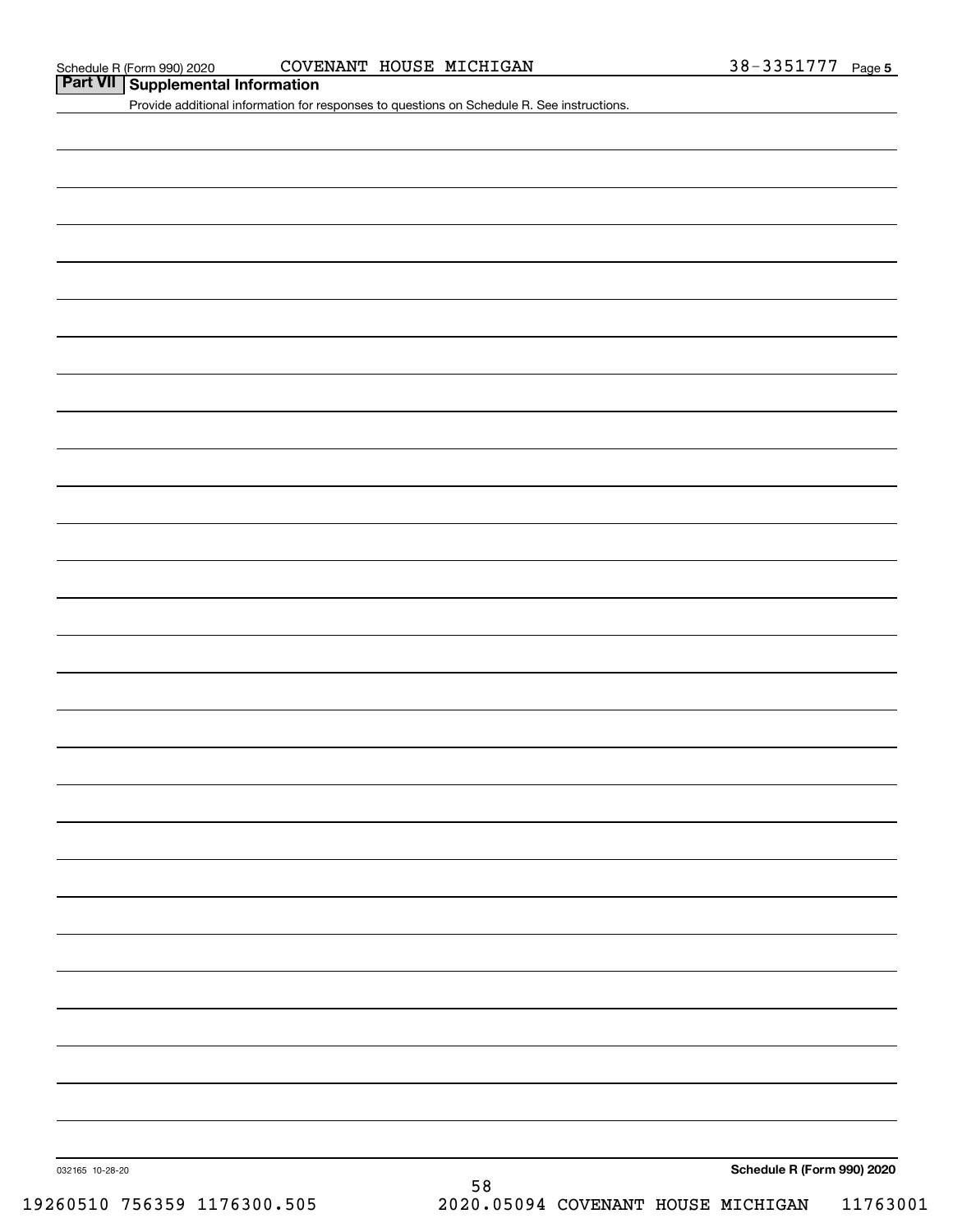Schedule R (Form 990) 2020 COVENANT HOUSE MICHIGAN 38-3351777 Page 5

## Part VII Supplemental Information

Provide additional information for responses to questions on Schedule R. See instructions.

032165 10-28-20

**Schedule R (Form 990) 2020**

19260510 756359 1176300.505 2020.05094 COVENANT HOUSE MICHIGAN 11763001